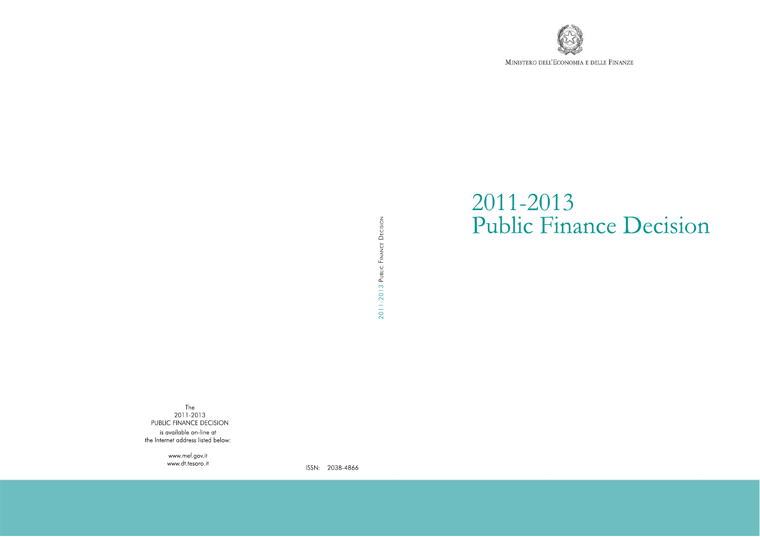Ministero dell'Economia e delle Finanze

# 2011-2013 Public Finance Decision

2011-2013 Public Finance Decision

The
2011-2013
PUBLIC FINANCE DECISION
is available on-line at
the Internet address listed below:

www.mef.gov.it
www.dt.tesoro.it

ISSN: 2038-4866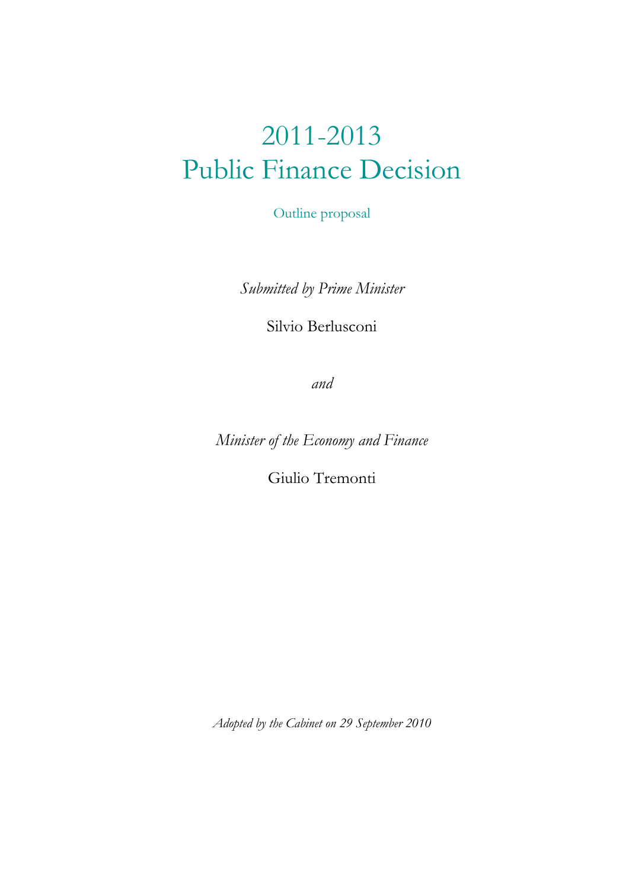# 2011-2013 Public Finance Decision

Outline proposal

*Submitted by Prime Minister*

Silvio Berlusconi

*and*

*Minister of the Economy and Finance*

Giulio Tremonti

*Adopted by the Cabinet on 29 September 2010*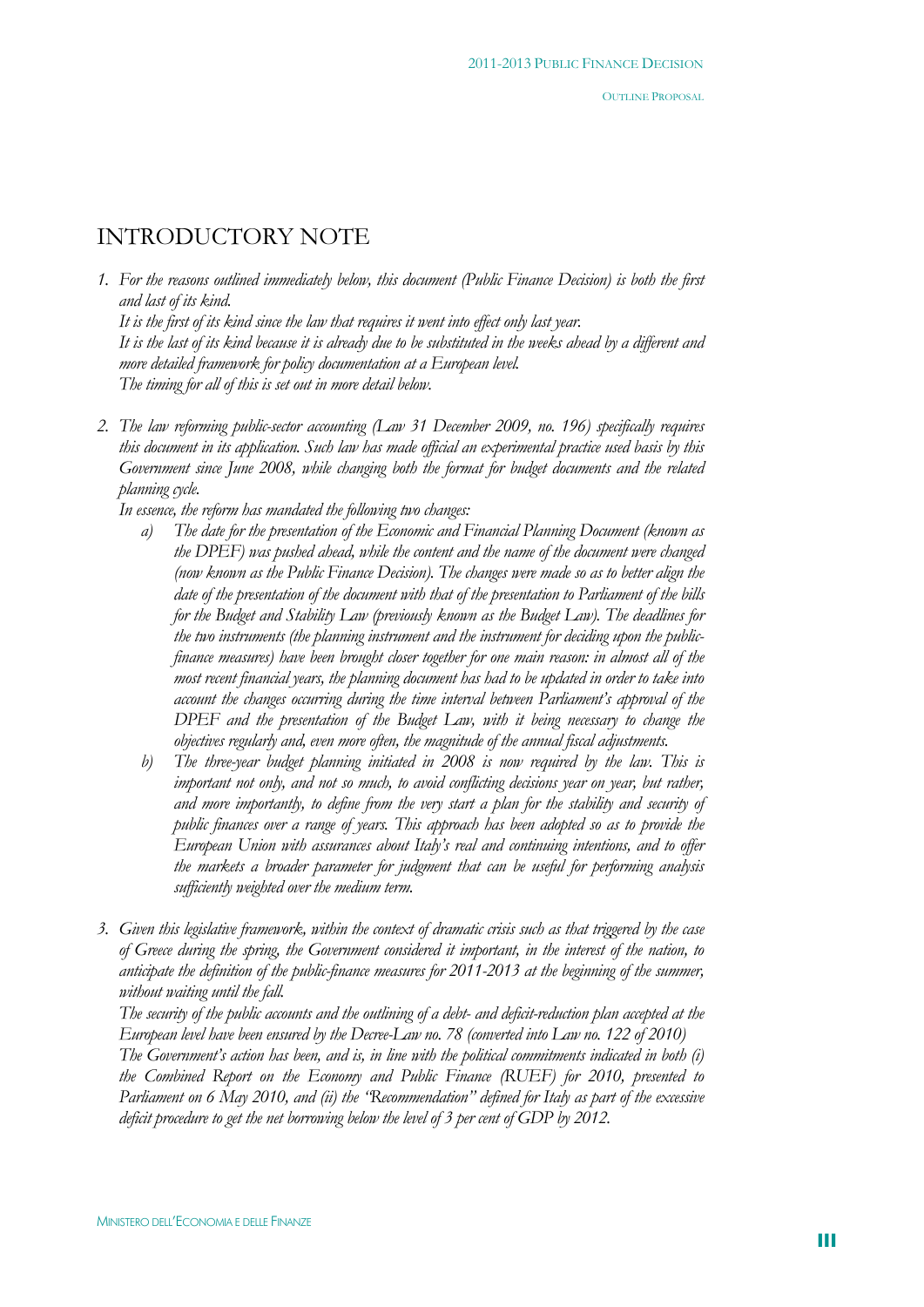# INTRODUCTORY NOTE

1. *For the reasons outlined immediately below, this document (Public Finance Decision) is both the first and last of its kind.*
   *It is the first of its kind since the law that requires it went into effect only last year.*
   *It is the last of its kind because it is already due to be substituted in the weeks ahead by a different and more detailed framework for policy documentation at a European level.*
   *The timing for all of this is set out in more detail below.*

2. *The law reforming public-sector accounting (Law 31 December 2009, no. 196) specifically requires this document in its application. Such law has made official an experimental practice used basis by this Government since June 2008, while changing both the format for budget documents and the related planning cycle.*
   *In essence, the reform has mandated the following two changes:*
   a) *The date for the presentation of the Economic and Financial Planning Document (known as the DPEF) was pushed ahead, while the content and the name of the document were changed (now known as the Public Finance Decision). The changes were made so as to better align the date of the presentation of the document with that of the presentation to Parliament of the bills for the Budget and Stability Law (previously known as the Budget Law). The deadlines for the two instruments (the planning instrument and the instrument for deciding upon the public-finance measures) have been brought closer together for one main reason: in almost all of the most recent financial years, the planning document has had to be updated in order to take into account the changes occurring during the time interval between Parliament's approval of the DPEF and the presentation of the Budget Law, with it being necessary to change the objectives regularly and, even more often, the magnitude of the annual fiscal adjustments.*
   b) *The three-year budget planning initiated in 2008 is now required by the law. This is important not only, and not so much, to avoid conflicting decisions year on year, but rather, and more importantly, to define from the very start a plan for the stability and security of public finances over a range of years. This approach has been adopted so as to provide the European Union with assurances about Italy's real and continuing intentions, and to offer the markets a broader parameter for judgment that can be useful for performing analysis sufficiently weighted over the medium term.*

3. *Given this legislative framework, within the context of dramatic crisis such as that triggered by the case of Greece during the spring, the Government considered it important, in the interest of the nation, to anticipate the definition of the public-finance measures for 2011-2013 at the beginning of the summer, without waiting until the fall.*
   *The security of the public accounts and the outlining of a debt- and deficit-reduction plan accepted at the European level have been ensured by the Decree-Law no. 78 (converted into Law no. 122 of 2010)*
   *The Government's action has been, and is, in line with the political commitments indicated in both (i) the Combined Report on the Economy and Public Finance (RUEF) for 2010, presented to Parliament on 6 May 2010, and (ii) the "Recommendation" defined for Italy as part of the excessive deficit procedure to get the net borrowing below the level of 3 per cent of GDP by 2012.*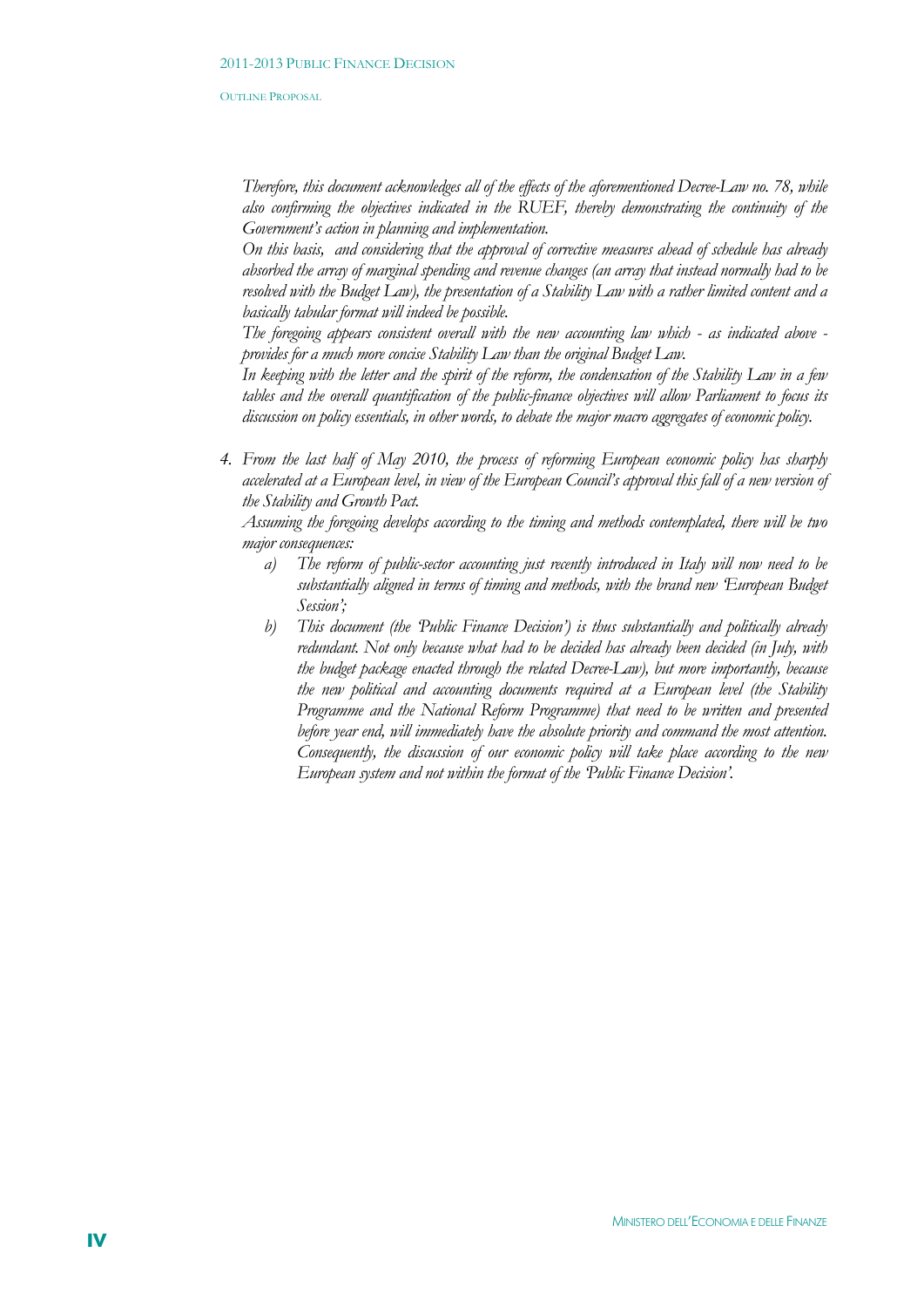*Therefore, this document acknowledges all of the effects of the aforementioned Decree-Law no. 78, while also confirming the objectives indicated in the RUEF, thereby demonstrating the continuity of the Government's action in planning and implementation.*

*On this basis, and considering that the approval of corrective measures ahead of schedule has already absorbed the array of marginal spending and revenue changes (an array that instead normally had to be resolved with the Budget Law), the presentation of a Stability Law with a rather limited content and a basically tabular format will indeed be possible.*

*The foregoing appears consistent overall with the new accounting law which - as indicated above - provides for a much more concise Stability Law than the original Budget Law.*

*In keeping with the letter and the spirit of the reform, the condensation of the Stability Law in a few tables and the overall quantification of the public-finance objectives will allow Parliament to focus its discussion on policy essentials, in other words, to debate the major macro aggregates of economic policy.*

4. *From the last half of May 2010, the process of reforming European economic policy has sharply accelerated at a European level, in view of the European Council's approval this fall of a new version of the Stability and Growth Pact.*

   *Assuming the foregoing develops according to the timing and methods contemplated, there will be two major consequences:*

   a) *The reform of public-sector accounting just recently introduced in Italy will now need to be substantially aligned in terms of timing and methods, with the brand new 'European Budget Session';*

   b) *This document (the 'Public Finance Decision') is thus substantially and politically already redundant. Not only because what had to be decided has already been decided (in July, with the budget package enacted through the related Decree-Law), but more importantly, because the new political and accounting documents required at a European level (the Stability Programme and the National Reform Programme) that need to be written and presented before year end, will immediately have the absolute priority and command the most attention. Consequently, the discussion of our economic policy will take place according to the new European system and not within the format of the 'Public Finance Decision'.*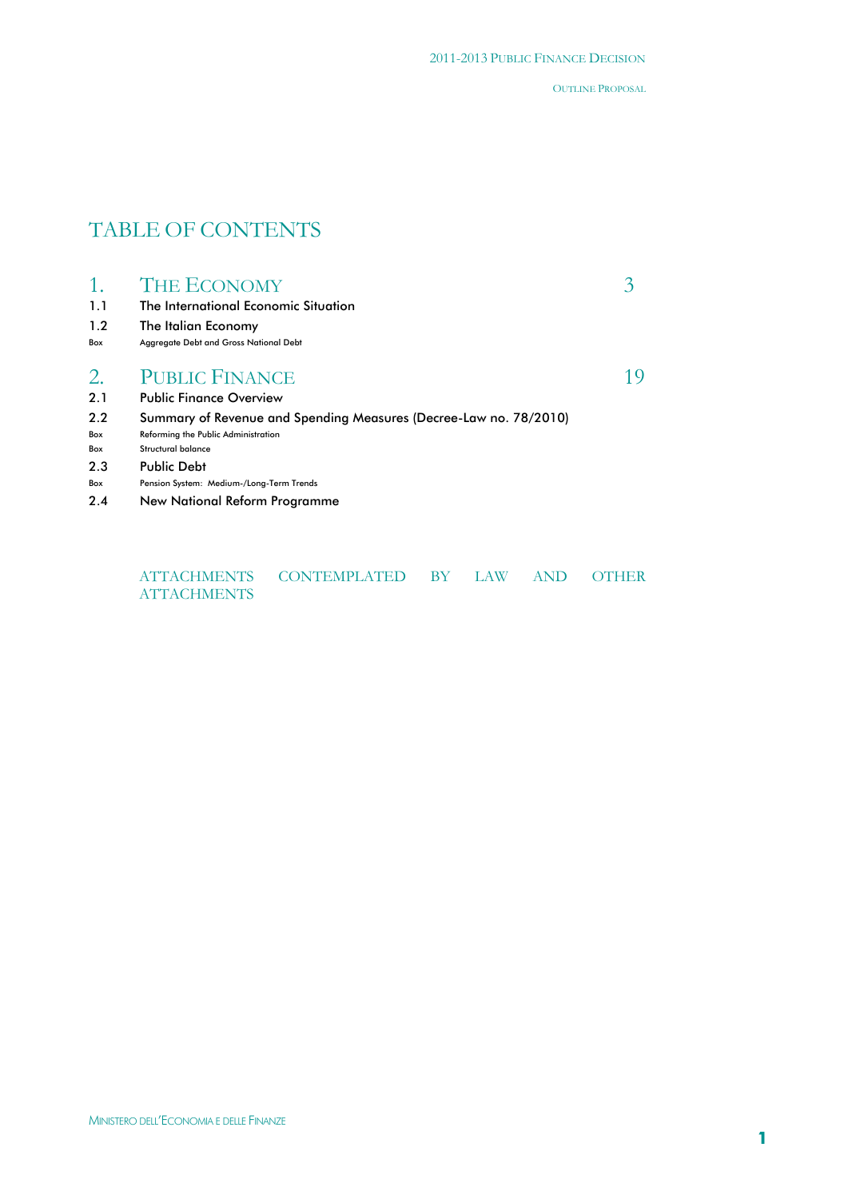# TABLE OF CONTENTS

| | | |
|---|---|---|
| **1.** | **THE ECONOMY** | **3** |
| 1.1 | The International Economic Situation | |
| 1.2 | The Italian Economy | |
| Box | Aggregate Debt and Gross National Debt | |
| **2.** | **PUBLIC FINANCE** | **19** |
| 2.1 | Public Finance Overview | |
| 2.2 | Summary of Revenue and Spending Measures (Decree-Law no. 78/2010) | |
| Box | Reforming the Public Administration | |
| Box | Structural balance | |
| 2.3 | Public Debt | |
| Box | Pension System: Medium-/Long-Term Trends | |
| 2.4 | New National Reform Programme | |

ATTACHMENTS CONTEMPLATED BY LAW AND OTHER ATTACHMENTS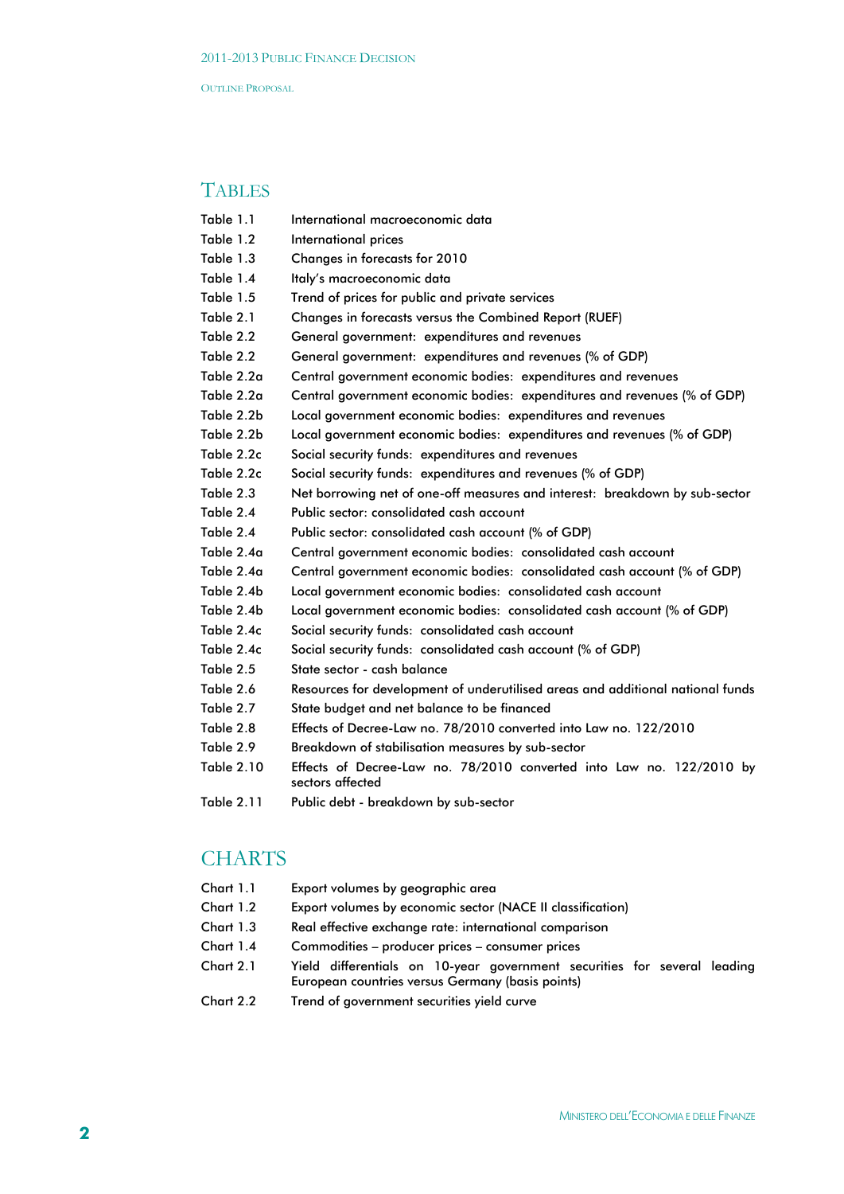## TABLES

| | |
|---|---|
| Table 1.1 | International macroeconomic data |
| Table 1.2 | International prices |
| Table 1.3 | Changes in forecasts for 2010 |
| Table 1.4 | Italy's macroeconomic data |
| Table 1.5 | Trend of prices for public and private services |
| Table 2.1 | Changes in forecasts versus the Combined Report (RUEF) |
| Table 2.2 | General government: expenditures and revenues |
| Table 2.2 | General government: expenditures and revenues (% of GDP) |
| Table 2.2a | Central government economic bodies: expenditures and revenues |
| Table 2.2a | Central government economic bodies: expenditures and revenues (% of GDP) |
| Table 2.2b | Local government economic bodies: expenditures and revenues |
| Table 2.2b | Local government economic bodies: expenditures and revenues (% of GDP) |
| Table 2.2c | Social security funds: expenditures and revenues |
| Table 2.2c | Social security funds: expenditures and revenues (% of GDP) |
| Table 2.3 | Net borrowing net of one-off measures and interest: breakdown by sub-sector |
| Table 2.4 | Public sector: consolidated cash account |
| Table 2.4 | Public sector: consolidated cash account (% of GDP) |
| Table 2.4a | Central government economic bodies: consolidated cash account |
| Table 2.4a | Central government economic bodies: consolidated cash account (% of GDP) |
| Table 2.4b | Local government economic bodies: consolidated cash account |
| Table 2.4b | Local government economic bodies: consolidated cash account (% of GDP) |
| Table 2.4c | Social security funds: consolidated cash account |
| Table 2.4c | Social security funds: consolidated cash account (% of GDP) |
| Table 2.5 | State sector - cash balance |
| Table 2.6 | Resources for development of underutilised areas and additional national funds |
| Table 2.7 | State budget and net balance to be financed |
| Table 2.8 | Effects of Decree-Law no. 78/2010 converted into Law no. 122/2010 |
| Table 2.9 | Breakdown of stabilisation measures by sub-sector |
| Table 2.10 | Effects of Decree-Law no. 78/2010 converted into Law no. 122/2010 by sectors affected |
| Table 2.11 | Public debt - breakdown by sub-sector |

## CHARTS

| | |
|---|---|
| Chart 1.1 | Export volumes by geographic area |
| Chart 1.2 | Export volumes by economic sector (NACE II classification) |
| Chart 1.3 | Real effective exchange rate: international comparison |
| Chart 1.4 | Commodities – producer prices – consumer prices |
| Chart 2.1 | Yield differentials on 10-year government securities for several leading European countries versus Germany (basis points) |
| Chart 2.2 | Trend of government securities yield curve |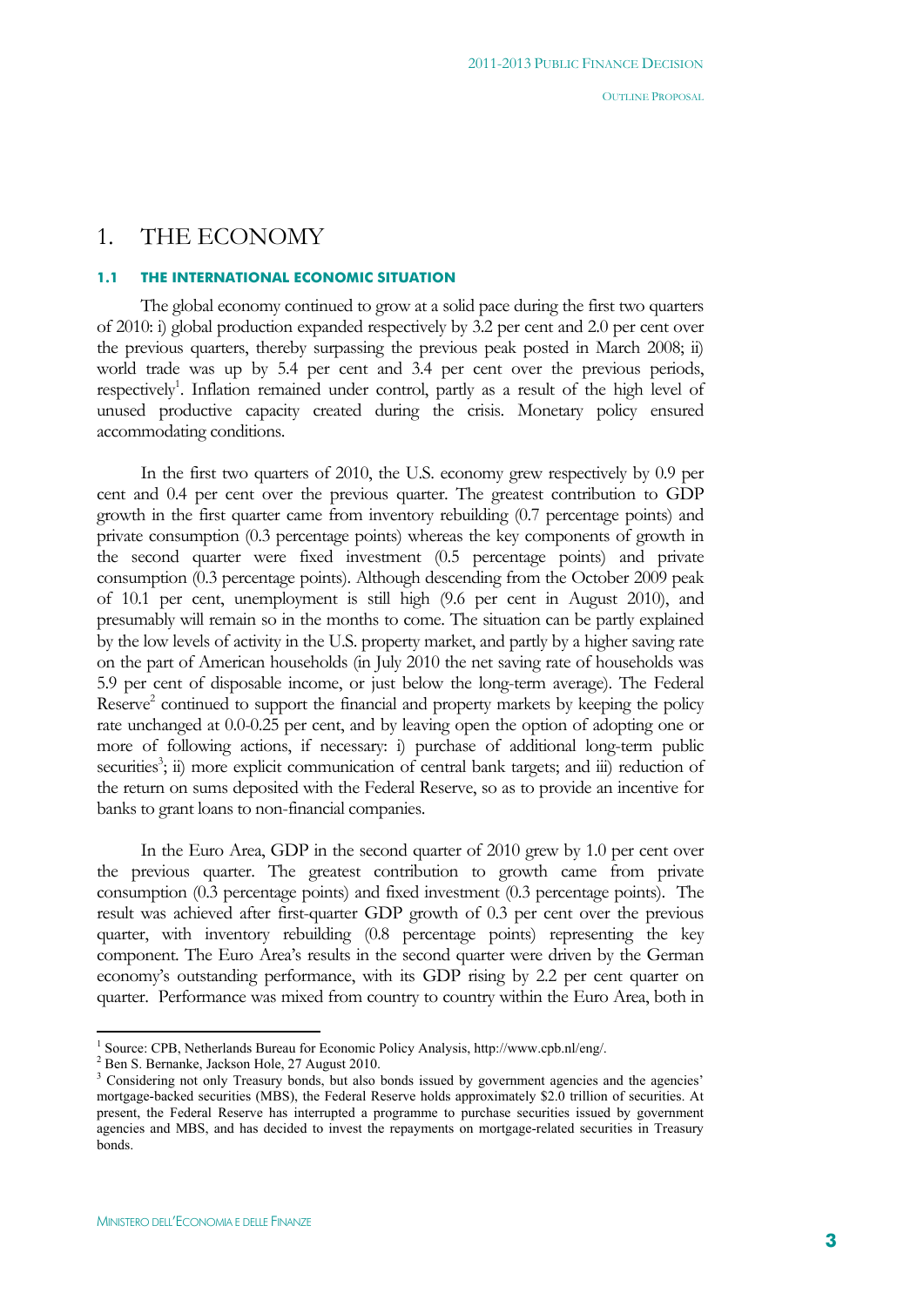# 1. THE ECONOMY

## 1.1 THE INTERNATIONAL ECONOMIC SITUATION

The global economy continued to grow at a solid pace during the first two quarters of 2010: i) global production expanded respectively by 3.2 per cent and 2.0 per cent over the previous quarters, thereby surpassing the previous peak posted in March 2008; ii) world trade was up by 5.4 per cent and 3.4 per cent over the previous periods, respectively[1]. Inflation remained under control, partly as a result of the high level of unused productive capacity created during the crisis. Monetary policy ensured accommodating conditions.

In the first two quarters of 2010, the U.S. economy grew respectively by 0.9 per cent and 0.4 per cent over the previous quarter. The greatest contribution to GDP growth in the first quarter came from inventory rebuilding (0.7 percentage points) and private consumption (0.3 percentage points) whereas the key components of growth in the second quarter were fixed investment (0.5 percentage points) and private consumption (0.3 percentage points). Although descending from the October 2009 peak of 10.1 per cent, unemployment is still high (9.6 per cent in August 2010), and presumably will remain so in the months to come. The situation can be partly explained by the low levels of activity in the U.S. property market, and partly by a higher saving rate on the part of American households (in July 2010 the net saving rate of households was 5.9 per cent of disposable income, or just below the long-term average). The Federal Reserve[2] continued to support the financial and property markets by keeping the policy rate unchanged at 0.0-0.25 per cent, and by leaving open the option of adopting one or more of following actions, if necessary: i) purchase of additional long-term public securities[3]; ii) more explicit communication of central bank targets; and iii) reduction of the return on sums deposited with the Federal Reserve, so as to provide an incentive for banks to grant loans to non-financial companies.

In the Euro Area, GDP in the second quarter of 2010 grew by 1.0 per cent over the previous quarter. The greatest contribution to growth came from private consumption (0.3 percentage points) and fixed investment (0.3 percentage points). The result was achieved after first-quarter GDP growth of 0.3 per cent over the previous quarter, with inventory rebuilding (0.8 percentage points) representing the key component. The Euro Area's results in the second quarter were driven by the German economy's outstanding performance, with its GDP rising by 2.2 per cent quarter on quarter. Performance was mixed from country to country within the Euro Area, both in

---

[1] Source: CPB, Netherlands Bureau for Economic Policy Analysis, http://www.cpb.nl/eng/.

[2] Ben S. Bernanke, Jackson Hole, 27 August 2010.

[3] Considering not only Treasury bonds, but also bonds issued by government agencies and the agencies' mortgage-backed securities (MBS), the Federal Reserve holds approximately $2.0 trillion of securities. At present, the Federal Reserve has interrupted a programme to purchase securities issued by government agencies and MBS, and has decided to invest the repayments on mortgage-related securities in Treasury bonds.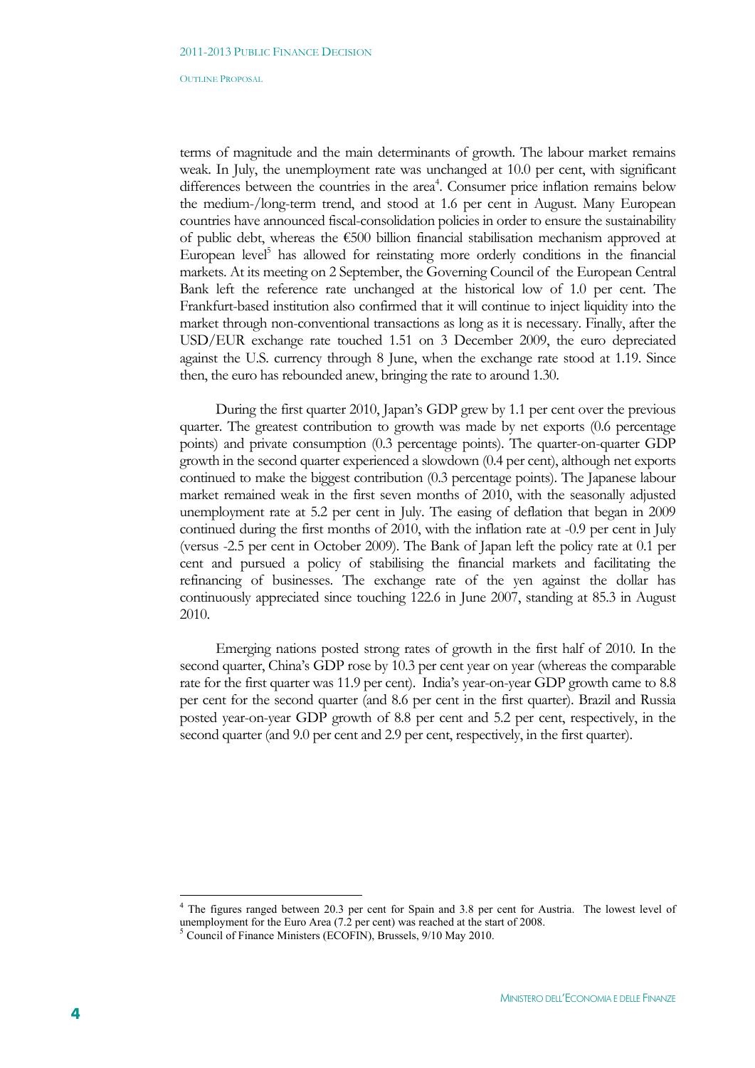terms of magnitude and the main determinants of growth. The labour market remains weak. In July, the unemployment rate was unchanged at 10.0 per cent, with significant differences between the countries in the area[4]. Consumer price inflation remains below the medium-/long-term trend, and stood at 1.6 per cent in August. Many European countries have announced fiscal-consolidation policies in order to ensure the sustainability of public debt, whereas the €500 billion financial stabilisation mechanism approved at European level[5] has allowed for reinstating more orderly conditions in the financial markets. At its meeting on 2 September, the Governing Council of the European Central Bank left the reference rate unchanged at the historical low of 1.0 per cent. The Frankfurt-based institution also confirmed that it will continue to inject liquidity into the market through non-conventional transactions as long as it is necessary. Finally, after the USD/EUR exchange rate touched 1.51 on 3 December 2009, the euro depreciated against the U.S. currency through 8 June, when the exchange rate stood at 1.19. Since then, the euro has rebounded anew, bringing the rate to around 1.30.

During the first quarter 2010, Japan's GDP grew by 1.1 per cent over the previous quarter. The greatest contribution to growth was made by net exports (0.6 percentage points) and private consumption (0.3 percentage points). The quarter-on-quarter GDP growth in the second quarter experienced a slowdown (0.4 per cent), although net exports continued to make the biggest contribution (0.3 percentage points). The Japanese labour market remained weak in the first seven months of 2010, with the seasonally adjusted unemployment rate at 5.2 per cent in July. The easing of deflation that began in 2009 continued during the first months of 2010, with the inflation rate at -0.9 per cent in July (versus -2.5 per cent in October 2009). The Bank of Japan left the policy rate at 0.1 per cent and pursued a policy of stabilising the financial markets and facilitating the refinancing of businesses. The exchange rate of the yen against the dollar has continuously appreciated since touching 122.6 in June 2007, standing at 85.3 in August 2010.

Emerging nations posted strong rates of growth in the first half of 2010. In the second quarter, China's GDP rose by 10.3 per cent year on year (whereas the comparable rate for the first quarter was 11.9 per cent). India's year-on-year GDP growth came to 8.8 per cent for the second quarter (and 8.6 per cent in the first quarter). Brazil and Russia posted year-on-year GDP growth of 8.8 per cent and 5.2 per cent, respectively, in the second quarter (and 9.0 per cent and 2.9 per cent, respectively, in the first quarter).

---

[4] The figures ranged between 20.3 per cent for Spain and 3.8 per cent for Austria. The lowest level of unemployment for the Euro Area (7.2 per cent) was reached at the start of 2008.

[5] Council of Finance Ministers (ECOFIN), Brussels, 9/10 May 2010.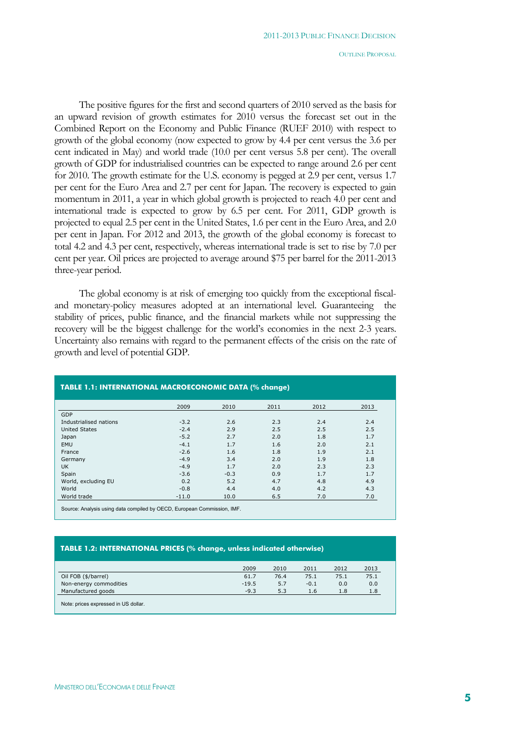The positive figures for the first and second quarters of 2010 served as the basis for an upward revision of growth estimates for 2010 versus the forecast set out in the Combined Report on the Economy and Public Finance (RUEF 2010) with respect to growth of the global economy (now expected to grow by 4.4 per cent versus the 3.6 per cent indicated in May) and world trade (10.0 per cent versus 5.8 per cent). The overall growth of GDP for industrialised countries can be expected to range around 2.6 per cent for 2010. The growth estimate for the U.S. economy is pegged at 2.9 per cent, versus 1.7 per cent for the Euro Area and 2.7 per cent for Japan. The recovery is expected to gain momentum in 2011, a year in which global growth is projected to reach 4.0 per cent and international trade is expected to grow by 6.5 per cent. For 2011, GDP growth is projected to equal 2.5 per cent in the United States, 1.6 per cent in the Euro Area, and 2.0 per cent in Japan. For 2012 and 2013, the growth of the global economy is forecast to total 4.2 and 4.3 per cent, respectively, whereas international trade is set to rise by 7.0 per cent per year. Oil prices are projected to average around $75 per barrel for the 2011-2013 three-year period.

The global economy is at risk of emerging too quickly from the exceptional fiscal- and monetary-policy measures adopted at an international level. Guaranteeing the stability of prices, public finance, and the financial markets while not suppressing the recovery will be the biggest challenge for the world's economies in the next 2-3 years. Uncertainty also remains with regard to the permanent effects of the crisis on the rate of growth and level of potential GDP.

**TABLE 1.1: INTERNATIONAL MACROECONOMIC DATA (% change)**

| | 2009 | 2010 | 2011 | 2012 | 2013 |
|---|---|---|---|---|---|
| GDP | | | | | |
| Industrialised nations | -3.2 | 2.6 | 2.3 | 2.4 | 2.4 |
| United States | -2.4 | 2.9 | 2.5 | 2.5 | 2.5 |
| Japan | -5.2 | 2.7 | 2.0 | 1.8 | 1.7 |
| EMU | -4.1 | 1.7 | 1.6 | 2.0 | 2.1 |
| France | -2.6 | 1.6 | 1.8 | 1.9 | 2.1 |
| Germany | -4.9 | 3.4 | 2.0 | 1.9 | 1.8 |
| UK | -4.9 | 1.7 | 2.0 | 2.3 | 2.3 |
| Spain | -3.6 | -0.3 | 0.9 | 1.7 | 1.7 |
| World, excluding EU | 0.2 | 5.2 | 4.7 | 4.8 | 4.9 |
| World | -0.8 | 4.4 | 4.0 | 4.2 | 4.3 |
| World trade | -11.0 | 10.0 | 6.5 | 7.0 | 7.0 |

Source: Analysis using data compiled by OECD, European Commission, IMF.

**TABLE 1.2: INTERNATIONAL PRICES (% change, unless indicated otherwise)**

| | 2009 | 2010 | 2011 | 2012 | 2013 |
|---|---|---|---|---|---|
| Oil FOB ($/barrel) | 61.7 | 76.4 | 75.1 | 75.1 | 75.1 |
| Non-energy commodities | -19.5 | 5.7 | -0.1 | 0.0 | 0.0 |
| Manufactured goods | -9.3 | 5.3 | 1.6 | 1.8 | 1.8 |

Note: prices expressed in US dollar.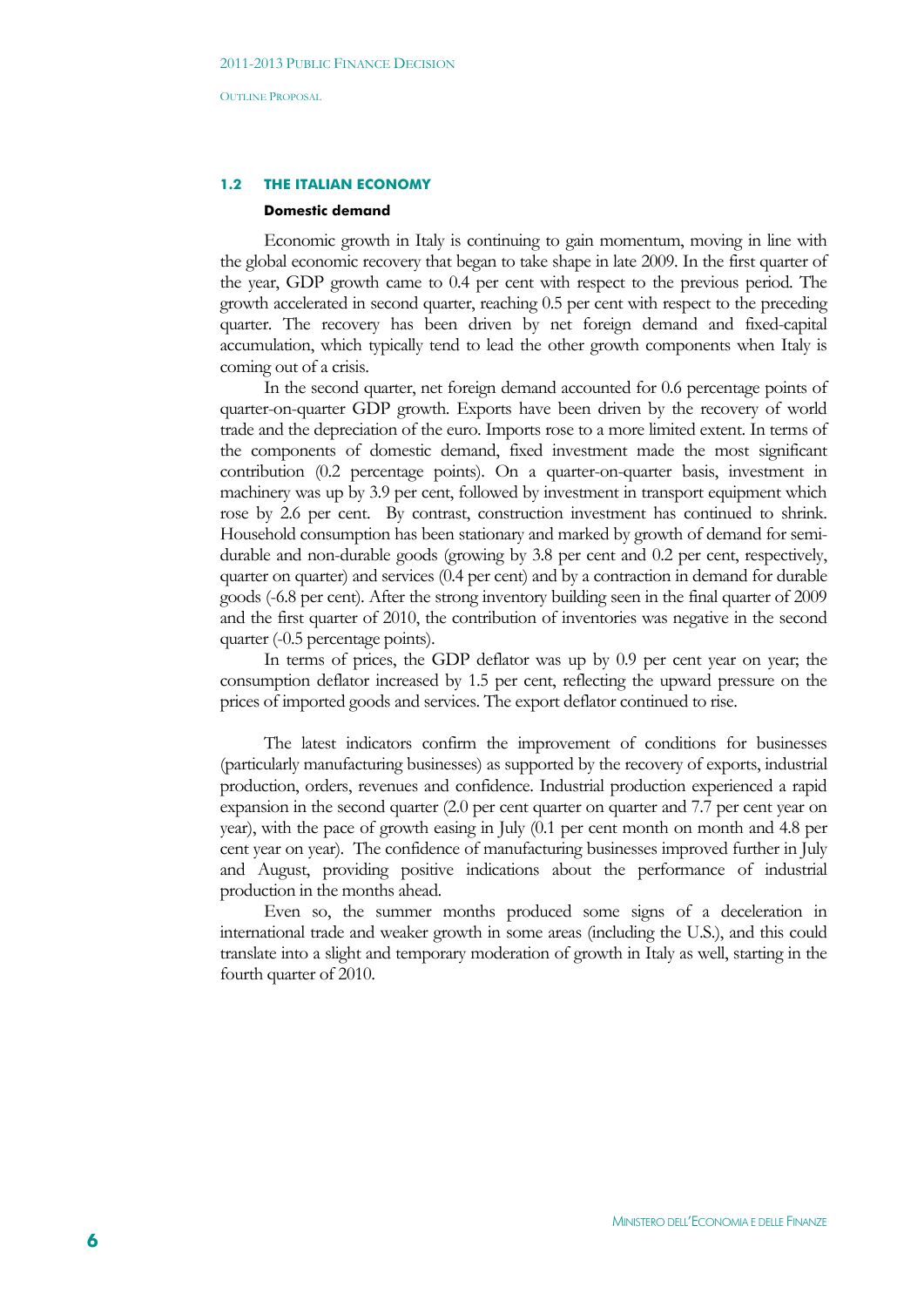## 1.2 THE ITALIAN ECONOMY

### Domestic demand

Economic growth in Italy is continuing to gain momentum, moving in line with the global economic recovery that began to take shape in late 2009. In the first quarter of the year, GDP growth came to 0.4 per cent with respect to the previous period. The growth accelerated in second quarter, reaching 0.5 per cent with respect to the preceding quarter. The recovery has been driven by net foreign demand and fixed-capital accumulation, which typically tend to lead the other growth components when Italy is coming out of a crisis.

In the second quarter, net foreign demand accounted for 0.6 percentage points of quarter-on-quarter GDP growth. Exports have been driven by the recovery of world trade and the depreciation of the euro. Imports rose to a more limited extent. In terms of the components of domestic demand, fixed investment made the most significant contribution (0.2 percentage points). On a quarter-on-quarter basis, investment in machinery was up by 3.9 per cent, followed by investment in transport equipment which rose by 2.6 per cent. By contrast, construction investment has continued to shrink. Household consumption has been stationary and marked by growth of demand for semi-durable and non-durable goods (growing by 3.8 per cent and 0.2 per cent, respectively, quarter on quarter) and services (0.4 per cent) and by a contraction in demand for durable goods (-6.8 per cent). After the strong inventory building seen in the final quarter of 2009 and the first quarter of 2010, the contribution of inventories was negative in the second quarter (-0.5 percentage points).

In terms of prices, the GDP deflator was up by 0.9 per cent year on year; the consumption deflator increased by 1.5 per cent, reflecting the upward pressure on the prices of imported goods and services. The export deflator continued to rise.

The latest indicators confirm the improvement of conditions for businesses (particularly manufacturing businesses) as supported by the recovery of exports, industrial production, orders, revenues and confidence. Industrial production experienced a rapid expansion in the second quarter (2.0 per cent quarter on quarter and 7.7 per cent year on year), with the pace of growth easing in July (0.1 per cent month on month and 4.8 per cent year on year). The confidence of manufacturing businesses improved further in July and August, providing positive indications about the performance of industrial production in the months ahead.

Even so, the summer months produced some signs of a deceleration in international trade and weaker growth in some areas (including the U.S.), and this could translate into a slight and temporary moderation of growth in Italy as well, starting in the fourth quarter of 2010.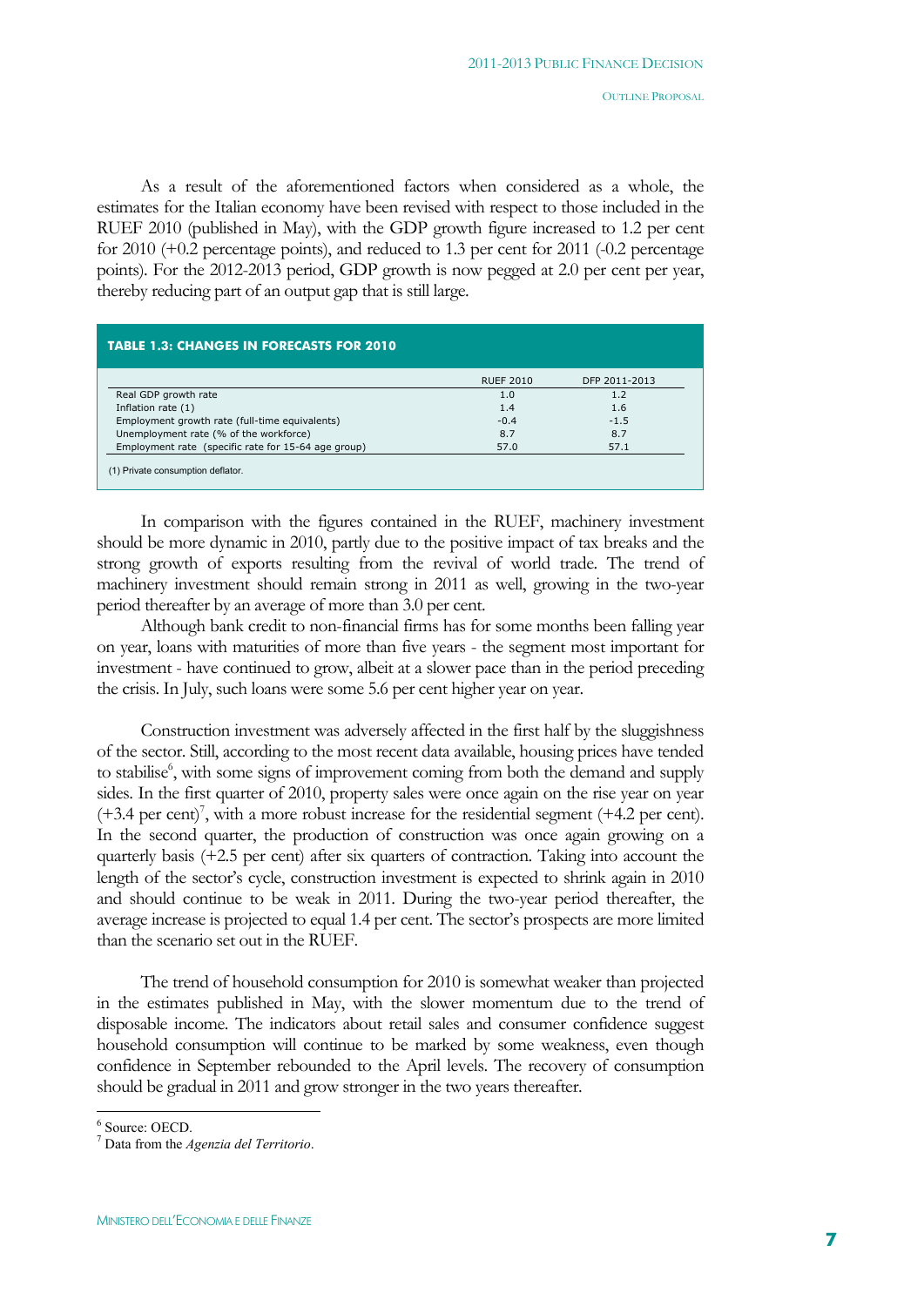As a result of the aforementioned factors when considered as a whole, the estimates for the Italian economy have been revised with respect to those included in the RUEF 2010 (published in May), with the GDP growth figure increased to 1.2 per cent for 2010 (+0.2 percentage points), and reduced to 1.3 per cent for 2011 (-0.2 percentage points). For the 2012-2013 period, GDP growth is now pegged at 2.0 per cent per year, thereby reducing part of an output gap that is still large.

**TABLE 1.3: CHANGES IN FORECASTS FOR 2010**

| | RUEF 2010 | DFP 2011-2013 |
|---|---|---|
| Real GDP growth rate | 1.0 | 1.2 |
| Inflation rate (1) | 1.4 | 1.6 |
| Employment growth rate (full-time equivalents) | -0.4 | -1.5 |
| Unemployment rate (% of the workforce) | 8.7 | 8.7 |
| Employment rate (specific rate for 15-64 age group) | 57.0 | 57.1 |

(1) Private consumption deflator.

In comparison with the figures contained in the RUEF, machinery investment should be more dynamic in 2010, partly due to the positive impact of tax breaks and the strong growth of exports resulting from the revival of world trade. The trend of machinery investment should remain strong in 2011 as well, growing in the two-year period thereafter by an average of more than 3.0 per cent.

Although bank credit to non-financial firms has for some months been falling year on year, loans with maturities of more than five years - the segment most important for investment - have continued to grow, albeit at a slower pace than in the period preceding the crisis. In July, such loans were some 5.6 per cent higher year on year.

Construction investment was adversely affected in the first half by the sluggishness of the sector. Still, according to the most recent data available, housing prices have tended to stabilise[6], with some signs of improvement coming from both the demand and supply sides. In the first quarter of 2010, property sales were once again on the rise year on year (+3.4 per cent)[7], with a more robust increase for the residential segment (+4.2 per cent). In the second quarter, the production of construction was once again growing on a quarterly basis (+2.5 per cent) after six quarters of contraction. Taking into account the length of the sector's cycle, construction investment is expected to shrink again in 2010 and should continue to be weak in 2011. During the two-year period thereafter, the average increase is projected to equal 1.4 per cent. The sector's prospects are more limited than the scenario set out in the RUEF.

The trend of household consumption for 2010 is somewhat weaker than projected in the estimates published in May, with the slower momentum due to the trend of disposable income. The indicators about retail sales and consumer confidence suggest household consumption will continue to be marked by some weakness, even though confidence in September rebounded to the April levels. The recovery of consumption should be gradual in 2011 and grow stronger in the two years thereafter.

---

[6] Source: OECD.

[7] Data from the *Agenzia del Territorio*.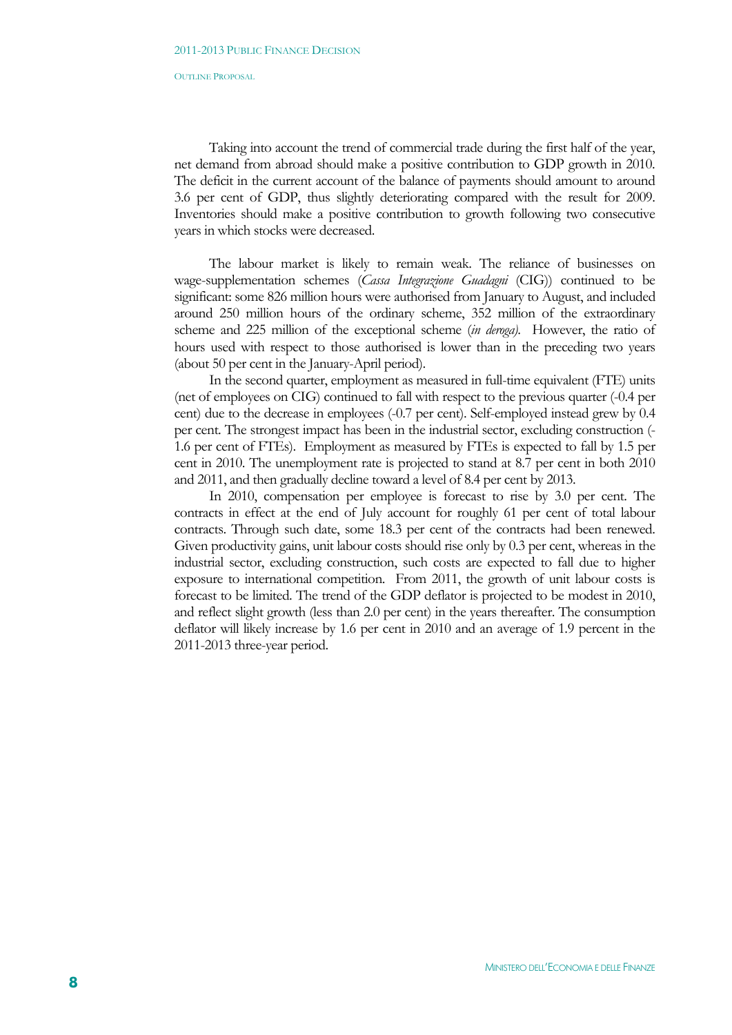Taking into account the trend of commercial trade during the first half of the year, net demand from abroad should make a positive contribution to GDP growth in 2010. The deficit in the current account of the balance of payments should amount to around 3.6 per cent of GDP, thus slightly deteriorating compared with the result for 2009. Inventories should make a positive contribution to growth following two consecutive years in which stocks were decreased.

The labour market is likely to remain weak. The reliance of businesses on wage-supplementation schemes (*Cassa Integrazione Guadagni* (CIG)) continued to be significant: some 826 million hours were authorised from January to August, and included around 250 million hours of the ordinary scheme, 352 million of the extraordinary scheme and 225 million of the exceptional scheme (*in deroga).* However, the ratio of hours used with respect to those authorised is lower than in the preceding two years (about 50 per cent in the January-April period).

In the second quarter, employment as measured in full-time equivalent (FTE) units (net of employees on CIG) continued to fall with respect to the previous quarter (-0.4 per cent) due to the decrease in employees (-0.7 per cent). Self-employed instead grew by 0.4 per cent. The strongest impact has been in the industrial sector, excluding construction (-1.6 per cent of FTEs). Employment as measured by FTEs is expected to fall by 1.5 per cent in 2010. The unemployment rate is projected to stand at 8.7 per cent in both 2010 and 2011, and then gradually decline toward a level of 8.4 per cent by 2013.

In 2010, compensation per employee is forecast to rise by 3.0 per cent. The contracts in effect at the end of July account for roughly 61 per cent of total labour contracts. Through such date, some 18.3 per cent of the contracts had been renewed. Given productivity gains, unit labour costs should rise only by 0.3 per cent, whereas in the industrial sector, excluding construction, such costs are expected to fall due to higher exposure to international competition. From 2011, the growth of unit labour costs is forecast to be limited. The trend of the GDP deflator is projected to be modest in 2010, and reflect slight growth (less than 2.0 per cent) in the years thereafter. The consumption deflator will likely increase by 1.6 per cent in 2010 and an average of 1.9 percent in the 2011-2013 three-year period.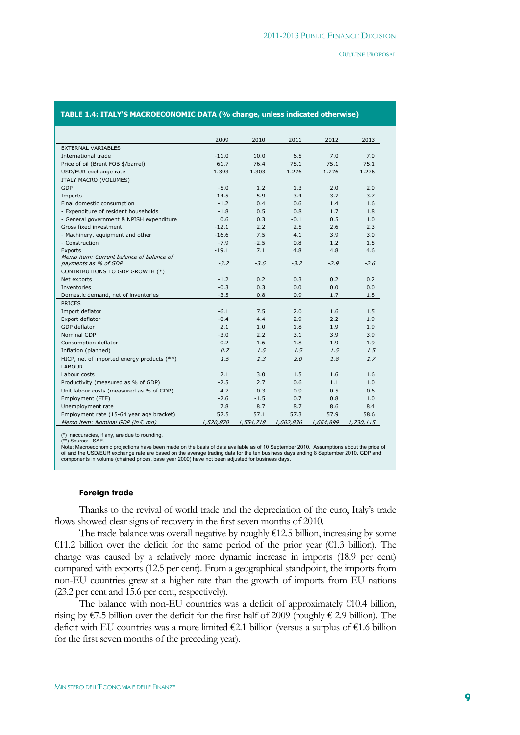**TABLE 1.4: ITALY'S MACROECONOMIC DATA (% change, unless indicated otherwise)**

| | 2009 | 2010 | 2011 | 2012 | 2013 |
|---|---|---|---|---|---|
| EXTERNAL VARIABLES | | | | | |
| International trade | -11.0 | 10.0 | 6.5 | 7.0 | 7.0 |
| Price of oil (Brent FOB $/barrel) | 61.7 | 76.4 | 75.1 | 75.1 | 75.1 |
| USD/EUR exchange rate | 1.393 | 1.303 | 1.276 | 1.276 | 1.276 |
| ITALY MACRO (VOLUMES) | | | | | |
| GDP | -5.0 | 1.2 | 1.3 | 2.0 | 2.0 |
| Imports | -14.5 | 5.9 | 3.4 | 3.7 | 3.7 |
| Final domestic consumption | -1.2 | 0.4 | 0.6 | 1.4 | 1.6 |
| - Expenditure of resident households | -1.8 | 0.5 | 0.8 | 1.7 | 1.8 |
| - General government & NPISH expenditure | 0.6 | 0.3 | -0.1 | 0.5 | 1.0 |
| Gross fixed investment | -12.1 | 2.2 | 2.5 | 2.6 | 2.3 |
| - Machinery, equipment and other | -16.6 | 7.5 | 4.1 | 3.9 | 3.0 |
| - Construction | -7.9 | -2.5 | 0.8 | 1.2 | 1.5 |
| Exports | -19.1 | 7.1 | 4.8 | 4.8 | 4.6 |
| *Memo item: Current balance of balance of payments as % of GDP* | *-3.2* | *-3.6* | *-3.2* | *-2.9* | *-2.6* |
| CONTRIBUTIONS TO GDP GROWTH (*) | | | | | |
| Net exports | -1.2 | 0.2 | 0.3 | 0.2 | 0.2 |
| Inventories | -0.3 | 0.3 | 0.0 | 0.0 | 0.0 |
| Domestic demand, net of inventories | -3.5 | 0.8 | 0.9 | 1.7 | 1.8 |
| PRICES | | | | | |
| Import deflator | -6.1 | 7.5 | 2.0 | 1.6 | 1.5 |
| Export deflator | -0.4 | 4.4 | 2.9 | 2.2 | 1.9 |
| GDP deflator | 2.1 | 1.0 | 1.8 | 1.9 | 1.9 |
| Nominal GDP | -3.0 | 2.2 | 3.1 | 3.9 | 3.9 |
| Consumption deflator | -0.2 | 1.6 | 1.8 | 1.9 | 1.9 |
| Inflation (planned) | *0.7* | *1.5* | *1.5* | *1.5* | *1.5* |
| HICP, net of imported energy products (**) | *1.5* | *1.3* | *2.0* | *1.8* | *1.7* |
| LABOUR | | | | | |
| Labour costs | 2.1 | 3.0 | 1.5 | 1.6 | 1.6 |
| Productivity (measured as % of GDP) | -2.5 | 2.7 | 0.6 | 1.1 | 1.0 |
| Unit labour costs (measured as % of GDP) | 4.7 | 0.3 | 0.9 | 0.5 | 0.6 |
| Employment (FTE) | -2.6 | -1.5 | 0.7 | 0.8 | 1.0 |
| Unemployment rate | 7.8 | 8.7 | 8.7 | 8.6 | 8.4 |
| Employment rate (15-64 year age bracket) | 57.5 | 57.1 | 57.3 | 57.9 | 58.6 |
| *Memo item: Nominal GDP (in € mn)* | *1,520,870* | *1,554,718* | *1,602,836* | *1,664,899* | *1,730,115* |

(*) Inaccuracies, if any, are due to rounding.
(**) Source: ISAE.
Note: Macroeconomic projections have been made on the basis of data available as of 10 September 2010. Assumptions about the price of oil and the USD/EUR exchange rate are based on the average trading data for the ten business days ending 8 September 2010. GDP and components in volume (chained prices, base year 2000) have not been adjusted for business days.

#### Foreign trade

Thanks to the revival of world trade and the depreciation of the euro, Italy's trade flows showed clear signs of recovery in the first seven months of 2010.

The trade balance was overall negative by roughly €12.5 billion, increasing by some €11.2 billion over the deficit for the same period of the prior year (€1.3 billion). The change was caused by a relatively more dynamic increase in imports (18.9 per cent) compared with exports (12.5 per cent). From a geographical standpoint, the imports from non-EU countries grew at a higher rate than the growth of imports from EU nations (23.2 per cent and 15.6 per cent, respectively).

The balance with non-EU countries was a deficit of approximately €10.4 billion, rising by €7.5 billion over the deficit for the first half of 2009 (roughly € 2.9 billion). The deficit with EU countries was a more limited €2.1 billion (versus a surplus of €1.6 billion for the first seven months of the preceding year).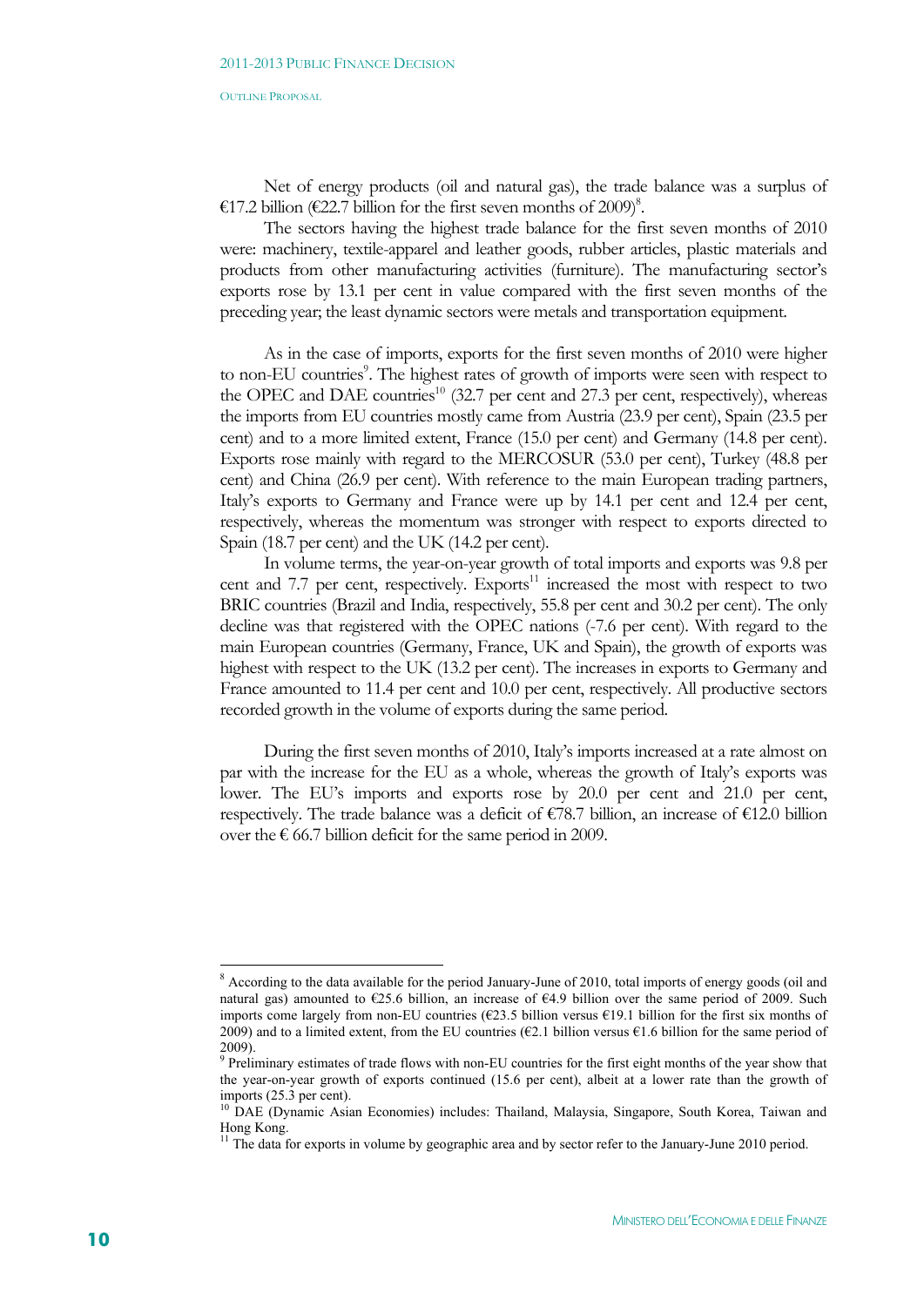Net of energy products (oil and natural gas), the trade balance was a surplus of €17.2 billion (€22.7 billion for the first seven months of 2009)[8].

The sectors having the highest trade balance for the first seven months of 2010 were: machinery, textile-apparel and leather goods, rubber articles, plastic materials and products from other manufacturing activities (furniture). The manufacturing sector's exports rose by 13.1 per cent in value compared with the first seven months of the preceding year; the least dynamic sectors were metals and transportation equipment.

As in the case of imports, exports for the first seven months of 2010 were higher to non-EU countries[9]. The highest rates of growth of imports were seen with respect to the OPEC and DAE countries[10] (32.7 per cent and 27.3 per cent, respectively), whereas the imports from EU countries mostly came from Austria (23.9 per cent), Spain (23.5 per cent) and to a more limited extent, France (15.0 per cent) and Germany (14.8 per cent). Exports rose mainly with regard to the MERCOSUR (53.0 per cent), Turkey (48.8 per cent) and China (26.9 per cent). With reference to the main European trading partners, Italy's exports to Germany and France were up by 14.1 per cent and 12.4 per cent, respectively, whereas the momentum was stronger with respect to exports directed to Spain (18.7 per cent) and the UK (14.2 per cent).

In volume terms, the year-on-year growth of total imports and exports was 9.8 per cent and 7.7 per cent, respectively. Exports[11] increased the most with respect to two BRIC countries (Brazil and India, respectively, 55.8 per cent and 30.2 per cent). The only decline was that registered with the OPEC nations (-7.6 per cent). With regard to the main European countries (Germany, France, UK and Spain), the growth of exports was highest with respect to the UK (13.2 per cent). The increases in exports to Germany and France amounted to 11.4 per cent and 10.0 per cent, respectively. All productive sectors recorded growth in the volume of exports during the same period.

During the first seven months of 2010, Italy's imports increased at a rate almost on par with the increase for the EU as a whole, whereas the growth of Italy's exports was lower. The EU's imports and exports rose by 20.0 per cent and 21.0 per cent, respectively. The trade balance was a deficit of €78.7 billion, an increase of €12.0 billion over the € 66.7 billion deficit for the same period in 2009.

---

[8] According to the data available for the period January-June of 2010, total imports of energy goods (oil and natural gas) amounted to €25.6 billion, an increase of €4.9 billion over the same period of 2009. Such imports come largely from non-EU countries (€23.5 billion versus €19.1 billion for the first six months of 2009) and to a limited extent, from the EU countries (€2.1 billion versus €1.6 billion for the same period of 2009).

[9] Preliminary estimates of trade flows with non-EU countries for the first eight months of the year show that the year-on-year growth of exports continued (15.6 per cent), albeit at a lower rate than the growth of imports (25.3 per cent).

[10] DAE (Dynamic Asian Economies) includes: Thailand, Malaysia, Singapore, South Korea, Taiwan and Hong Kong.

[11] The data for exports in volume by geographic area and by sector refer to the January-June 2010 period.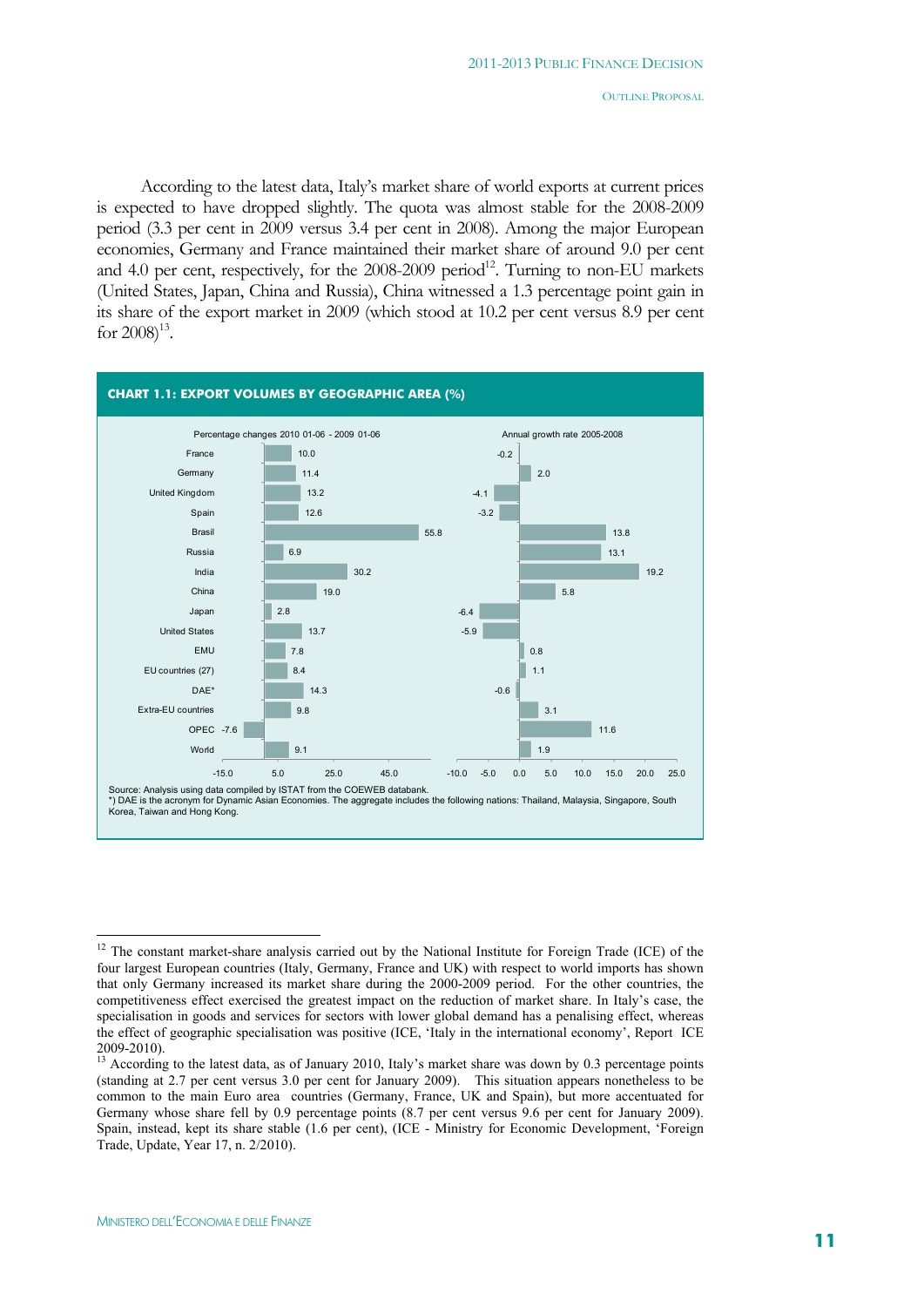According to the latest data, Italy's market share of world exports at current prices is expected to have dropped slightly. The quota was almost stable for the 2008-2009 period (3.3 per cent in 2009 versus 3.4 per cent in 2008). Among the major European economies, Germany and France maintained their market share of around 9.0 per cent and 4.0 per cent, respectively, for the 2008-2009 period[12]. Turning to non-EU markets (United States, Japan, China and Russia), China witnessed a 1.3 percentage point gain in its share of the export market in 2009 (which stood at 10.2 per cent versus 8.9 per cent for 2008)[13].

**CHART 1.1: EXPORT VOLUMES BY GEOGRAPHIC AREA (%)**

| | Percentage changes 2010 01-06 - 2009 01-06 | Annual growth rate 2005-2008 |
|---|---|---|
| France | 10.0 | -0.2 |
| Germany | 11.4 | 2.0 |
| United Kingdom | 13.2 | -4.1 |
| Spain | 12.6 | -3.2 |
| Brasil | 55.8 | 13.8 |
| Russia | 6.9 | 13.1 |
| India | 30.2 | 19.2 |
| China | 19.0 | 5.8 |
| Japan | 2.8 | -6.4 |
| United States | 13.7 | -5.9 |
| EMU | 7.8 | 0.8 |
| EU countries (27) | 8.4 | 1.1 |
| DAE* | 14.3 | -0.6 |
| Extra-EU countries | 9.8 | 3.1 |
| OPEC | -7.6 | 11.6 |
| World | 9.1 | 1.9 |

Source: Analysis using data compiled by ISTAT from the COEWEB databank.
*) DAE is the acronym for Dynamic Asian Economies. The aggregate includes the following nations: Thailand, Malaysia, Singapore, South Korea, Taiwan and Hong Kong.

---

[12] The constant market-share analysis carried out by the National Institute for Foreign Trade (ICE) of the four largest European countries (Italy, Germany, France and UK) with respect to world imports has shown that only Germany increased its market share during the 2000-2009 period. For the other countries, the competitiveness effect exercised the greatest impact on the reduction of market share. In Italy's case, the specialisation in goods and services for sectors with lower global demand has a penalising effect, whereas the effect of geographic specialisation was positive (ICE, 'Italy in the international economy', Report ICE 2009-2010).

[13] According to the latest data, as of January 2010, Italy's market share was down by 0.3 percentage points (standing at 2.7 per cent versus 3.0 per cent for January 2009). This situation appears nonetheless to be common to the main Euro area countries (Germany, France, UK and Spain), but more accentuated for Germany whose share fell by 0.9 percentage points (8.7 per cent versus 9.6 per cent for January 2009). Spain, instead, kept its share stable (1.6 per cent), (ICE - Ministry for Economic Development, 'Foreign Trade, Update, Year 17, n. 2/2010).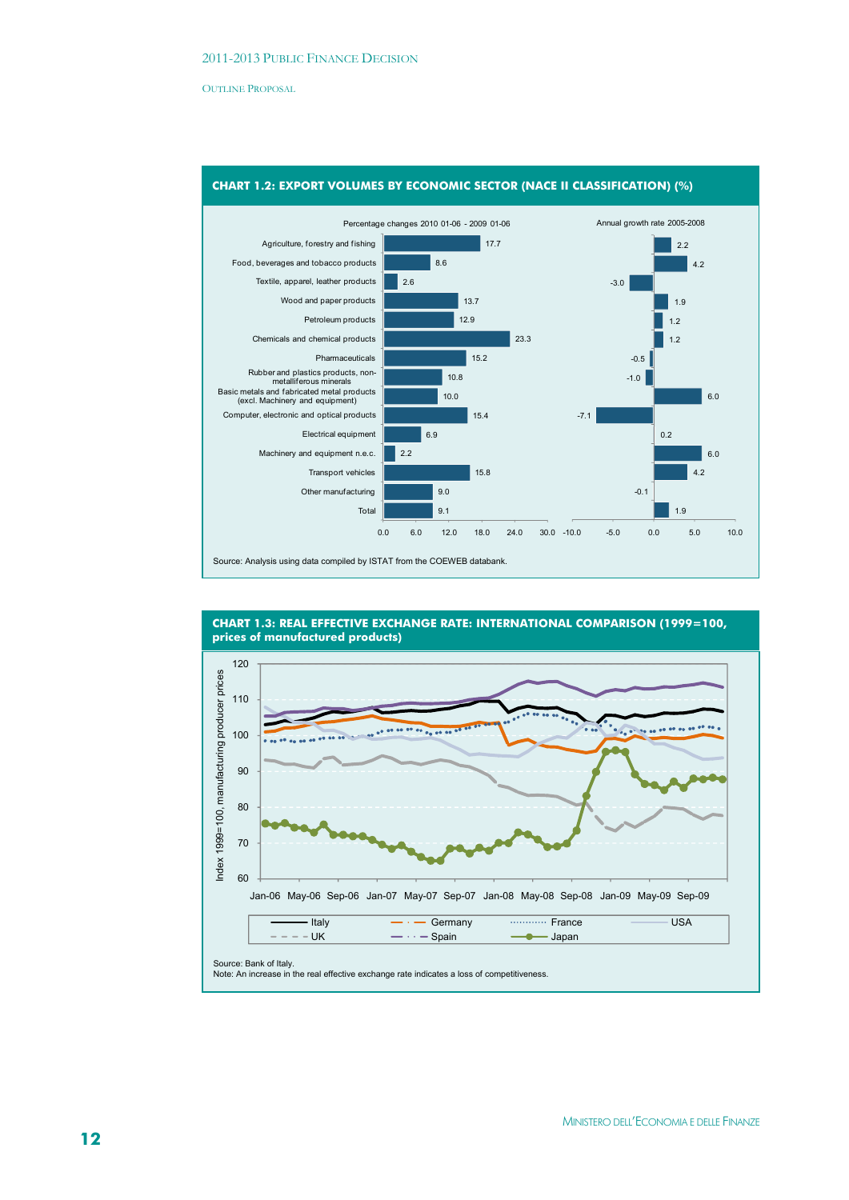### CHART 1.2: EXPORT VOLUMES BY ECONOMIC SECTOR (NACE II CLASSIFICATION) (%)

| Sector | Percentage changes 2010 01-06 - 2009 01-06 | Annual growth rate 2005-2008 |
|---|---|---|
| Agriculture, forestry and fishing | 17.7 | 2.2 |
| Food, beverages and tobacco products | 8.6 | 4.2 |
| Textile, apparel, leather products | 2.6 | -3.0 |
| Wood and paper products | 13.7 | 1.9 |
| Petroleum products | 12.9 | 1.2 |
| Chemicals and chemical products | 23.3 | 1.2 |
| Pharmaceuticals | 15.2 | -0.5 |
| Rubber and plastics products, non-metalliferous minerals | 10.8 | -1.0 |
| Basic metals and fabricated metal products (excl. Machinery and equipment) | 10.0 | 6.0 |
| Computer, electronic and optical products | 15.4 | -7.1 |
| Electrical equipment | 6.9 | 0.2 |
| Machinery and equipment n.e.c. | 2.2 | 6.0 |
| Transport vehicles | 15.8 | 4.2 |
| Other manufacturing | 9.0 | -0.1 |
| Total | 9.1 | 1.9 |

Source: Analysis using data compiled by ISTAT from the COEWEB databank.

### CHART 1.3: REAL EFFECTIVE EXCHANGE RATE: INTERNATIONAL COMPARISON (1999=100, prices of manufactured products)

Index 1999=100, manufacturing producer prices (Jan-06 to Sep-09): Italy, Germany, France, USA, UK, Spain, Japan

Source: Bank of Italy.
Note: An increase in the real effective exchange rate indicates a loss of competitiveness.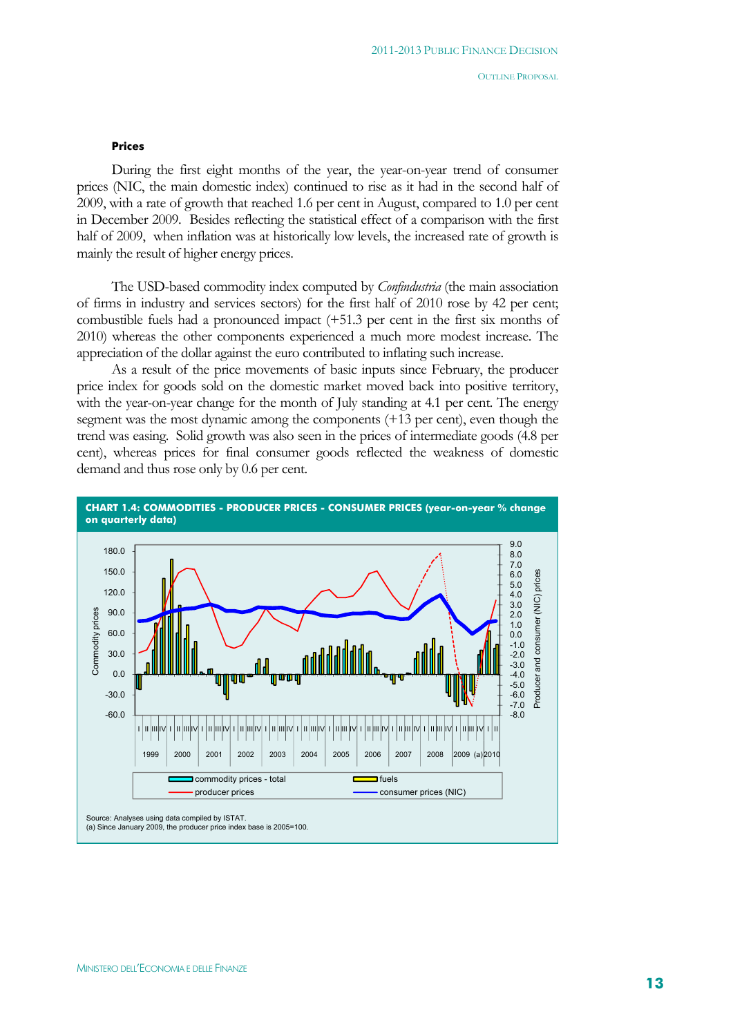### Prices

During the first eight months of the year, the year-on-year trend of consumer prices (NIC, the main domestic index) continued to rise as it had in the second half of 2009, with a rate of growth that reached 1.6 per cent in August, compared to 1.0 per cent in December 2009. Besides reflecting the statistical effect of a comparison with the first half of 2009, when inflation was at historically low levels, the increased rate of growth is mainly the result of higher energy prices.

The USD-based commodity index computed by *Confindustria* (the main association of firms in industry and services sectors) for the first half of 2010 rose by 42 per cent; combustible fuels had a pronounced impact (+51.3 per cent in the first six months of 2010) whereas the other components experienced a much more modest increase. The appreciation of the dollar against the euro contributed to inflating such increase.

As a result of the price movements of basic inputs since February, the producer price index for goods sold on the domestic market moved back into positive territory, with the year-on-year change for the month of July standing at 4.1 per cent. The energy segment was the most dynamic among the components (+13 per cent), even though the trend was easing. Solid growth was also seen in the prices of intermediate goods (4.8 per cent), whereas prices for final consumer goods reflected the weakness of domestic demand and thus rose only by 0.6 per cent.

**CHART 1.4: COMMODITIES - PRODUCER PRICES - CONSUMER PRICES (year-on-year % change on quarterly data)**

Source: Analyses using data compiled by ISTAT.
(a) Since January 2009, the producer price index base is 2005=100.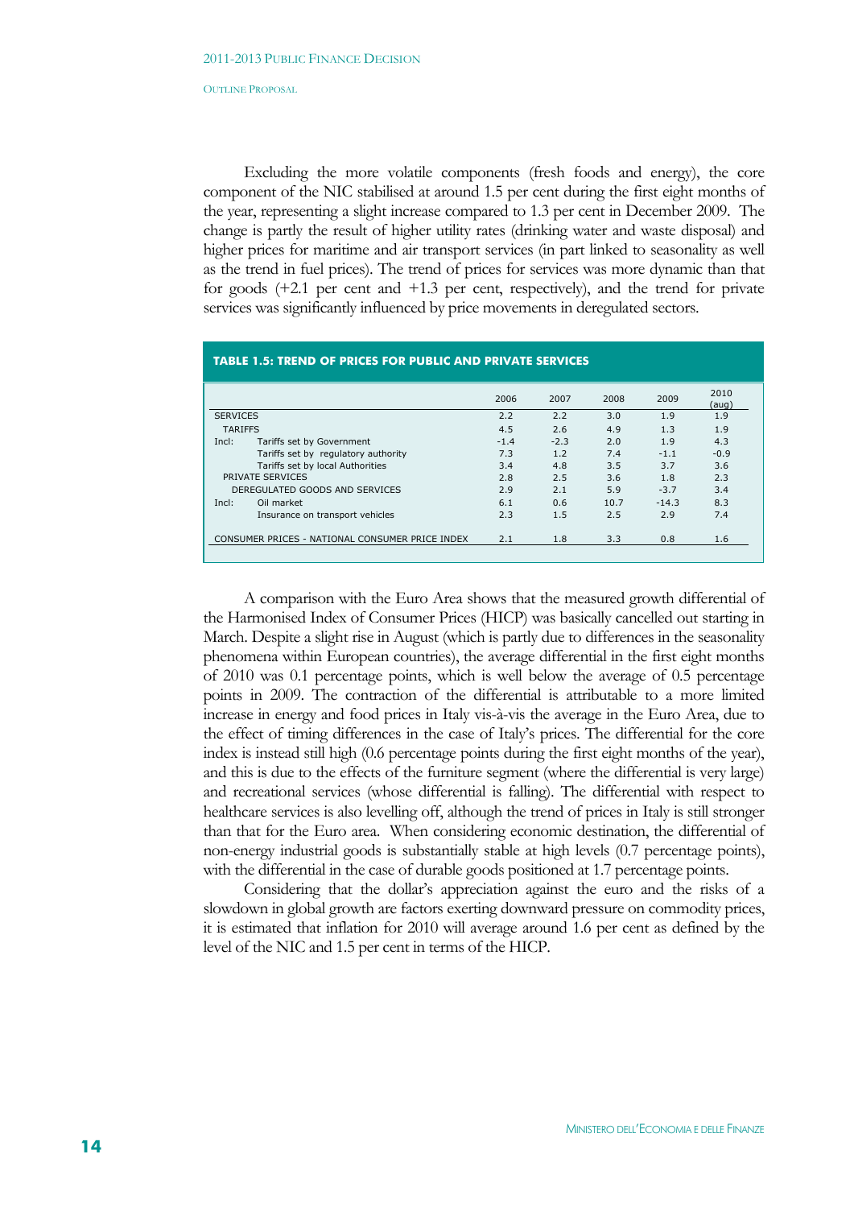Excluding the more volatile components (fresh foods and energy), the core component of the NIC stabilised at around 1.5 per cent during the first eight months of the year, representing a slight increase compared to 1.3 per cent in December 2009. The change is partly the result of higher utility rates (drinking water and waste disposal) and higher prices for maritime and air transport services (in part linked to seasonality as well as the trend in fuel prices). The trend of prices for services was more dynamic than that for goods (+2.1 per cent and +1.3 per cent, respectively), and the trend for private services was significantly influenced by price movements in deregulated sectors.

**TABLE 1.5: TREND OF PRICES FOR PUBLIC AND PRIVATE SERVICES**

| | 2006 | 2007 | 2008 | 2009 | 2010 (aug) |
|---|---|---|---|---|---|
| SERVICES | 2.2 | 2.2 | 3.0 | 1.9 | 1.9 |
| TARIFFS | 4.5 | 2.6 | 4.9 | 1.3 | 1.9 |
| Incl: Tariffs set by Government | -1.4 | -2.3 | 2.0 | 1.9 | 4.3 |
| Tariffs set by regulatory authority | 7.3 | 1.2 | 7.4 | -1.1 | -0.9 |
| Tariffs set by local Authorities | 3.4 | 4.8 | 3.5 | 3.7 | 3.6 |
| PRIVATE SERVICES | 2.8 | 2.5 | 3.6 | 1.8 | 2.3 |
| DEREGULATED GOODS AND SERVICES | 2.9 | 2.1 | 5.9 | -3.7 | 3.4 |
| Incl: Oil market | 6.1 | 0.6 | 10.7 | -14.3 | 8.3 |
| Insurance on transport vehicles | 2.3 | 1.5 | 2.5 | 2.9 | 7.4 |
| CONSUMER PRICES - NATIONAL CONSUMER PRICE INDEX | 2.1 | 1.8 | 3.3 | 0.8 | 1.6 |

A comparison with the Euro Area shows that the measured growth differential of the Harmonised Index of Consumer Prices (HICP) was basically cancelled out starting in March. Despite a slight rise in August (which is partly due to differences in the seasonality phenomena within European countries), the average differential in the first eight months of 2010 was 0.1 percentage points, which is well below the average of 0.5 percentage points in 2009. The contraction of the differential is attributable to a more limited increase in energy and food prices in Italy vis-à-vis the average in the Euro Area, due to the effect of timing differences in the case of Italy's prices. The differential for the core index is instead still high (0.6 percentage points during the first eight months of the year), and this is due to the effects of the furniture segment (where the differential is very large) and recreational services (whose differential is falling). The differential with respect to healthcare services is also levelling off, although the trend of prices in Italy is still stronger than that for the Euro area. When considering economic destination, the differential of non-energy industrial goods is substantially stable at high levels (0.7 percentage points), with the differential in the case of durable goods positioned at 1.7 percentage points.

Considering that the dollar's appreciation against the euro and the risks of a slowdown in global growth are factors exerting downward pressure on commodity prices, it is estimated that inflation for 2010 will average around 1.6 per cent as defined by the level of the NIC and 1.5 per cent in terms of the HICP.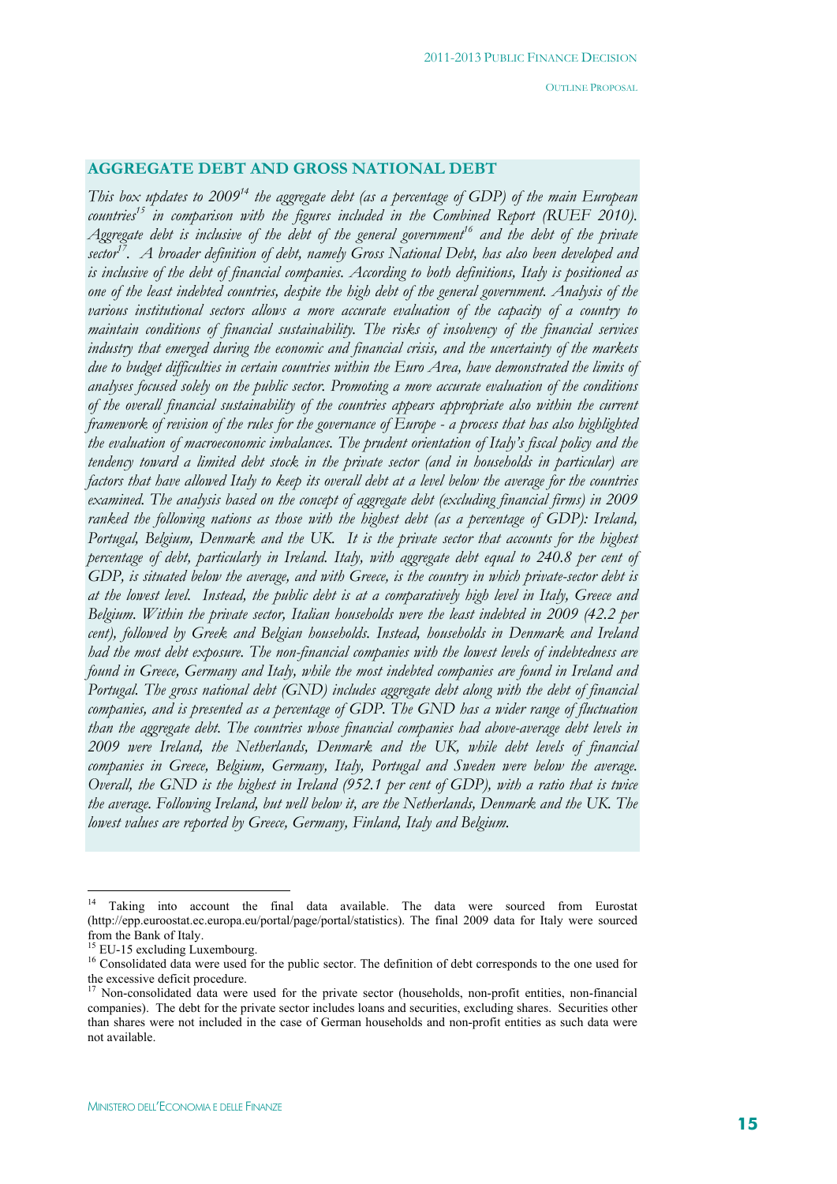## AGGREGATE DEBT AND GROSS NATIONAL DEBT

*This box updates to 2009[14] the aggregate debt (as a percentage of GDP) of the main European countries[15] in comparison with the figures included in the Combined Report (RUEF 2010). Aggregate debt is inclusive of the debt of the general government[16] and the debt of the private sector[17]. A broader definition of debt, namely Gross National Debt, has also been developed and is inclusive of the debt of financial companies. According to both definitions, Italy is positioned as one of the least indebted countries, despite the high debt of the general government. Analysis of the various institutional sectors allows a more accurate evaluation of the capacity of a country to maintain conditions of financial sustainability. The risks of insolvency of the financial services industry that emerged during the economic and financial crisis, and the uncertainty of the markets due to budget difficulties in certain countries within the Euro Area, have demonstrated the limits of analyses focused solely on the public sector. Promoting a more accurate evaluation of the conditions of the overall financial sustainability of the countries appears appropriate also within the current framework of revision of the rules for the governance of Europe - a process that has also highlighted the evaluation of macroeconomic imbalances. The prudent orientation of Italy's fiscal policy and the tendency toward a limited debt stock in the private sector (and in households in particular) are factors that have allowed Italy to keep its overall debt at a level below the average for the countries examined. The analysis based on the concept of aggregate debt (excluding financial firms) in 2009 ranked the following nations as those with the highest debt (as a percentage of GDP): Ireland, Portugal, Belgium, Denmark and the UK. It is the private sector that accounts for the highest percentage of debt, particularly in Ireland. Italy, with aggregate debt equal to 240.8 per cent of GDP, is situated below the average, and with Greece, is the country in which private-sector debt is at the lowest level. Instead, the public debt is at a comparatively high level in Italy, Greece and Belgium. Within the private sector, Italian households were the least indebted in 2009 (42.2 per cent), followed by Greek and Belgian households. Instead, households in Denmark and Ireland had the most debt exposure. The non-financial companies with the lowest levels of indebtedness are found in Greece, Germany and Italy, while the most indebted companies are found in Ireland and Portugal. The gross national debt (GND) includes aggregate debt along with the debt of financial companies, and is presented as a percentage of GDP. The GND has a wider range of fluctuation than the aggregate debt. The countries whose financial companies had above-average debt levels in 2009 were Ireland, the Netherlands, Denmark and the UK, while debt levels of financial companies in Greece, Belgium, Germany, Italy, Portugal and Sweden were below the average. Overall, the GND is the highest in Ireland (952.1 per cent of GDP), with a ratio that is twice the average. Following Ireland, but well below it, are the Netherlands, Denmark and the UK. The lowest values are reported by Greece, Germany, Finland, Italy and Belgium.*

---

[14] Taking into account the final data available. The data were sourced from Eurostat (http://epp.euroostat.ec.europa.eu/portal/page/portal/statistics). The final 2009 data for Italy were sourced from the Bank of Italy.

[15] EU-15 excluding Luxembourg.

[16] Consolidated data were used for the public sector. The definition of debt corresponds to the one used for the excessive deficit procedure.

[17] Non-consolidated data were used for the private sector (households, non-profit entities, non-financial companies). The debt for the private sector includes loans and securities, excluding shares. Securities other than shares were not included in the case of German households and non-profit entities as such data were not available.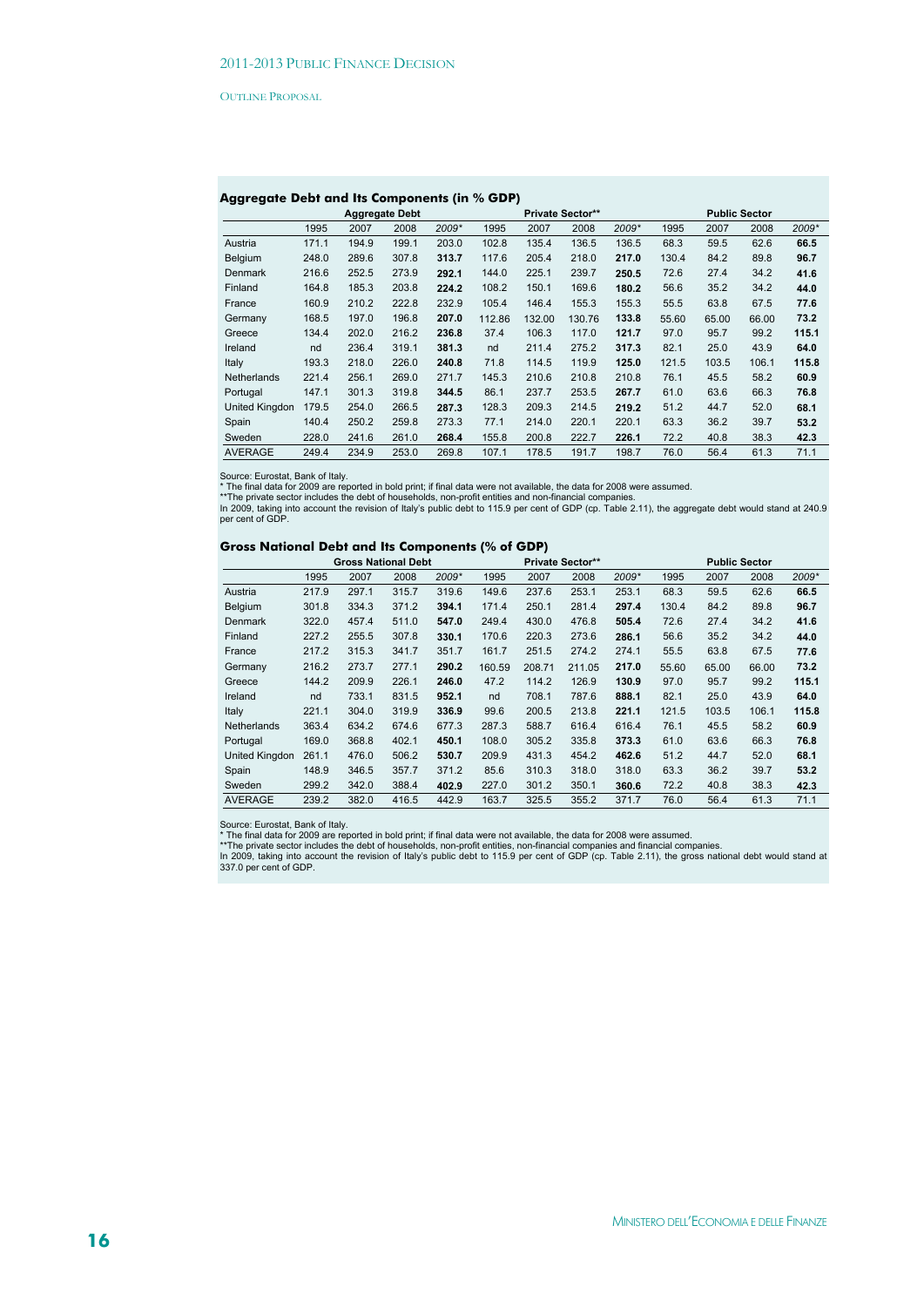### Aggregate Debt and Its Components (in % GDP)

| | Aggregate Debt | | | | Private Sector** | | | | Public Sector | | | |
|---|---|---|---|---|---|---|---|---|---|---|---|---|
| | 1995 | 2007 | 2008 | 2009* | 1995 | 2007 | 2008 | 2009* | 1995 | 2007 | 2008 | 2009* |
| Austria | 171.1 | 194.9 | 199.1 | 203.0 | 102.8 | 135.4 | 136.5 | 136.5 | 68.3 | 59.5 | 62.6 | **66.5** |
| Belgium | 248.0 | 289.6 | 307.8 | **313.7** | 117.6 | 205.4 | 218.0 | **217.0** | 130.4 | 84.2 | 89.8 | **96.7** |
| Denmark | 216.6 | 252.5 | 273.9 | **292.1** | 144.0 | 225.1 | 239.7 | **250.5** | 72.6 | 27.4 | 34.2 | **41.6** |
| Finland | 164.8 | 185.3 | 203.8 | **224.2** | 108.2 | 150.1 | 169.6 | **180.2** | 56.6 | 35.2 | 34.2 | **44.0** |
| France | 160.9 | 210.2 | 222.8 | 232.9 | 105.4 | 146.4 | 155.3 | 155.3 | 55.5 | 63.8 | 67.5 | **77.6** |
| Germany | 168.5 | 197.0 | 196.8 | **207.0** | 112.86 | 132.00 | 130.76 | **133.8** | 55.60 | 65.00 | 66.00 | **73.2** |
| Greece | 134.4 | 202.0 | 216.2 | **236.8** | 37.4 | 106.3 | 117.0 | **121.7** | 97.0 | 95.7 | 99.2 | **115.1** |
| Ireland | nd | 236.4 | 319.1 | **381.3** | nd | 211.4 | 275.2 | **317.3** | 82.1 | 25.0 | 43.9 | **64.0** |
| Italy | 193.3 | 218.0 | 226.0 | **240.8** | 71.8 | 114.5 | 119.9 | **125.0** | 121.5 | 103.5 | 106.1 | **115.8** |
| Netherlands | 221.4 | 256.1 | 269.0 | 271.7 | 145.3 | 210.6 | 210.8 | 210.8 | 76.1 | 45.5 | 58.2 | **60.9** |
| Portugal | 147.1 | 301.3 | 319.8 | **344.5** | 86.1 | 237.7 | 253.5 | **267.7** | 61.0 | 63.6 | 66.3 | **76.8** |
| United Kingdon | 179.5 | 254.0 | 266.5 | **287.3** | 128.3 | 209.3 | 214.5 | **219.2** | 51.2 | 44.7 | 52.0 | **68.1** |
| Spain | 140.4 | 250.2 | 259.8 | 273.3 | 77.1 | 214.0 | 220.1 | 220.1 | 63.3 | 36.2 | 39.7 | **53.2** |
| Sweden | 228.0 | 241.6 | 261.0 | **268.4** | 155.8 | 200.8 | 222.7 | **226.1** | 72.2 | 40.8 | 38.3 | **42.3** |
| AVERAGE | 249.4 | 234.9 | 253.0 | 269.8 | 107.1 | 178.5 | 191.7 | 198.7 | 76.0 | 56.4 | 61.3 | 71.1 |

Source: Eurostat, Bank of Italy.
* The final data for 2009 are reported in bold print; if final data were not available, the data for 2008 were assumed.
**The private sector includes the debt of households, non-profit entities and non-financial companies.
In 2009, taking into account the revision of Italy's public debt to 115.9 per cent of GDP (cp. Table 2.11), the aggregate debt would stand at 240.9 per cent of GDP.

### Gross National Debt and Its Components (% of GDP)

| | Gross National Debt | | | | Private Sector** | | | | Public Sector | | | |
|---|---|---|---|---|---|---|---|---|---|---|---|---|
| | 1995 | 2007 | 2008 | 2009* | 1995 | 2007 | 2008 | 2009* | 1995 | 2007 | 2008 | 2009* |
| Austria | 217.9 | 297.1 | 315.7 | 319.6 | 149.6 | 237.6 | 253.1 | 253.1 | 68.3 | 59.5 | 62.6 | **66.5** |
| Belgium | 301.8 | 334.3 | 371.2 | **394.1** | 171.4 | 250.1 | 281.4 | **297.4** | 130.4 | 84.2 | 89.8 | **96.7** |
| Denmark | 322.0 | 457.4 | 511.0 | **547.0** | 249.4 | 430.0 | 476.8 | **505.4** | 72.6 | 27.4 | 34.2 | **41.6** |
| Finland | 227.2 | 255.5 | 307.8 | **330.1** | 170.6 | 220.3 | 273.6 | **286.1** | 56.6 | 35.2 | 34.2 | **44.0** |
| France | 217.2 | 315.3 | 341.7 | 351.7 | 161.7 | 251.5 | 274.2 | 274.1 | 55.5 | 63.8 | 67.5 | **77.6** |
| Germany | 216.2 | 273.7 | 277.1 | **290.2** | 160.59 | 208.71 | 211.05 | **217.0** | 55.60 | 65.00 | 66.00 | **73.2** |
| Greece | 144.2 | 209.9 | 226.1 | **246.0** | 47.2 | 114.2 | 126.9 | **130.9** | 97.0 | 95.7 | 99.2 | **115.1** |
| Ireland | nd | 733.1 | 831.5 | **952.1** | nd | 708.1 | 787.6 | **888.1** | 82.1 | 25.0 | 43.9 | **64.0** |
| Italy | 221.1 | 304.0 | 319.9 | **336.9** | 99.6 | 200.5 | 213.8 | **221.1** | 121.5 | 103.5 | 106.1 | **115.8** |
| Netherlands | 363.4 | 634.2 | 674.6 | 677.3 | 287.3 | 588.7 | 616.4 | 616.4 | 76.1 | 45.5 | 58.2 | **60.9** |
| Portugal | 169.0 | 368.8 | 402.1 | **450.1** | 108.0 | 305.2 | 335.8 | **373.3** | 61.0 | 63.6 | 66.3 | **76.8** |
| United Kingdon | 261.1 | 476.0 | 506.2 | **530.7** | 209.9 | 431.3 | 454.2 | **462.6** | 51.2 | 44.7 | 52.0 | **68.1** |
| Spain | 148.9 | 346.5 | 357.7 | 371.2 | 85.6 | 310.3 | 318.0 | 318.0 | 63.3 | 36.2 | 39.7 | **53.2** |
| Sweden | 299.2 | 342.0 | 388.4 | **402.9** | 227.0 | 301.2 | 350.1 | **360.6** | 72.2 | 40.8 | 38.3 | **42.3** |
| AVERAGE | 239.2 | 382.0 | 416.5 | 442.9 | 163.7 | 325.5 | 355.2 | 371.7 | 76.0 | 56.4 | 61.3 | 71.1 |

Source: Eurostat, Bank of Italy.
* The final data for 2009 are reported in bold print; if final data were not available, the data for 2008 were assumed.
**The private sector includes the debt of households, non-profit entities, non-financial companies and financial companies.
In 2009, taking into account the revision of Italy's public debt to 115.9 per cent of GDP (cp. Table 2.11), the gross national debt would stand at 337.0 per cent of GDP.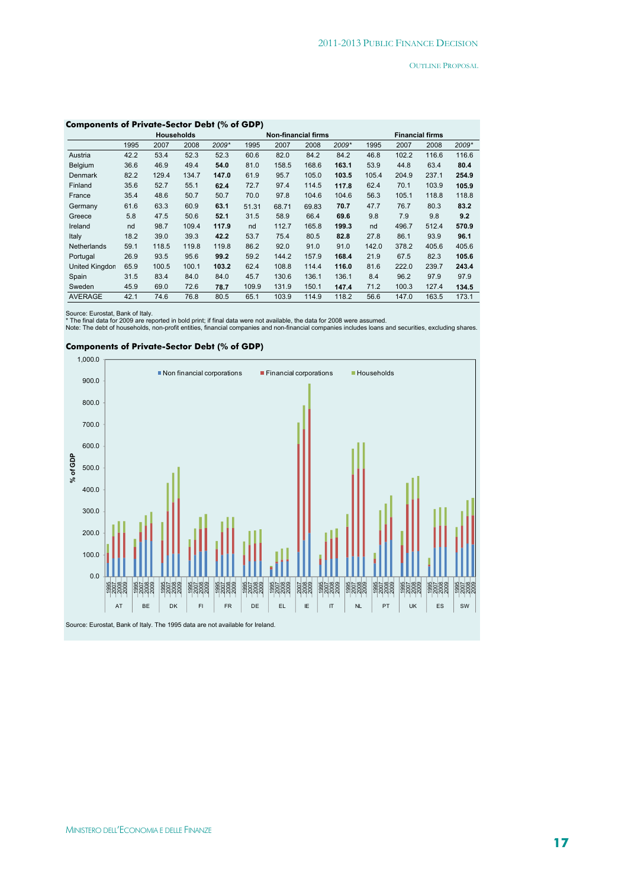**Components of Private-Sector Debt (% of GDP)**

| | Households | | | | Non-financial firms | | | | Financial firms | | | |
|---|---|---|---|---|---|---|---|---|---|---|---|---|
| | 1995 | 2007 | 2008 | *2009** | 1995 | 2007 | 2008 | *2009** | 1995 | 2007 | 2008 | *2009** |
| Austria | 42.2 | 53.4 | 52.3 | 52.3 | 60.6 | 82.0 | 84.2 | 84.2 | 46.8 | 102.2 | 116.6 | 116.6 |
| Belgium | 36.6 | 46.9 | 49.4 | **54.0** | 81.0 | 158.5 | 168.6 | **163.1** | 53.9 | 44.8 | 63.4 | **80.4** |
| Denmark | 82.2 | 129.4 | 134.7 | **147.0** | 61.9 | 95.7 | 105.0 | **103.5** | 105.4 | 204.9 | 237.1 | **254.9** |
| Finland | 35.6 | 52.7 | 55.1 | **62.4** | 72.7 | 97.4 | 114.5 | **117.8** | 62.4 | 70.1 | 103.9 | **105.9** |
| France | 35.4 | 48.6 | 50.7 | 50.7 | 70.0 | 97.8 | 104.6 | 104.6 | 56.3 | 105.1 | 118.8 | 118.8 |
| Germany | 61.6 | 63.3 | 60.9 | **63.1** | 51.31 | 68.71 | 69.83 | **70.7** | 47.7 | 76.7 | 80.3 | **83.2** |
| Greece | 5.8 | 47.5 | 50.6 | **52.1** | 31.5 | 58.9 | 66.4 | **69.6** | 9.8 | 7.9 | 9.8 | **9.2** |
| Ireland | nd | 98.7 | 109.4 | **117.9** | nd | 112.7 | 165.8 | **199.3** | nd | 496.7 | 512.4 | **570.9** |
| Italy | 18.2 | 39.0 | 39.3 | **42.2** | 53.7 | 75.4 | 80.5 | **82.8** | 27.8 | 86.1 | 93.9 | **96.1** |
| Netherlands | 59.1 | 118.5 | 119.8 | 119.8 | 86.2 | 92.0 | 91.0 | 91.0 | 142.0 | 378.2 | 405.6 | 405.6 |
| Portugal | 26.9 | 93.5 | 95.6 | **99.2** | 59.2 | 144.2 | 157.9 | **168.4** | 21.9 | 67.5 | 82.3 | **105.6** |
| United Kingdom | 65.9 | 100.5 | 100.1 | **103.2** | 62.4 | 108.8 | 114.4 | **116.0** | 81.6 | 222.0 | 239.7 | **243.4** |
| Spain | 31.5 | 83.4 | 84.0 | 84.0 | 45.7 | 130.6 | 136.1 | 136.1 | 8.4 | 96.2 | 97.9 | 97.9 |
| Sweden | 45.9 | 69.0 | 72.6 | **78.7** | 109.9 | 131.9 | 150.1 | **147.4** | 71.2 | 100.3 | 127.4 | **134.5** |
| AVERAGE | 42.1 | 74.6 | 76.8 | 80.5 | 65.1 | 103.9 | 114.9 | 118.2 | 56.6 | 147.0 | 163.5 | 173.1 |

Source: Eurostat, Bank of Italy.
* The final data for 2009 are reported in bold print; if final data were not available, the data for 2008 were assumed.
Note: The debt of households, non-profit entities, financial companies and non-financial companies includes loans and securities, excluding shares.

**Components of Private-Sector Debt (% of GDP)**

Source: Eurostat, Bank of Italy. The 1995 data are not available for Ireland.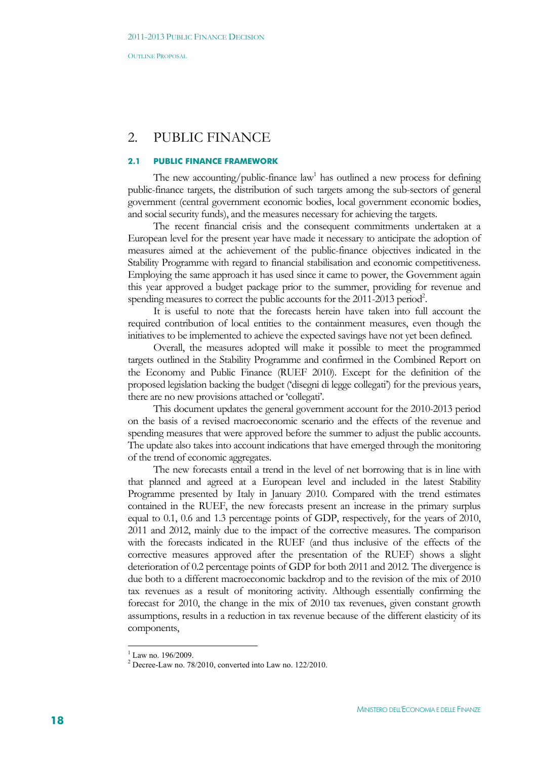# 2. PUBLIC FINANCE

## 2.1 PUBLIC FINANCE FRAMEWORK

The new accounting/public-finance law[1] has outlined a new process for defining public-finance targets, the distribution of such targets among the sub-sectors of general government (central government economic bodies, local government economic bodies, and social security funds), and the measures necessary for achieving the targets.

The recent financial crisis and the consequent commitments undertaken at a European level for the present year have made it necessary to anticipate the adoption of measures aimed at the achievement of the public-finance objectives indicated in the Stability Programme with regard to financial stabilisation and economic competitiveness. Employing the same approach it has used since it came to power, the Government again this year approved a budget package prior to the summer, providing for revenue and spending measures to correct the public accounts for the 2011-2013 period[2].

It is useful to note that the forecasts herein have taken into full account the required contribution of local entities to the containment measures, even though the initiatives to be implemented to achieve the expected savings have not yet been defined.

Overall, the measures adopted will make it possible to meet the programmed targets outlined in the Stability Programme and confirmed in the Combined Report on the Economy and Public Finance (RUEF 2010). Except for the definition of the proposed legislation backing the budget ('disegni di legge collegati') for the previous years, there are no new provisions attached or 'collegati'.

This document updates the general government account for the 2010-2013 period on the basis of a revised macroeconomic scenario and the effects of the revenue and spending measures that were approved before the summer to adjust the public accounts. The update also takes into account indications that have emerged through the monitoring of the trend of economic aggregates.

The new forecasts entail a trend in the level of net borrowing that is in line with that planned and agreed at a European level and included in the latest Stability Programme presented by Italy in January 2010. Compared with the trend estimates contained in the RUEF, the new forecasts present an increase in the primary surplus equal to 0.1, 0.6 and 1.3 percentage points of GDP, respectively, for the years of 2010, 2011 and 2012, mainly due to the impact of the corrective measures. The comparison with the forecasts indicated in the RUEF (and thus inclusive of the effects of the corrective measures approved after the presentation of the RUEF) shows a slight deterioration of 0.2 percentage points of GDP for both 2011 and 2012. The divergence is due both to a different macroeconomic backdrop and to the revision of the mix of 2010 tax revenues as a result of monitoring activity. Although essentially confirming the forecast for 2010, the change in the mix of 2010 tax revenues, given constant growth assumptions, results in a reduction in tax revenue because of the different elasticity of its components,

[1] Law no. 196/2009.

[2] Decree-Law no. 78/2010, converted into Law no. 122/2010.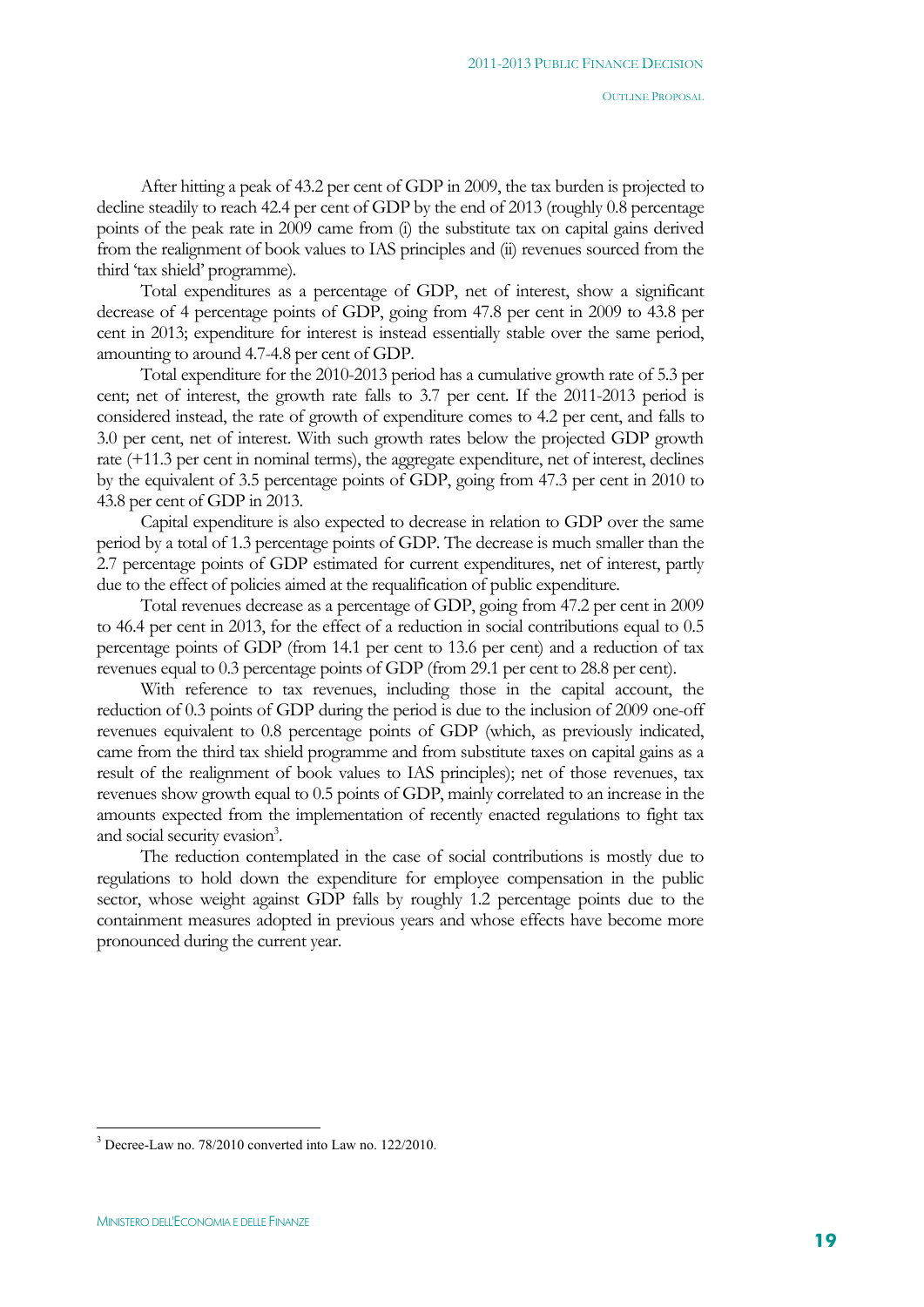After hitting a peak of 43.2 per cent of GDP in 2009, the tax burden is projected to decline steadily to reach 42.4 per cent of GDP by the end of 2013 (roughly 0.8 percentage points of the peak rate in 2009 came from (i) the substitute tax on capital gains derived from the realignment of book values to IAS principles and (ii) revenues sourced from the third 'tax shield' programme).

Total expenditures as a percentage of GDP, net of interest, show a significant decrease of 4 percentage points of GDP, going from 47.8 per cent in 2009 to 43.8 per cent in 2013; expenditure for interest is instead essentially stable over the same period, amounting to around 4.7-4.8 per cent of GDP.

Total expenditure for the 2010-2013 period has a cumulative growth rate of 5.3 per cent; net of interest, the growth rate falls to 3.7 per cent. If the 2011-2013 period is considered instead, the rate of growth of expenditure comes to 4.2 per cent, and falls to 3.0 per cent, net of interest. With such growth rates below the projected GDP growth rate (+11.3 per cent in nominal terms), the aggregate expenditure, net of interest, declines by the equivalent of 3.5 percentage points of GDP, going from 47.3 per cent in 2010 to 43.8 per cent of GDP in 2013.

Capital expenditure is also expected to decrease in relation to GDP over the same period by a total of 1.3 percentage points of GDP. The decrease is much smaller than the 2.7 percentage points of GDP estimated for current expenditures, net of interest, partly due to the effect of policies aimed at the requalification of public expenditure.

Total revenues decrease as a percentage of GDP, going from 47.2 per cent in 2009 to 46.4 per cent in 2013, for the effect of a reduction in social contributions equal to 0.5 percentage points of GDP (from 14.1 per cent to 13.6 per cent) and a reduction of tax revenues equal to 0.3 percentage points of GDP (from 29.1 per cent to 28.8 per cent).

With reference to tax revenues, including those in the capital account, the reduction of 0.3 points of GDP during the period is due to the inclusion of 2009 one-off revenues equivalent to 0.8 percentage points of GDP (which, as previously indicated, came from the third tax shield programme and from substitute taxes on capital gains as a result of the realignment of book values to IAS principles); net of those revenues, tax revenues show growth equal to 0.5 points of GDP, mainly correlated to an increase in the amounts expected from the implementation of recently enacted regulations to fight tax and social security evasion[3].

The reduction contemplated in the case of social contributions is mostly due to regulations to hold down the expenditure for employee compensation in the public sector, whose weight against GDP falls by roughly 1.2 percentage points due to the containment measures adopted in previous years and whose effects have become more pronounced during the current year.

[3] Decree-Law no. 78/2010 converted into Law no. 122/2010.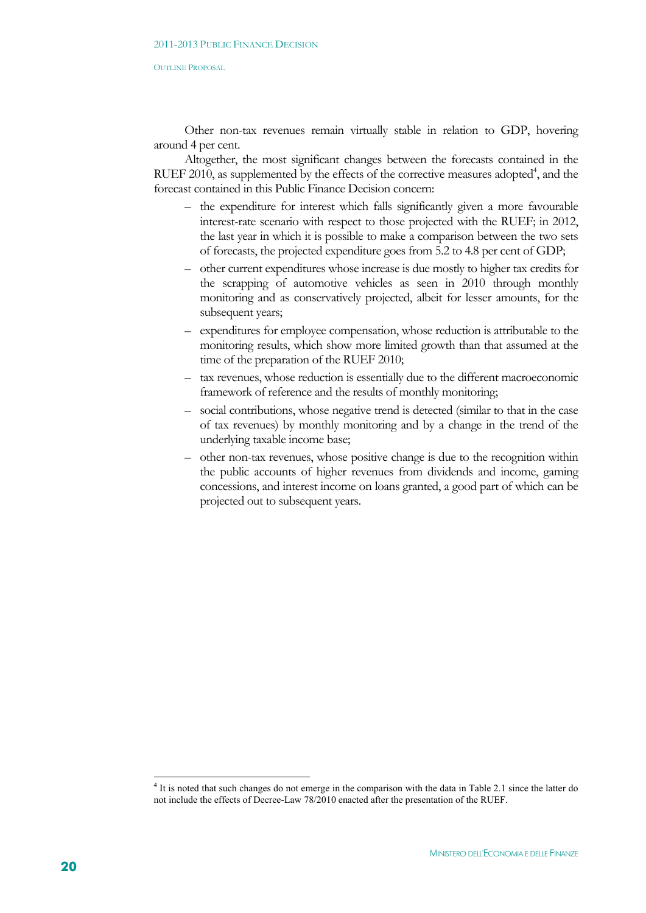Other non-tax revenues remain virtually stable in relation to GDP, hovering around 4 per cent.

Altogether, the most significant changes between the forecasts contained in the RUEF 2010, as supplemented by the effects of the corrective measures adopted[4], and the forecast contained in this Public Finance Decision concern:

- the expenditure for interest which falls significantly given a more favourable interest-rate scenario with respect to those projected with the RUEF; in 2012, the last year in which it is possible to make a comparison between the two sets of forecasts, the projected expenditure goes from 5.2 to 4.8 per cent of GDP;
- other current expenditures whose increase is due mostly to higher tax credits for the scrapping of automotive vehicles as seen in 2010 through monthly monitoring and as conservatively projected, albeit for lesser amounts, for the subsequent years;
- expenditures for employee compensation, whose reduction is attributable to the monitoring results, which show more limited growth than that assumed at the time of the preparation of the RUEF 2010;
- tax revenues, whose reduction is essentially due to the different macroeconomic framework of reference and the results of monthly monitoring;
- social contributions, whose negative trend is detected (similar to that in the case of tax revenues) by monthly monitoring and by a change in the trend of the underlying taxable income base;
- other non-tax revenues, whose positive change is due to the recognition within the public accounts of higher revenues from dividends and income, gaming concessions, and interest income on loans granted, a good part of which can be projected out to subsequent years.

[4] It is noted that such changes do not emerge in the comparison with the data in Table 2.1 since the latter do not include the effects of Decree-Law 78/2010 enacted after the presentation of the RUEF.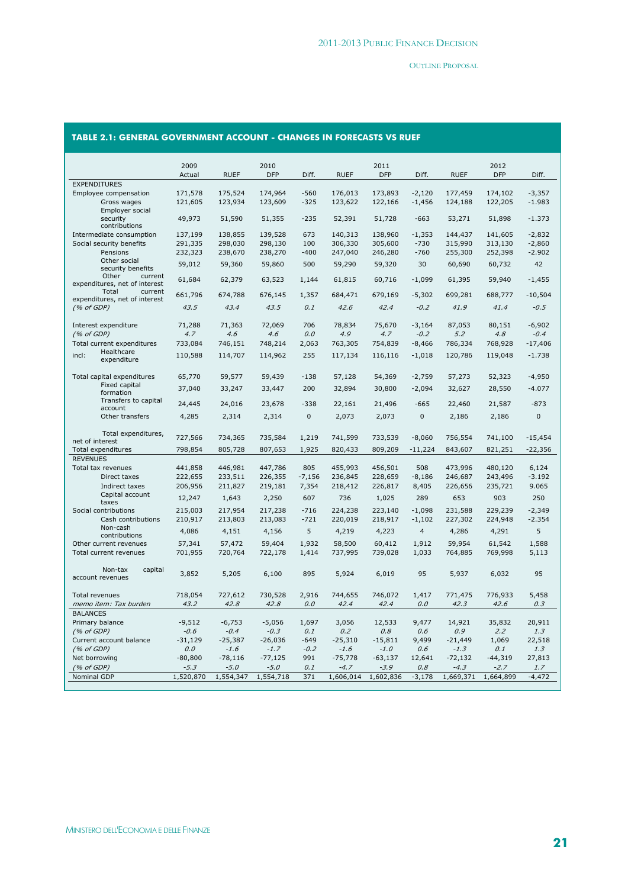### TABLE 2.1: GENERAL GOVERNMENT ACCOUNT - CHANGES IN FORECASTS VS RUEF

| | 2009 | | 2010 | | | 2011 | | | 2012 | |
|---|---|---|---|---|---|---|---|---|---|---|
| | Actual | RUEF | DFP | Diff. | RUEF | DFP | Diff. | RUEF | DFP | Diff. |
| EXPENDITURES | | | | | | | | | | |
| Employee compensation | 171,578 | 175,524 | 174,964 | -560 | 176,013 | 173,893 | -2,120 | 177,459 | 174,102 | -3,357 |
| Gross wages | 121,605 | 123,934 | 123,609 | -325 | 123,622 | 122,166 | -1,456 | 124,188 | 122,205 | -1.983 |
| Employer social security contributions | 49,973 | 51,590 | 51,355 | -235 | 52,391 | 51,728 | -663 | 53,271 | 51,898 | -1.373 |
| Intermediate consumption | 137,199 | 138,855 | 139,528 | 673 | 140,313 | 138,960 | -1,353 | 144,437 | 141,605 | -2,832 |
| Social security benefits | 291,335 | 298,030 | 298,130 | 100 | 306,330 | 305,600 | -730 | 315,990 | 313,130 | -2,860 |
| Pensions | 232,323 | 238,670 | 238,270 | -400 | 247,040 | 246,280 | -760 | 255,300 | 252,398 | -2.902 |
| Other social security benefits | 59,012 | 59,360 | 59,860 | 500 | 59,290 | 59,320 | 30 | 60,690 | 60,732 | 42 |
| Other current expenditures, net of interest | 61,684 | 62,379 | 63,523 | 1,144 | 61,815 | 60,716 | -1,099 | 61,395 | 59,940 | -1,455 |
| Total current expenditures, net of interest | 661,796 | 674,788 | 676,145 | 1,357 | 684,471 | 679,169 | -5,302 | 699,281 | 688,777 | -10,504 |
| *(% of GDP)* | *43.5* | *43.4* | *43.5* | *0.1* | *42.6* | *42.4* | *-0.2* | *41.9* | *41.4* | *-0.5* |
| Interest expenditure | 71,288 | 71,363 | 72,069 | 706 | 78,834 | 75,670 | -3,164 | 87,053 | 80,151 | -6,902 |
| *(% of GDP)* | *4.7* | *4.6* | *4.6* | *0.0* | *4.9* | *4.7* | *-0.2* | *5.2* | *4.8* | *-0.4* |
| Total current expenditures | 733,084 | 746,151 | 748,214 | 2,063 | 763,305 | 754,839 | -8,466 | 786,334 | 768,928 | -17,406 |
| incl: Healthcare expenditure | 110,588 | 114,707 | 114,962 | 255 | 117,134 | 116,116 | -1,018 | 120,786 | 119,048 | -1.738 |
| Total capital expenditures | 65,770 | 59,577 | 59,439 | -138 | 57,128 | 54,369 | -2,759 | 57,273 | 52,323 | -4,950 |
| Fixed capital formation | 37,040 | 33,247 | 33,447 | 200 | 32,894 | 30,800 | -2,094 | 32,627 | 28,550 | -4.077 |
| Transfers to capital account | 24,445 | 24,016 | 23,678 | -338 | 22,161 | 21,496 | -665 | 22,460 | 21,587 | -873 |
| Other transfers | 4,285 | 2,314 | 2,314 | 0 | 2,073 | 2,073 | 0 | 2,186 | 2,186 | 0 |
| Total expenditures, net of interest | 727,566 | 734,365 | 735,584 | 1,219 | 741,599 | 733,539 | -8,060 | 756,554 | 741,100 | -15,454 |
| Total expenditures | 798,854 | 805,728 | 807,653 | 1,925 | 820,433 | 809,209 | -11,224 | 843,607 | 821,251 | -22,356 |
| REVENUES | | | | | | | | | | |
| Total tax revenues | 441,858 | 446,981 | 447,786 | 805 | 455,993 | 456,501 | 508 | 473,996 | 480,120 | 6,124 |
| Direct taxes | 222,655 | 233,511 | 226,355 | -7,156 | 236,845 | 228,659 | -8,186 | 246,687 | 243,496 | -3.192 |
| Indirect taxes | 206,956 | 211,827 | 219,181 | 7,354 | 218,412 | 226,817 | 8,405 | 226,656 | 235,721 | 9.065 |
| Capital account taxes | 12,247 | 1,643 | 2,250 | 607 | 736 | 1,025 | 289 | 653 | 903 | 250 |
| Social contributions | 215,003 | 217,954 | 217,238 | -716 | 224,238 | 223,140 | -1,098 | 231,588 | 229,239 | -2,349 |
| Cash contributions | 210,917 | 213,803 | 213,083 | -721 | 220,019 | 218,917 | -1,102 | 227,302 | 224,948 | -2.354 |
| Non-cash contributions | 4,086 | 4,151 | 4,156 | 5 | 4,219 | 4,223 | 4 | 4,286 | 4,291 | 5 |
| Other current revenues | 57,341 | 57,472 | 59,404 | 1,932 | 58,500 | 60,412 | 1,912 | 59,954 | 61,542 | 1,588 |
| Total current revenues | 701,955 | 720,764 | 722,178 | 1,414 | 737,995 | 739,028 | 1,033 | 764,885 | 769,998 | 5,113 |
| Non-tax capital account revenues | 3,852 | 5,205 | 6,100 | 895 | 5,924 | 6,019 | 95 | 5,937 | 6,032 | 95 |
| Total revenues | 718,054 | 727,612 | 730,528 | 2,916 | 744,655 | 746,072 | 1,417 | 771,475 | 776,933 | 5,458 |
| *memo item: Tax burden* | *43.2* | *42.8* | *42.8* | *0.0* | *42.4* | *42.4* | *0.0* | *42.3* | *42.6* | *0.3* |
| BALANCES | | | | | | | | | | |
| Primary balance | -9,512 | -6,753 | -5,056 | 1,697 | 3,056 | 12,533 | 9,477 | 14,921 | 35,832 | 20,911 |
| *(% of GDP)* | *-0.6* | *-0.4* | *-0.3* | *0.1* | *0.2* | *0.8* | *0.6* | *0.9* | *2.2* | *1.3* |
| Current account balance | -31,129 | -25,387 | -26,036 | -649 | -25,310 | -15,811 | 9,499 | -21,449 | 1,069 | 22,518 |
| *(% of GDP)* | *0.0* | *-1.6* | *-1.7* | *-0.2* | *-1.6* | *-1.0* | *0.6* | *-1.3* | *0.1* | *1.3* |
| Net borrowing | -80,800 | -78,116 | -77,125 | 991 | -75,778 | -63,137 | 12,641 | -72,132 | -44,319 | 27,813 |
| *(% of GDP)* | *-5.3* | *-5.0* | *-5.0* | *0.1* | *-4.7* | *-3.9* | *0.8* | *-4.3* | *-2.7* | *1.7* |
| Nominal GDP | 1,520,870 | 1,554,347 | 1,554,718 | 371 | 1,606,014 | 1,602,836 | -3,178 | 1,669,371 | 1,664,899 | -4,472 |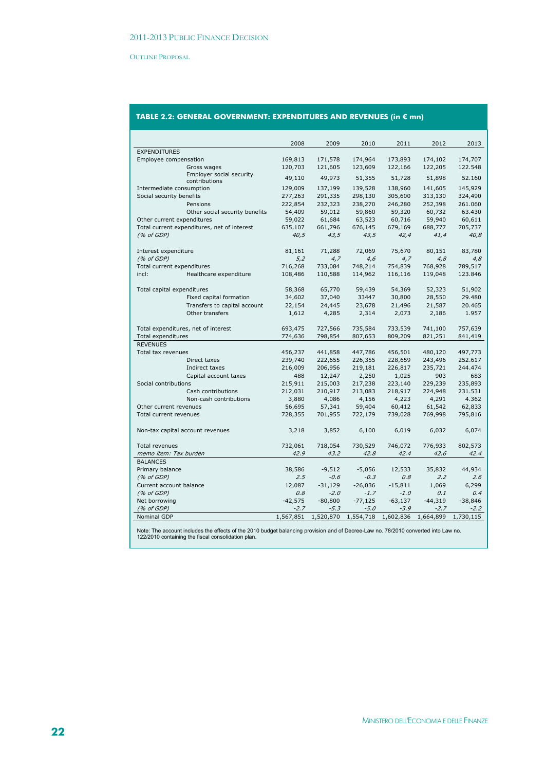**TABLE 2.2: GENERAL GOVERNMENT: EXPENDITURES AND REVENUES (in € mn)**

| | 2008 | 2009 | 2010 | 2011 | 2012 | 2013 |
|---|---|---|---|---|---|---|
| EXPENDITURES | | | | | | |
| Employee compensation | 169,813 | 171,578 | 174,964 | 173,893 | 174,102 | 174,707 |
| Gross wages | 120,703 | 121,605 | 123,609 | 122,166 | 122,205 | 122.548 |
| Employer social security contributions | 49,110 | 49,973 | 51,355 | 51,728 | 51,898 | 52.160 |
| Intermediate consumption | 129,009 | 137,199 | 139,528 | 138,960 | 141,605 | 145,929 |
| Social security benefits | 277,263 | 291,335 | 298,130 | 305,600 | 313,130 | 324,490 |
| Pensions | 222,854 | 232,323 | 238,270 | 246,280 | 252,398 | 261.060 |
| Other social security benefits | 54,409 | 59,012 | 59,860 | 59,320 | 60,732 | 63.430 |
| Other current expenditures | 59,022 | 61,684 | 63,523 | 60,716 | 59,940 | 60,611 |
| Total current expenditures, net of interest | 635,107 | 661,796 | 676,145 | 679,169 | 688,777 | 705,737 |
| *(% of GDP)* | *40,5* | *43,5* | *43,5* | *42,4* | *41,4* | *40,8* |
| | | | | | | |
| Interest expenditure | 81,161 | 71,288 | 72,069 | 75,670 | 80,151 | 83,780 |
| *(% of GDP)* | *5,2* | *4,7* | *4,6* | *4,7* | *4,8* | *4,8* |
| Total current expenditures | 716,268 | 733,084 | 748,214 | 754,839 | 768,928 | 789,517 |
| incl: Healthcare expenditure | 108,486 | 110,588 | 114,962 | 116,116 | 119,048 | 123.846 |
| | | | | | | |
| Total capital expenditures | 58,368 | 65,770 | 59,439 | 54,369 | 52,323 | 51,902 |
| Fixed capital formation | 34,602 | 37,040 | 33447 | 30,800 | 28,550 | 29.480 |
| Transfers to capital account | 22,154 | 24,445 | 23,678 | 21,496 | 21,587 | 20.465 |
| Other transfers | 1,612 | 4,285 | 2,314 | 2,073 | 2,186 | 1.957 |
| | | | | | | |
| Total expenditures, net of interest | 693,475 | 727,566 | 735,584 | 733,539 | 741,100 | 757,639 |
| Total expenditures | 774,636 | 798,854 | 807,653 | 809,209 | 821,251 | 841,419 |
| REVENUES | | | | | | |
| Total tax revenues | 456,237 | 441,858 | 447,786 | 456,501 | 480,120 | 497,773 |
| Direct taxes | 239,740 | 222,655 | 226,355 | 228,659 | 243,496 | 252.617 |
| Indirect taxes | 216,009 | 206,956 | 219,181 | 226,817 | 235,721 | 244.474 |
| Capital account taxes | 488 | 12,247 | 2,250 | 1,025 | 903 | 683 |
| Social contributions | 215,911 | 215,003 | 217,238 | 223,140 | 229,239 | 235,893 |
| Cash contributions | 212,031 | 210,917 | 213,083 | 218,917 | 224,948 | 231.531 |
| Non-cash contributions | 3,880 | 4,086 | 4,156 | 4,223 | 4,291 | 4.362 |
| Other current revenues | 56,695 | 57,341 | 59,404 | 60,412 | 61,542 | 62,833 |
| Total current revenues | 728,355 | 701,955 | 722,179 | 739,028 | 769,998 | 795,816 |
| | | | | | | |
| Non-tax capital account revenues | 3,218 | 3,852 | 6,100 | 6,019 | 6,032 | 6,074 |
| | | | | | | |
| Total revenues | 732,061 | 718,054 | 730,529 | 746,072 | 776,933 | 802,573 |
| *memo item: Tax burden* | *42.9* | *43.2* | *42.8* | *42.4* | *42.6* | *42.4* |
| BALANCES | | | | | | |
| Primary balance | 38,586 | -9,512 | -5,056 | 12,533 | 35,832 | 44,934 |
| *(% of GDP)* | *2.5* | *-0.6* | *-0.3* | *0.8* | *2.2* | *2.6* |
| Current account balance | 12,087 | -31,129 | -26,036 | -15,811 | 1,069 | 6,299 |
| *(% of GDP)* | *0.8* | *-2.0* | *-1.7* | *-1.0* | *0.1* | *0.4* |
| Net borrowing | -42,575 | -80,800 | -77,125 | -63,137 | -44,319 | -38,846 |
| *(% of GDP)* | *-2.7* | *-5.3* | *-5.0* | *-3.9* | *-2.7* | *-2.2* |
| Nominal GDP | 1,567,851 | 1,520,870 | 1,554,718 | 1,602,836 | 1,664,899 | 1,730,115 |

Note: The account includes the effects of the 2010 budget balancing provision and of Decree-Law no. 78/2010 converted into Law no. 122/2010 containing the fiscal consolidation plan.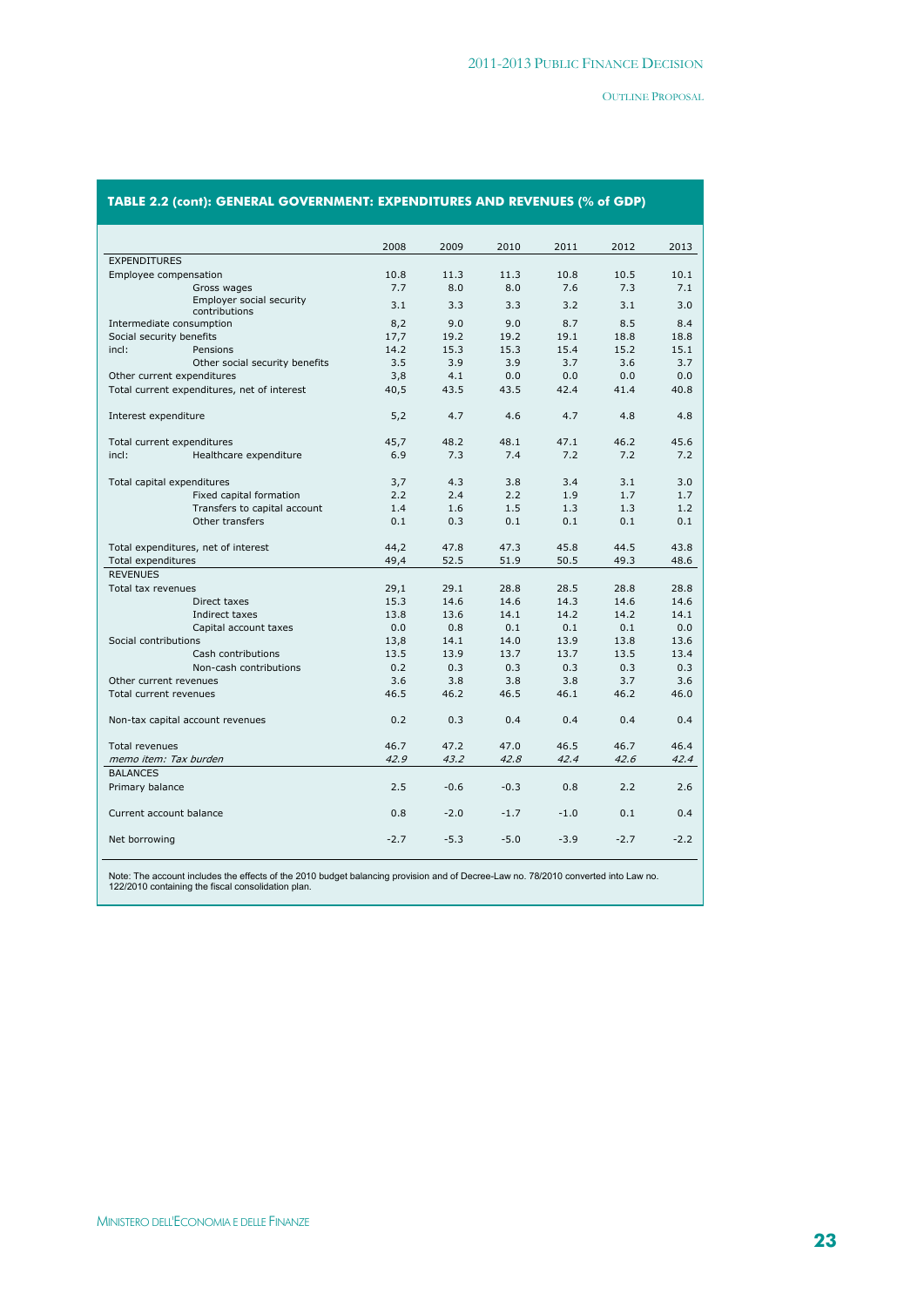**TABLE 2.2 (cont): GENERAL GOVERNMENT: EXPENDITURES AND REVENUES (% of GDP)**

| | 2008 | 2009 | 2010 | 2011 | 2012 | 2013 |
|---|---|---|---|---|---|---|
| EXPENDITURES | | | | | | |
| Employee compensation | 10.8 | 11.3 | 11.3 | 10.8 | 10.5 | 10.1 |
| Gross wages | 7.7 | 8.0 | 8.0 | 7.6 | 7.3 | 7.1 |
| Employer social security contributions | 3.1 | 3.3 | 3.3 | 3.2 | 3.1 | 3.0 |
| Intermediate consumption | 8,2 | 9.0 | 9.0 | 8.7 | 8.5 | 8.4 |
| Social security benefits | 17,7 | 19.2 | 19.2 | 19.1 | 18.8 | 18.8 |
| incl: Pensions | 14.2 | 15.3 | 15.3 | 15.4 | 15.2 | 15.1 |
| Other social security benefits | 3.5 | 3.9 | 3.9 | 3.7 | 3.6 | 3.7 |
| Other current expenditures | 3,8 | 4.1 | 0.0 | 0.0 | 0.0 | 0.0 |
| Total current expenditures, net of interest | 40,5 | 43.5 | 43.5 | 42.4 | 41.4 | 40.8 |
| Interest expenditure | 5,2 | 4.7 | 4.6 | 4.7 | 4.8 | 4.8 |
| Total current expenditures | 45,7 | 48.2 | 48.1 | 47.1 | 46.2 | 45.6 |
| incl: Healthcare expenditure | 6.9 | 7.3 | 7.4 | 7.2 | 7.2 | 7.2 |
| Total capital expenditures | 3,7 | 4.3 | 3.8 | 3.4 | 3.1 | 3.0 |
| Fixed capital formation | 2.2 | 2.4 | 2.2 | 1.9 | 1.7 | 1.7 |
| Transfers to capital account | 1.4 | 1.6 | 1.5 | 1.3 | 1.3 | 1.2 |
| Other transfers | 0.1 | 0.3 | 0.1 | 0.1 | 0.1 | 0.1 |
| Total expenditures, net of interest | 44,2 | 47.8 | 47.3 | 45.8 | 44.5 | 43.8 |
| Total expenditures | 49,4 | 52.5 | 51.9 | 50.5 | 49.3 | 48.6 |
| REVENUES | | | | | | |
| Total tax revenues | 29,1 | 29.1 | 28.8 | 28.5 | 28.8 | 28.8 |
| Direct taxes | 15.3 | 14.6 | 14.6 | 14.3 | 14.6 | 14.6 |
| Indirect taxes | 13.8 | 13.6 | 14.1 | 14.2 | 14.2 | 14.1 |
| Capital account taxes | 0.0 | 0.8 | 0.1 | 0.1 | 0.1 | 0.0 |
| Social contributions | 13,8 | 14.1 | 14.0 | 13.9 | 13.8 | 13.6 |
| Cash contributions | 13.5 | 13.9 | 13.7 | 13.7 | 13.5 | 13.4 |
| Non-cash contributions | 0.2 | 0.3 | 0.3 | 0.3 | 0.3 | 0.3 |
| Other current revenues | 3.6 | 3.8 | 3.8 | 3.8 | 3.7 | 3.6 |
| Total current revenues | 46.5 | 46.2 | 46.5 | 46.1 | 46.2 | 46.0 |
| Non-tax capital account revenues | 0.2 | 0.3 | 0.4 | 0.4 | 0.4 | 0.4 |
| Total revenues | 46.7 | 47.2 | 47.0 | 46.5 | 46.7 | 46.4 |
| *memo item: Tax burden* | *42.9* | *43.2* | *42.8* | *42.4* | *42.6* | *42.4* |
| BALANCES | | | | | | |
| Primary balance | 2.5 | -0.6 | -0.3 | 0.8 | 2.2 | 2.6 |
| Current account balance | 0.8 | -2.0 | -1.7 | -1.0 | 0.1 | 0.4 |
| Net borrowing | -2.7 | -5.3 | -5.0 | -3.9 | -2.7 | -2.2 |

Note: The account includes the effects of the 2010 budget balancing provision and of Decree-Law no. 78/2010 converted into Law no. 122/2010 containing the fiscal consolidation plan.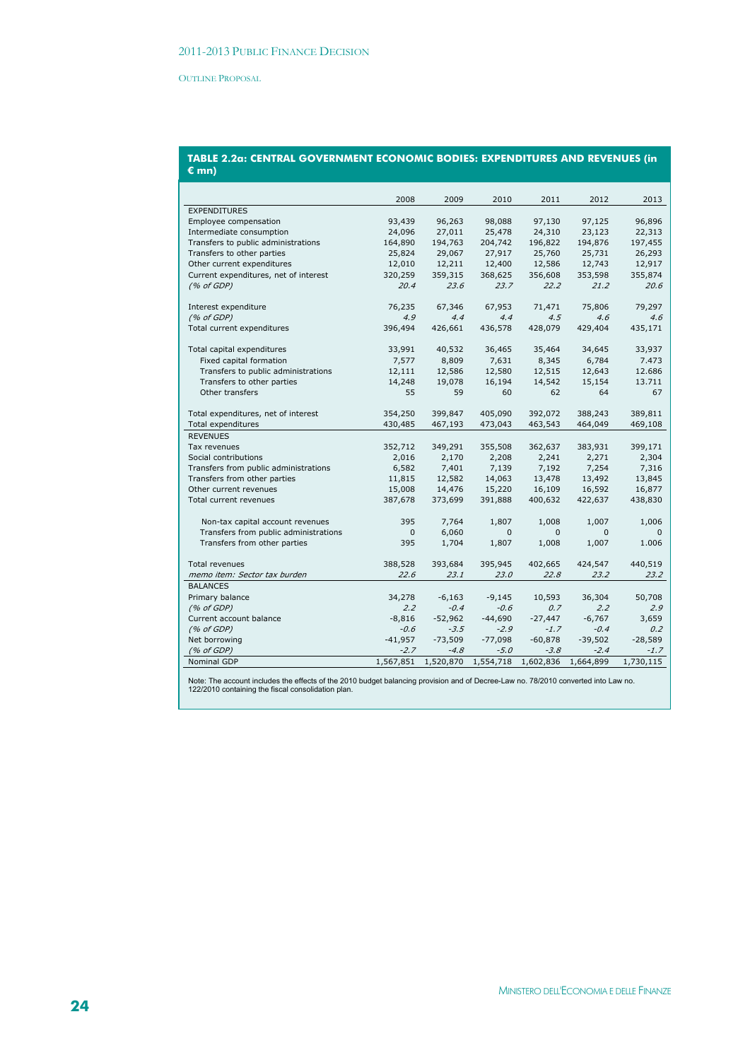**TABLE 2.2a: CENTRAL GOVERNMENT ECONOMIC BODIES: EXPENDITURES AND REVENUES (in € mn)**

| | 2008 | 2009 | 2010 | 2011 | 2012 | 2013 |
|---|---|---|---|---|---|---|
| EXPENDITURES | | | | | | |
| Employee compensation | 93,439 | 96,263 | 98,088 | 97,130 | 97,125 | 96,896 |
| Intermediate consumption | 24,096 | 27,011 | 25,478 | 24,310 | 23,123 | 22,313 |
| Transfers to public administrations | 164,890 | 194,763 | 204,742 | 196,822 | 194,876 | 197,455 |
| Transfers to other parties | 25,824 | 29,067 | 27,917 | 25,760 | 25,731 | 26,293 |
| Other current expenditures | 12,010 | 12,211 | 12,400 | 12,586 | 12,743 | 12,917 |
| Current expenditures, net of interest | 320,259 | 359,315 | 368,625 | 356,608 | 353,598 | 355,874 |
| *(% of GDP)* | *20.4* | *23.6* | *23.7* | *22.2* | *21.2* | *20.6* |
| | | | | | | |
| Interest expenditure | 76,235 | 67,346 | 67,953 | 71,471 | 75,806 | 79,297 |
| *(% of GDP)* | *4.9* | *4.4* | *4.4* | *4.5* | *4.6* | *4.6* |
| Total current expenditures | 396,494 | 426,661 | 436,578 | 428,079 | 429,404 | 435,171 |
| | | | | | | |
| Total capital expenditures | 33,991 | 40,532 | 36,465 | 35,464 | 34,645 | 33,937 |
| Fixed capital formation | 7,577 | 8,809 | 7,631 | 8,345 | 6,784 | 7.473 |
| Transfers to public administrations | 12,111 | 12,586 | 12,580 | 12,515 | 12,643 | 12.686 |
| Transfers to other parties | 14,248 | 19,078 | 16,194 | 14,542 | 15,154 | 13.711 |
| Other transfers | 55 | 59 | 60 | 62 | 64 | 67 |
| | | | | | | |
| Total expenditures, net of interest | 354,250 | 399,847 | 405,090 | 392,072 | 388,243 | 389,811 |
| Total expenditures | 430,485 | 467,193 | 473,043 | 463,543 | 464,049 | 469,108 |
| REVENUES | | | | | | |
| Tax revenues | 352,712 | 349,291 | 355,508 | 362,637 | 383,931 | 399,171 |
| Social contributions | 2,016 | 2,170 | 2,208 | 2,241 | 2,271 | 2,304 |
| Transfers from public administrations | 6,582 | 7,401 | 7,139 | 7,192 | 7,254 | 7,316 |
| Transfers from other parties | 11,815 | 12,582 | 14,063 | 13,478 | 13,492 | 13,845 |
| Other current revenues | 15,008 | 14,476 | 15,220 | 16,109 | 16,592 | 16,877 |
| Total current revenues | 387,678 | 373,699 | 391,888 | 400,632 | 422,637 | 438,830 |
| | | | | | | |
| Non-tax capital account revenues | 395 | 7,764 | 1,807 | 1,008 | 1,007 | 1,006 |
| Transfers from public administrations | 0 | 6,060 | 0 | 0 | 0 | 0 |
| Transfers from other parties | 395 | 1,704 | 1,807 | 1,008 | 1,007 | 1.006 |
| | | | | | | |
| Total revenues | 388,528 | 393,684 | 395,945 | 402,665 | 424,547 | 440,519 |
| *memo item: Sector tax burden* | *22.6* | *23.1* | *23.0* | *22.8* | *23.2* | *23.2* |
| BALANCES | | | | | | |
| Primary balance | 34,278 | -6,163 | -9,145 | 10,593 | 36,304 | 50,708 |
| *(% of GDP)* | *2.2* | *-0.4* | *-0.6* | *0.7* | *2.2* | *2.9* |
| Current account balance | -8,816 | -52,962 | -44,690 | -27,447 | -6,767 | 3,659 |
| *(% of GDP)* | *-0.6* | *-3.5* | *-2.9* | *-1.7* | *-0.4* | *0.2* |
| Net borrowing | -41,957 | -73,509 | -77,098 | -60,878 | -39,502 | -28,589 |
| *(% of GDP)* | *-2.7* | *-4.8* | *-5.0* | *-3.8* | *-2.4* | *-1.7* |
| Nominal GDP | 1,567,851 | 1,520,870 | 1,554,718 | 1,602,836 | 1,664,899 | 1,730,115 |

Note: The account includes the effects of the 2010 budget balancing provision and of Decree-Law no. 78/2010 converted into Law no. 122/2010 containing the fiscal consolidation plan.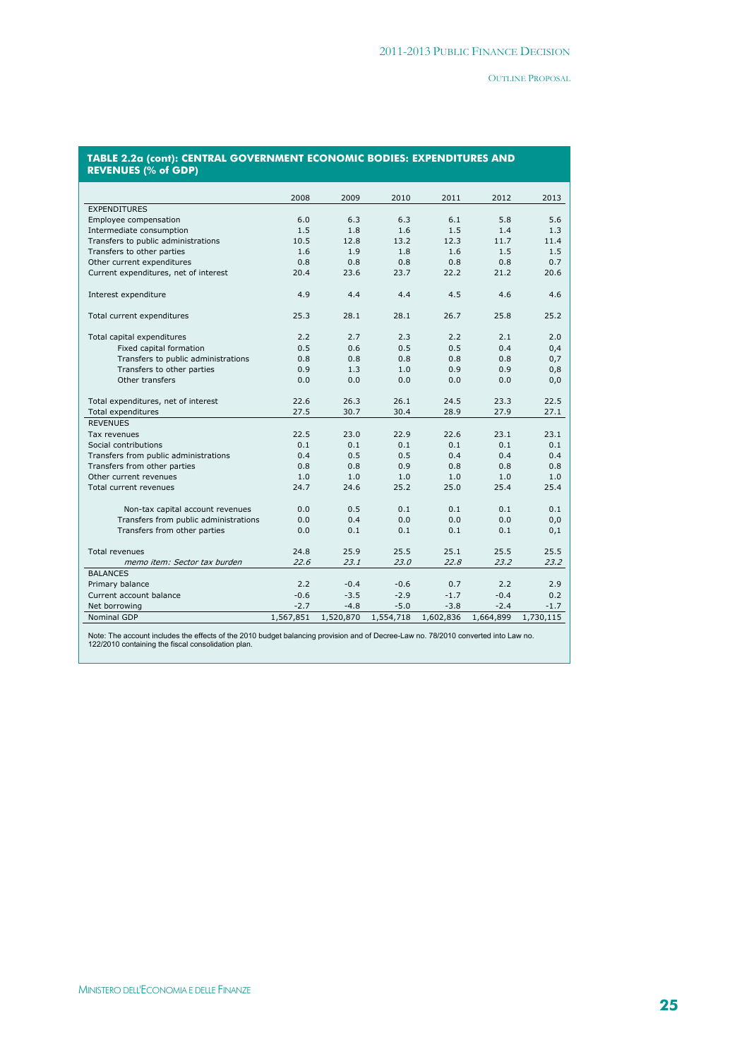## TABLE 2.2a (cont): CENTRAL GOVERNMENT ECONOMIC BODIES: EXPENDITURES AND REVENUES (% of GDP)

| | 2008 | 2009 | 2010 | 2011 | 2012 | 2013 |
|---|---|---|---|---|---|---|
| EXPENDITURES | | | | | | |
| Employee compensation | 6.0 | 6.3 | 6.3 | 6.1 | 5.8 | 5.6 |
| Intermediate consumption | 1.5 | 1.8 | 1.6 | 1.5 | 1.4 | 1.3 |
| Transfers to public administrations | 10.5 | 12.8 | 13.2 | 12.3 | 11.7 | 11.4 |
| Transfers to other parties | 1.6 | 1.9 | 1.8 | 1.6 | 1.5 | 1.5 |
| Other current expenditures | 0.8 | 0.8 | 0.8 | 0.8 | 0.8 | 0.7 |
| Current expenditures, net of interest | 20.4 | 23.6 | 23.7 | 22.2 | 21.2 | 20.6 |
| Interest expenditure | 4.9 | 4.4 | 4.4 | 4.5 | 4.6 | 4.6 |
| Total current expenditures | 25.3 | 28.1 | 28.1 | 26.7 | 25.8 | 25.2 |
| Total capital expenditures | 2.2 | 2.7 | 2.3 | 2.2 | 2.1 | 2.0 |
| Fixed capital formation | 0.5 | 0.6 | 0.5 | 0.5 | 0.4 | 0,4 |
| Transfers to public administrations | 0.8 | 0.8 | 0.8 | 0.8 | 0.8 | 0,7 |
| Transfers to other parties | 0.9 | 1.3 | 1.0 | 0.9 | 0.9 | 0,8 |
| Other transfers | 0.0 | 0.0 | 0.0 | 0.0 | 0.0 | 0,0 |
| Total expenditures, net of interest | 22.6 | 26.3 | 26.1 | 24.5 | 23.3 | 22.5 |
| Total expenditures | 27.5 | 30.7 | 30.4 | 28.9 | 27.9 | 27.1 |
| REVENUES | | | | | | |
| Tax revenues | 22.5 | 23.0 | 22.9 | 22.6 | 23.1 | 23.1 |
| Social contributions | 0.1 | 0.1 | 0.1 | 0.1 | 0.1 | 0.1 |
| Transfers from public administrations | 0.4 | 0.5 | 0.5 | 0.4 | 0.4 | 0.4 |
| Transfers from other parties | 0.8 | 0.8 | 0.9 | 0.8 | 0.8 | 0.8 |
| Other current revenues | 1.0 | 1.0 | 1.0 | 1.0 | 1.0 | 1.0 |
| Total current revenues | 24.7 | 24.6 | 25.2 | 25.0 | 25.4 | 25.4 |
| Non-tax capital account revenues | 0.0 | 0.5 | 0.1 | 0.1 | 0.1 | 0.1 |
| Transfers from public administrations | 0.0 | 0.4 | 0.0 | 0.0 | 0.0 | 0,0 |
| Transfers from other parties | 0.0 | 0.1 | 0.1 | 0.1 | 0.1 | 0,1 |
| Total revenues | 24.8 | 25.9 | 25.5 | 25.1 | 25.5 | 25.5 |
| *memo item: Sector tax burden* | *22.6* | *23.1* | *23.0* | *22.8* | *23.2* | *23.2* |
| BALANCES | | | | | | |
| Primary balance | 2.2 | -0.4 | -0.6 | 0.7 | 2.2 | 2.9 |
| Current account balance | -0.6 | -3.5 | -2.9 | -1.7 | -0.4 | 0.2 |
| Net borrowing | -2.7 | -4.8 | -5.0 | -3.8 | -2.4 | -1.7 |
| Nominal GDP | 1,567,851 | 1,520,870 | 1,554,718 | 1,602,836 | 1,664,899 | 1,730,115 |

Note: The account includes the effects of the 2010 budget balancing provision and of Decree-Law no. 78/2010 converted into Law no. 122/2010 containing the fiscal consolidation plan.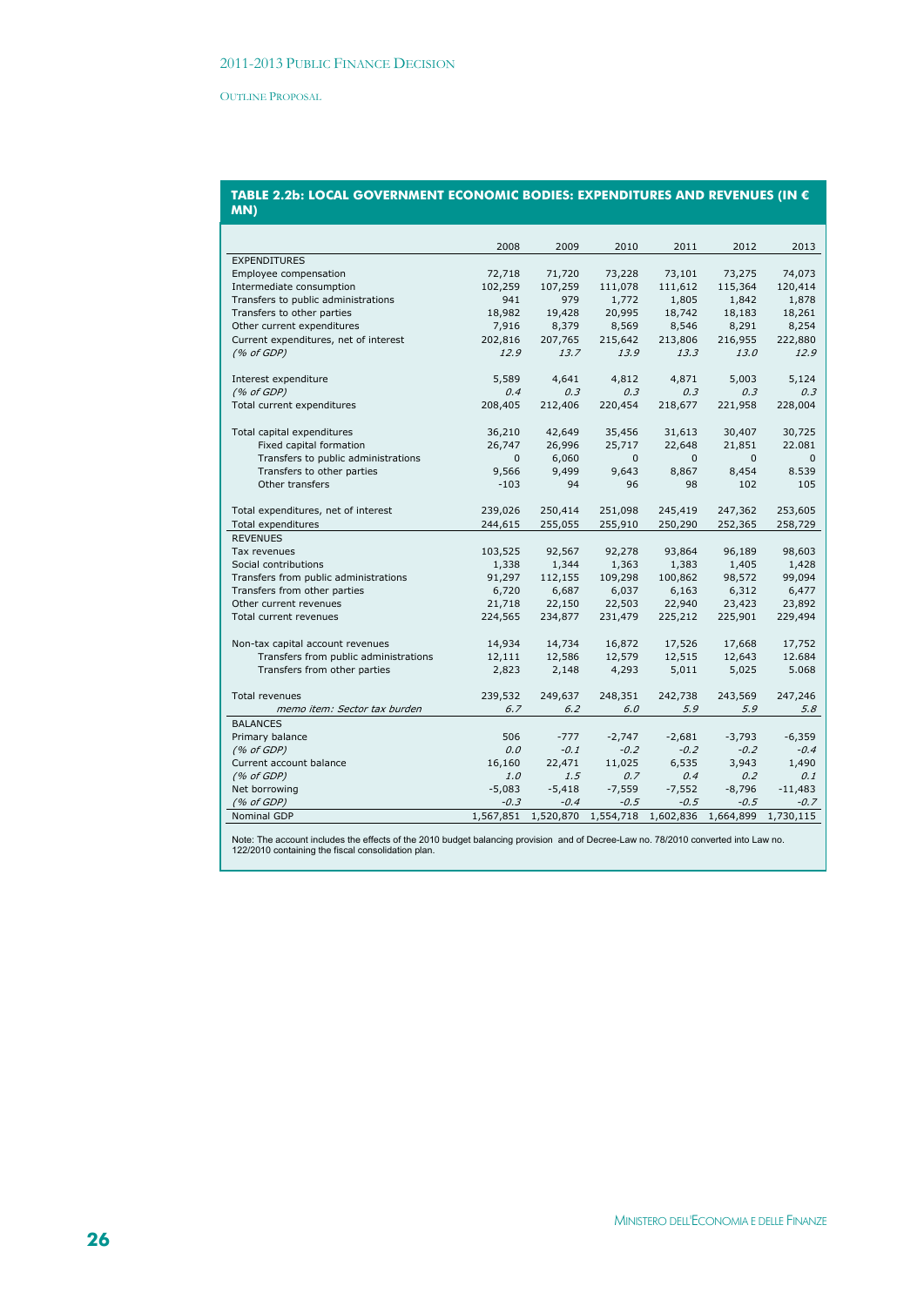**TABLE 2.2b: LOCAL GOVERNMENT ECONOMIC BODIES: EXPENDITURES AND REVENUES (IN € MN)**

| | 2008 | 2009 | 2010 | 2011 | 2012 | 2013 |
|---|---|---|---|---|---|---|
| EXPENDITURES | | | | | | |
| Employee compensation | 72,718 | 71,720 | 73,228 | 73,101 | 73,275 | 74,073 |
| Intermediate consumption | 102,259 | 107,259 | 111,078 | 111,612 | 115,364 | 120,414 |
| Transfers to public administrations | 941 | 979 | 1,772 | 1,805 | 1,842 | 1,878 |
| Transfers to other parties | 18,982 | 19,428 | 20,995 | 18,742 | 18,183 | 18,261 |
| Other current expenditures | 7,916 | 8,379 | 8,569 | 8,546 | 8,291 | 8,254 |
| Current expenditures, net of interest | 202,816 | 207,765 | 215,642 | 213,806 | 216,955 | 222,880 |
| *(% of GDP)* | *12.9* | *13.7* | *13.9* | *13.3* | *13.0* | *12.9* |
| Interest expenditure | 5,589 | 4,641 | 4,812 | 4,871 | 5,003 | 5,124 |
| *(% of GDP)* | *0.4* | *0.3* | *0.3* | *0.3* | *0.3* | *0.3* |
| Total current expenditures | 208,405 | 212,406 | 220,454 | 218,677 | 221,958 | 228,004 |
| Total capital expenditures | 36,210 | 42,649 | 35,456 | 31,613 | 30,407 | 30,725 |
| Fixed capital formation | 26,747 | 26,996 | 25,717 | 22,648 | 21,851 | 22.081 |
| Transfers to public administrations | 0 | 6,060 | 0 | 0 | 0 | 0 |
| Transfers to other parties | 9,566 | 9,499 | 9,643 | 8,867 | 8,454 | 8.539 |
| Other transfers | -103 | 94 | 96 | 98 | 102 | 105 |
| Total expenditures, net of interest | 239,026 | 250,414 | 251,098 | 245,419 | 247,362 | 253,605 |
| Total expenditures | 244,615 | 255,055 | 255,910 | 250,290 | 252,365 | 258,729 |
| REVENUES | | | | | | |
| Tax revenues | 103,525 | 92,567 | 92,278 | 93,864 | 96,189 | 98,603 |
| Social contributions | 1,338 | 1,344 | 1,363 | 1,383 | 1,405 | 1,428 |
| Transfers from public administrations | 91,297 | 112,155 | 109,298 | 100,862 | 98,572 | 99,094 |
| Transfers from other parties | 6,720 | 6,687 | 6,037 | 6,163 | 6,312 | 6,477 |
| Other current revenues | 21,718 | 22,150 | 22,503 | 22,940 | 23,423 | 23,892 |
| Total current revenues | 224,565 | 234,877 | 231,479 | 225,212 | 225,901 | 229,494 |
| Non-tax capital account revenues | 14,934 | 14,734 | 16,872 | 17,526 | 17,668 | 17,752 |
| Transfers from public administrations | 12,111 | 12,586 | 12,579 | 12,515 | 12,643 | 12.684 |
| Transfers from other parties | 2,823 | 2,148 | 4,293 | 5,011 | 5,025 | 5.068 |
| Total revenues | 239,532 | 249,637 | 248,351 | 242,738 | 243,569 | 247,246 |
| *memo item: Sector tax burden* | *6.7* | *6.2* | *6.0* | *5.9* | *5.9* | *5.8* |
| BALANCES | | | | | | |
| Primary balance | 506 | -777 | -2,747 | -2,681 | -3,793 | -6,359 |
| *(% of GDP)* | *0.0* | *-0.1* | *-0.2* | *-0.2* | *-0.2* | *-0.4* |
| Current account balance | 16,160 | 22,471 | 11,025 | 6,535 | 3,943 | 1,490 |
| *(% of GDP)* | *1.0* | *1.5* | *0.7* | *0.4* | *0.2* | *0.1* |
| Net borrowing | -5,083 | -5,418 | -7,559 | -7,552 | -8,796 | -11,483 |
| *(% of GDP)* | *-0.3* | *-0.4* | *-0.5* | *-0.5* | *-0.5* | *-0.7* |
| Nominal GDP | 1,567,851 | 1,520,870 | 1,554,718 | 1,602,836 | 1,664,899 | 1,730,115 |

Note: The account includes the effects of the 2010 budget balancing provision and of Decree-Law no. 78/2010 converted into Law no. 122/2010 containing the fiscal consolidation plan.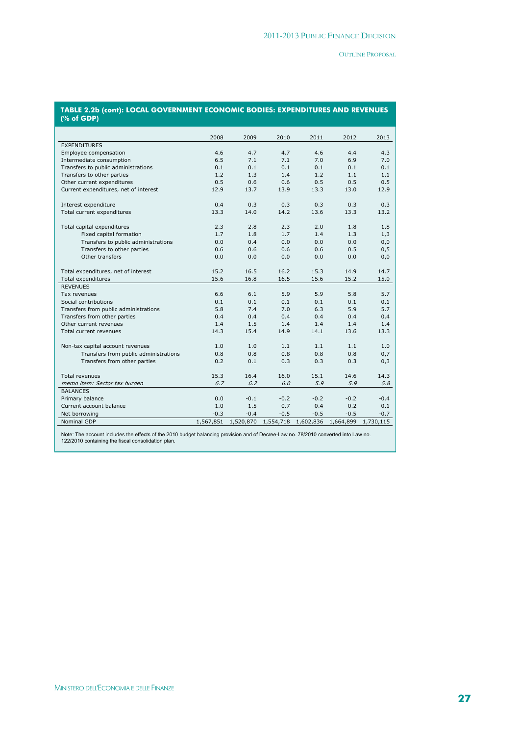**TABLE 2.2b (cont): LOCAL GOVERNMENT ECONOMIC BODIES: EXPENDITURES AND REVENUES (% of GDP)**

| | 2008 | 2009 | 2010 | 2011 | 2012 | 2013 |
|---|---|---|---|---|---|---|
| EXPENDITURES | | | | | | |
| Employee compensation | 4.6 | 4.7 | 4.7 | 4.6 | 4.4 | 4.3 |
| Intermediate consumption | 6.5 | 7.1 | 7.1 | 7.0 | 6.9 | 7.0 |
| Transfers to public administrations | 0.1 | 0.1 | 0.1 | 0.1 | 0.1 | 0.1 |
| Transfers to other parties | 1.2 | 1.3 | 1.4 | 1.2 | 1.1 | 1.1 |
| Other current expenditures | 0.5 | 0.6 | 0.6 | 0.5 | 0.5 | 0.5 |
| Current expenditures, net of interest | 12.9 | 13.7 | 13.9 | 13.3 | 13.0 | 12.9 |
| | | | | | | |
| Interest expenditure | 0.4 | 0.3 | 0.3 | 0.3 | 0.3 | 0.3 |
| Total current expenditures | 13.3 | 14.0 | 14.2 | 13.6 | 13.3 | 13.2 |
| | | | | | | |
| Total capital expenditures | 2.3 | 2.8 | 2.3 | 2.0 | 1.8 | 1.8 |
| Fixed capital formation | 1.7 | 1.8 | 1.7 | 1.4 | 1.3 | 1,3 |
| Transfers to public administrations | 0.0 | 0.4 | 0.0 | 0.0 | 0.0 | 0,0 |
| Transfers to other parties | 0.6 | 0.6 | 0.6 | 0.6 | 0.5 | 0,5 |
| Other transfers | 0.0 | 0.0 | 0.0 | 0.0 | 0.0 | 0,0 |
| | | | | | | |
| Total expenditures, net of interest | 15.2 | 16.5 | 16.2 | 15.3 | 14.9 | 14.7 |
| Total expenditures | 15.6 | 16.8 | 16.5 | 15.6 | 15.2 | 15.0 |
| REVENUES | | | | | | |
| Tax revenues | 6.6 | 6.1 | 5.9 | 5.9 | 5.8 | 5.7 |
| Social contributions | 0.1 | 0.1 | 0.1 | 0.1 | 0.1 | 0.1 |
| Transfers from public administrations | 5.8 | 7.4 | 7.0 | 6.3 | 5.9 | 5.7 |
| Transfers from other parties | 0.4 | 0.4 | 0.4 | 0.4 | 0.4 | 0.4 |
| Other current revenues | 1.4 | 1.5 | 1.4 | 1.4 | 1.4 | 1.4 |
| Total current revenues | 14.3 | 15.4 | 14.9 | 14.1 | 13.6 | 13.3 |
| | | | | | | |
| Non-tax capital account revenues | 1.0 | 1.0 | 1.1 | 1.1 | 1.1 | 1.0 |
| Transfers from public administrations | 0.8 | 0.8 | 0.8 | 0.8 | 0.8 | 0,7 |
| Transfers from other parties | 0.2 | 0.1 | 0.3 | 0.3 | 0.3 | 0,3 |
| | | | | | | |
| Total revenues | 15.3 | 16.4 | 16.0 | 15.1 | 14.6 | 14.3 |
| *memo item: Sector tax burden* | *6.7* | *6.2* | *6.0* | *5.9* | *5.9* | *5.8* |
| BALANCES | | | | | | |
| Primary balance | 0.0 | -0.1 | -0.2 | -0.2 | -0.2 | -0.4 |
| Current account balance | 1.0 | 1.5 | 0.7 | 0.4 | 0.2 | 0.1 |
| Net borrowing | -0.3 | -0.4 | -0.5 | -0.5 | -0.5 | -0.7 |
| Nominal GDP | 1,567,851 | 1,520,870 | 1,554,718 | 1,602,836 | 1,664,899 | 1,730,115 |

Note: The account includes the effects of the 2010 budget balancing provision and of Decree-Law no. 78/2010 converted into Law no. 122/2010 containing the fiscal consolidation plan.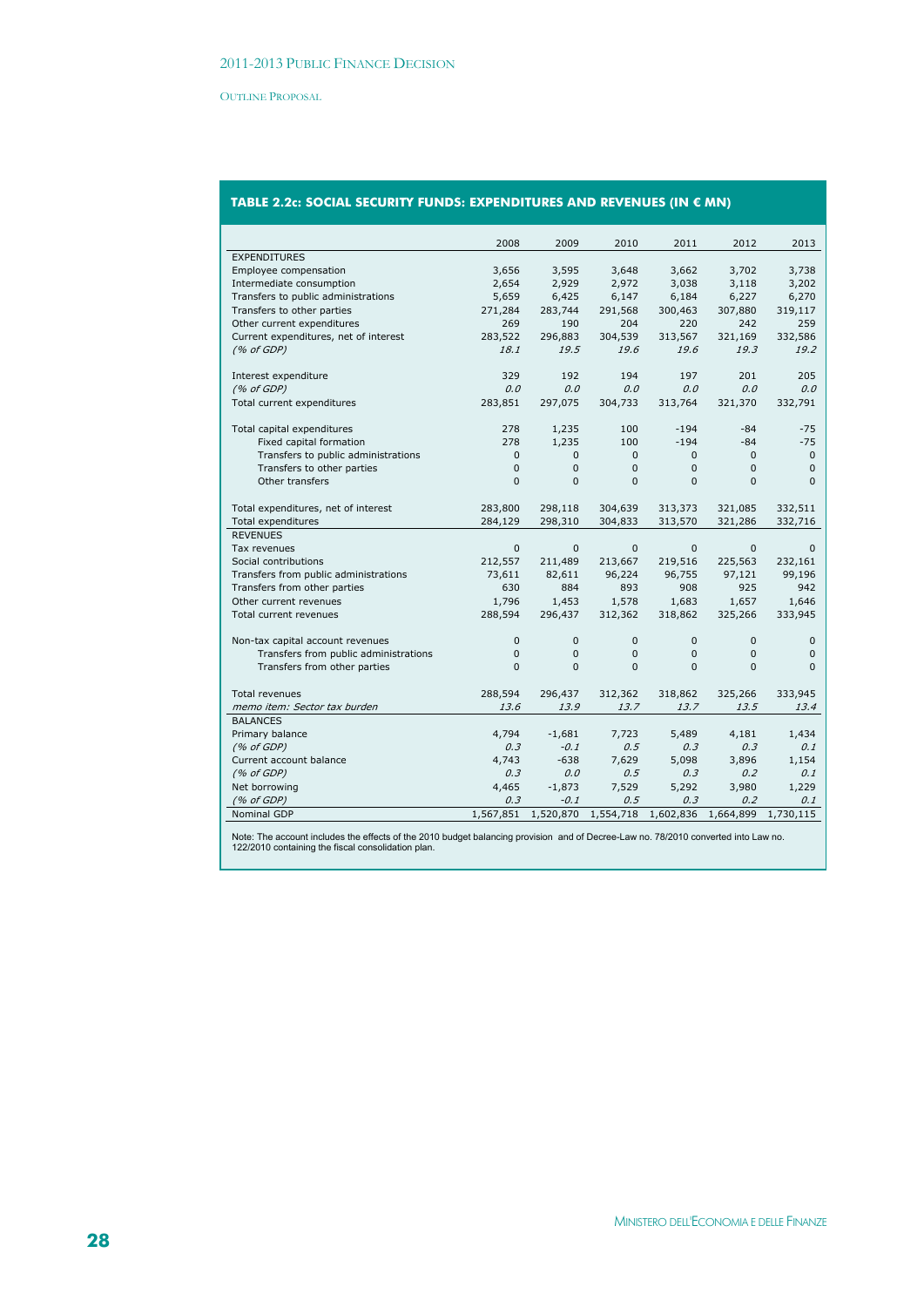### TABLE 2.2c: SOCIAL SECURITY FUNDS: EXPENDITURES AND REVENUES (IN € MN)

| | 2008 | 2009 | 2010 | 2011 | 2012 | 2013 |
|---|---|---|---|---|---|---|
| EXPENDITURES | | | | | | |
| Employee compensation | 3,656 | 3,595 | 3,648 | 3,662 | 3,702 | 3,738 |
| Intermediate consumption | 2,654 | 2,929 | 2,972 | 3,038 | 3,118 | 3,202 |
| Transfers to public administrations | 5,659 | 6,425 | 6,147 | 6,184 | 6,227 | 6,270 |
| Transfers to other parties | 271,284 | 283,744 | 291,568 | 300,463 | 307,880 | 319,117 |
| Other current expenditures | 269 | 190 | 204 | 220 | 242 | 259 |
| Current expenditures, net of interest | 283,522 | 296,883 | 304,539 | 313,567 | 321,169 | 332,586 |
| *(% of GDP)* | *18.1* | *19.5* | *19.6* | *19.6* | *19.3* | *19.2* |
| Interest expenditure | 329 | 192 | 194 | 197 | 201 | 205 |
| *(% of GDP)* | *0.0* | *0.0* | *0.0* | *0.0* | *0.0* | *0.0* |
| Total current expenditures | 283,851 | 297,075 | 304,733 | 313,764 | 321,370 | 332,791 |
| Total capital expenditures | 278 | 1,235 | 100 | -194 | -84 | -75 |
| Fixed capital formation | 278 | 1,235 | 100 | -194 | -84 | -75 |
| Transfers to public administrations | 0 | 0 | 0 | 0 | 0 | 0 |
| Transfers to other parties | 0 | 0 | 0 | 0 | 0 | 0 |
| Other transfers | 0 | 0 | 0 | 0 | 0 | 0 |
| Total expenditures, net of interest | 283,800 | 298,118 | 304,639 | 313,373 | 321,085 | 332,511 |
| Total expenditures | 284,129 | 298,310 | 304,833 | 313,570 | 321,286 | 332,716 |
| REVENUES | | | | | | |
| Tax revenues | 0 | 0 | 0 | 0 | 0 | 0 |
| Social contributions | 212,557 | 211,489 | 213,667 | 219,516 | 225,563 | 232,161 |
| Transfers from public administrations | 73,611 | 82,611 | 96,224 | 96,755 | 97,121 | 99,196 |
| Transfers from other parties | 630 | 884 | 893 | 908 | 925 | 942 |
| Other current revenues | 1,796 | 1,453 | 1,578 | 1,683 | 1,657 | 1,646 |
| Total current revenues | 288,594 | 296,437 | 312,362 | 318,862 | 325,266 | 333,945 |
| Non-tax capital account revenues | 0 | 0 | 0 | 0 | 0 | 0 |
| Transfers from public administrations | 0 | 0 | 0 | 0 | 0 | 0 |
| Transfers from other parties | 0 | 0 | 0 | 0 | 0 | 0 |
| Total revenues | 288,594 | 296,437 | 312,362 | 318,862 | 325,266 | 333,945 |
| *memo item: Sector tax burden* | *13.6* | *13.9* | *13.7* | *13.7* | *13.5* | *13.4* |
| BALANCES | | | | | | |
| Primary balance | 4,794 | -1,681 | 7,723 | 5,489 | 4,181 | 1,434 |
| *(% of GDP)* | *0.3* | *-0.1* | *0.5* | *0.3* | *0.3* | *0.1* |
| Current account balance | 4,743 | -638 | 7,629 | 5,098 | 3,896 | 1,154 |
| *(% of GDP)* | *0.3* | *0.0* | *0.5* | *0.3* | *0.2* | *0.1* |
| Net borrowing | 4,465 | -1,873 | 7,529 | 5,292 | 3,980 | 1,229 |
| *(% of GDP)* | *0.3* | *-0.1* | *0.5* | *0.3* | *0.2* | *0.1* |
| Nominal GDP | 1,567,851 | 1,520,870 | 1,554,718 | 1,602,836 | 1,664,899 | 1,730,115 |

Note: The account includes the effects of the 2010 budget balancing provision and of Decree-Law no. 78/2010 converted into Law no. 122/2010 containing the fiscal consolidation plan.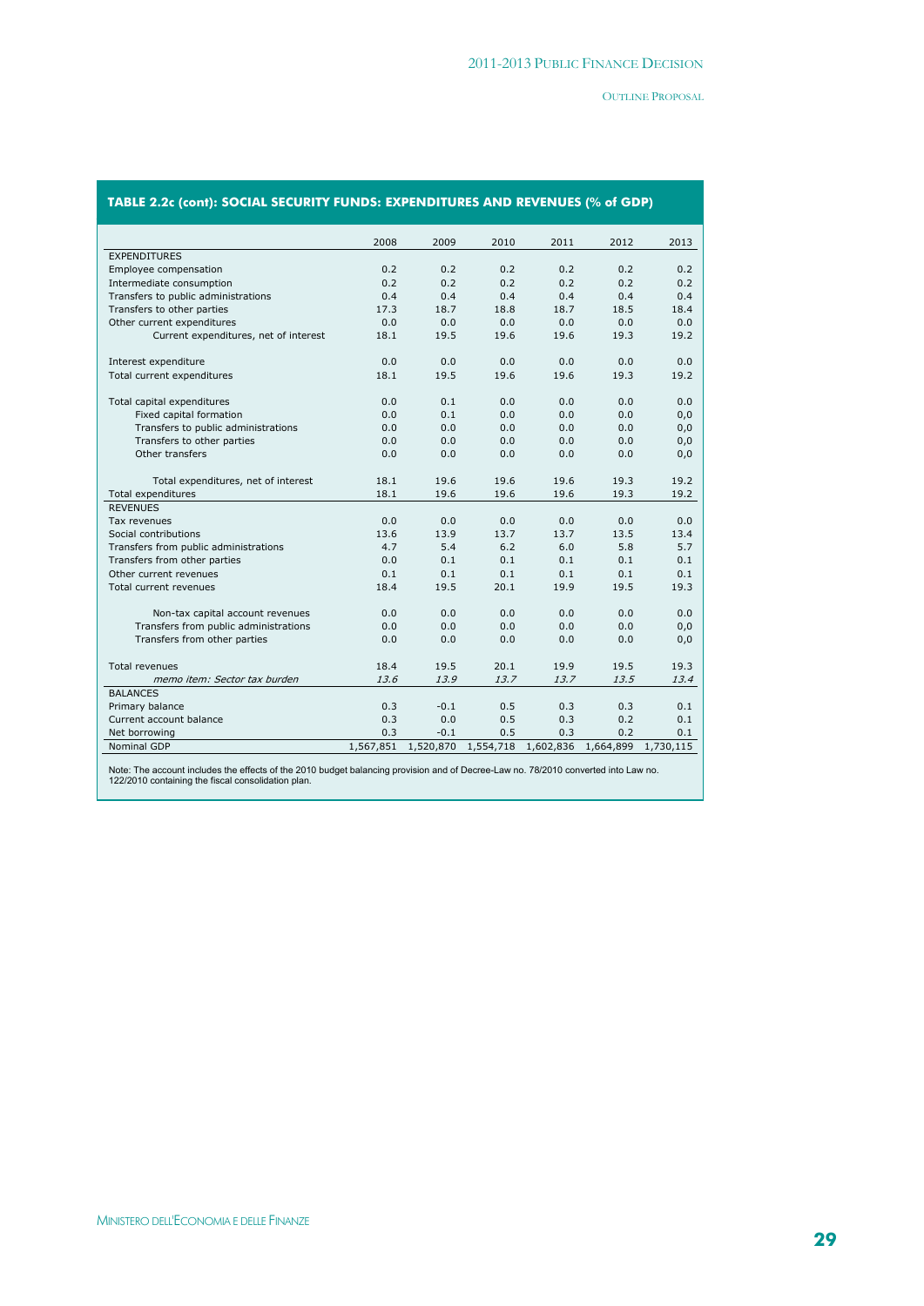## TABLE 2.2c (cont): SOCIAL SECURITY FUNDS: EXPENDITURES AND REVENUES (% of GDP)

| | 2008 | 2009 | 2010 | 2011 | 2012 | 2013 |
|---|---|---|---|---|---|---|
| EXPENDITURES | | | | | | |
| Employee compensation | 0.2 | 0.2 | 0.2 | 0.2 | 0.2 | 0.2 |
| Intermediate consumption | 0.2 | 0.2 | 0.2 | 0.2 | 0.2 | 0.2 |
| Transfers to public administrations | 0.4 | 0.4 | 0.4 | 0.4 | 0.4 | 0.4 |
| Transfers to other parties | 17.3 | 18.7 | 18.8 | 18.7 | 18.5 | 18.4 |
| Other current expenditures | 0.0 | 0.0 | 0.0 | 0.0 | 0.0 | 0.0 |
| Current expenditures, net of interest | 18.1 | 19.5 | 19.6 | 19.6 | 19.3 | 19.2 |
| Interest expenditure | 0.0 | 0.0 | 0.0 | 0.0 | 0.0 | 0.0 |
| Total current expenditures | 18.1 | 19.5 | 19.6 | 19.6 | 19.3 | 19.2 |
| Total capital expenditures | 0.0 | 0.1 | 0.0 | 0.0 | 0.0 | 0.0 |
| Fixed capital formation | 0.0 | 0.1 | 0.0 | 0.0 | 0.0 | 0,0 |
| Transfers to public administrations | 0.0 | 0.0 | 0.0 | 0.0 | 0.0 | 0,0 |
| Transfers to other parties | 0.0 | 0.0 | 0.0 | 0.0 | 0.0 | 0,0 |
| Other transfers | 0.0 | 0.0 | 0.0 | 0.0 | 0.0 | 0,0 |
| Total expenditures, net of interest | 18.1 | 19.6 | 19.6 | 19.6 | 19.3 | 19.2 |
| Total expenditures | 18.1 | 19.6 | 19.6 | 19.6 | 19.3 | 19.2 |
| REVENUES | | | | | | |
| Tax revenues | 0.0 | 0.0 | 0.0 | 0.0 | 0.0 | 0.0 |
| Social contributions | 13.6 | 13.9 | 13.7 | 13.7 | 13.5 | 13.4 |
| Transfers from public administrations | 4.7 | 5.4 | 6.2 | 6.0 | 5.8 | 5.7 |
| Transfers from other parties | 0.0 | 0.1 | 0.1 | 0.1 | 0.1 | 0.1 |
| Other current revenues | 0.1 | 0.1 | 0.1 | 0.1 | 0.1 | 0.1 |
| Total current revenues | 18.4 | 19.5 | 20.1 | 19.9 | 19.5 | 19.3 |
| Non-tax capital account revenues | 0.0 | 0.0 | 0.0 | 0.0 | 0.0 | 0.0 |
| Transfers from public administrations | 0.0 | 0.0 | 0.0 | 0.0 | 0.0 | 0,0 |
| Transfers from other parties | 0.0 | 0.0 | 0.0 | 0.0 | 0.0 | 0,0 |
| Total revenues | 18.4 | 19.5 | 20.1 | 19.9 | 19.5 | 19.3 |
| *memo item: Sector tax burden* | *13.6* | *13.9* | *13.7* | *13.7* | *13.5* | *13.4* |
| BALANCES | | | | | | |
| Primary balance | 0.3 | -0.1 | 0.5 | 0.3 | 0.3 | 0.1 |
| Current account balance | 0.3 | 0.0 | 0.5 | 0.3 | 0.2 | 0.1 |
| Net borrowing | 0.3 | -0.1 | 0.5 | 0.3 | 0.2 | 0.1 |
| Nominal GDP | 1,567,851 | 1,520,870 | 1,554,718 | 1,602,836 | 1,664,899 | 1,730,115 |

Note: The account includes the effects of the 2010 budget balancing provision and of Decree-Law no. 78/2010 converted into Law no. 122/2010 containing the fiscal consolidation plan.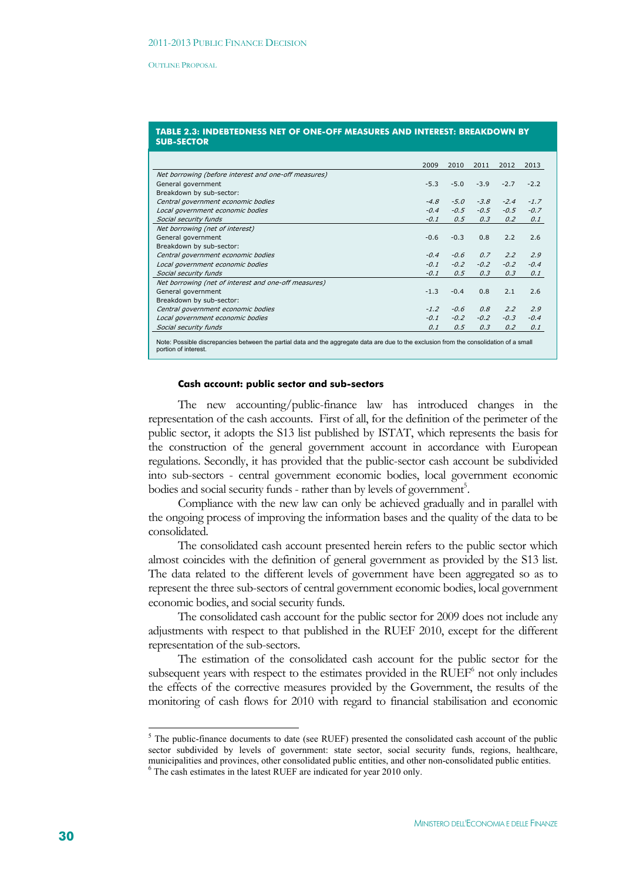**TABLE 2.3: INDEBTEDNESS NET OF ONE-OFF MEASURES AND INTEREST: BREAKDOWN BY SUB-SECTOR**

| | 2009 | 2010 | 2011 | 2012 | 2013 |
|---|---|---|---|---|---|
| *Net borrowing (before interest and one-off measures)* | | | | | |
| General government | -5.3 | -5.0 | -3.9 | -2.7 | -2.2 |
| Breakdown by sub-sector: | | | | | |
| *Central government economic bodies* | *-4.8* | *-5.0* | *-3.8* | *-2.4* | *-1.7* |
| *Local government economic bodies* | *-0.4* | *-0.5* | *-0.5* | *-0.5* | *-0.7* |
| *Social security funds* | *-0.1* | *0.5* | *0.3* | *0.2* | *0.1* |
| *Net borrowing (net of interest)* | | | | | |
| General government | -0.6 | -0.3 | 0.8 | 2.2 | 2.6 |
| Breakdown by sub-sector: | | | | | |
| *Central government economic bodies* | *-0.4* | *-0.6* | *0.7* | *2.2* | *2.9* |
| *Local government economic bodies* | *-0.1* | *-0.2* | *-0.2* | *-0.2* | *-0.4* |
| *Social security funds* | *-0.1* | *0.5* | *0.3* | *0.3* | *0.1* |
| *Net borrowing (net of interest and one-off measures)* | | | | | |
| General government | -1.3 | -0.4 | 0.8 | 2.1 | 2.6 |
| Breakdown by sub-sector: | | | | | |
| *Central government economic bodies* | *-1.2* | *-0.6* | *0.8* | *2.2* | *2.9* |
| *Local government economic bodies* | *-0.1* | *-0.2* | *-0.2* | *-0.3* | *-0.4* |
| *Social security funds* | *0.1* | *0.5* | *0.3* | *0.2* | *0.1* |

Note: Possible discrepancies between the partial data and the aggregate data are due to the exclusion from the consolidation of a small portion of interest.

#### Cash account: public sector and sub-sectors

The new accounting/public-finance law has introduced changes in the representation of the cash accounts. First of all, for the definition of the perimeter of the public sector, it adopts the S13 list published by ISTAT, which represents the basis for the construction of the general government account in accordance with European regulations. Secondly, it has provided that the public-sector cash account be subdivided into sub-sectors - central government economic bodies, local government economic bodies and social security funds - rather than by levels of government[5].

Compliance with the new law can only be achieved gradually and in parallel with the ongoing process of improving the information bases and the quality of the data to be consolidated.

The consolidated cash account presented herein refers to the public sector which almost coincides with the definition of general government as provided by the S13 list. The data related to the different levels of government have been aggregated so as to represent the three sub-sectors of central government economic bodies, local government economic bodies, and social security funds.

The consolidated cash account for the public sector for 2009 does not include any adjustments with respect to that published in the RUEF 2010, except for the different representation of the sub-sectors.

The estimation of the consolidated cash account for the public sector for the subsequent years with respect to the estimates provided in the RUEF[6] not only includes the effects of the corrective measures provided by the Government, the results of the monitoring of cash flows for 2010 with regard to financial stabilisation and economic

[5] The public-finance documents to date (see RUEF) presented the consolidated cash account of the public sector subdivided by levels of government: state sector, social security funds, regions, healthcare, municipalities and provinces, other consolidated public entities, and other non-consolidated public entities.

[6] The cash estimates in the latest RUEF are indicated for year 2010 only.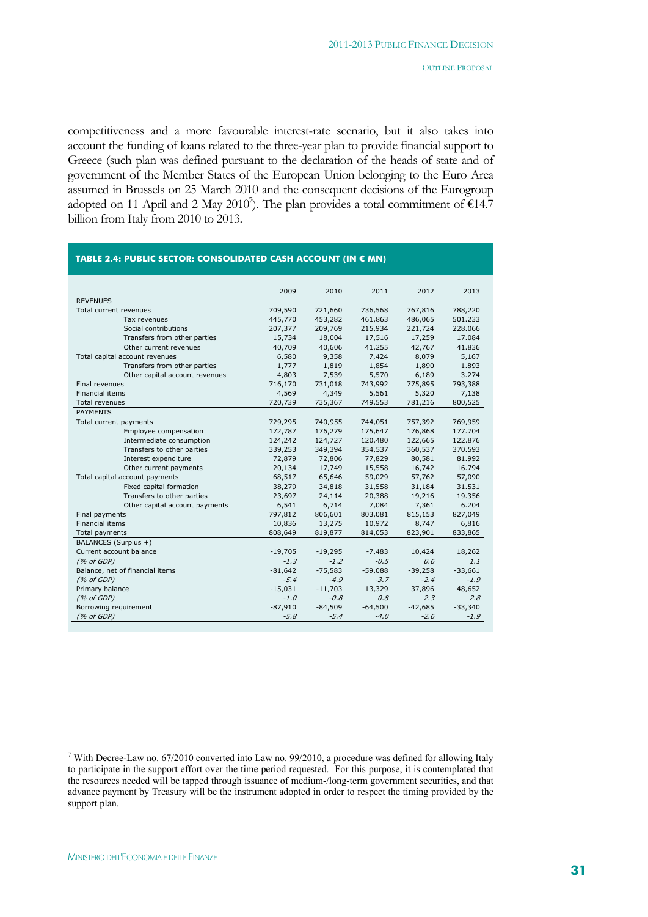competitiveness and a more favourable interest-rate scenario, but it also takes into account the funding of loans related to the three-year plan to provide financial support to Greece (such plan was defined pursuant to the declaration of the heads of state and of government of the Member States of the European Union belonging to the Euro Area assumed in Brussels on 25 March 2010 and the consequent decisions of the Eurogroup adopted on 11 April and 2 May 2010[7]). The plan provides a total commitment of €14.7 billion from Italy from 2010 to 2013.

**TABLE 2.4: PUBLIC SECTOR: CONSOLIDATED CASH ACCOUNT (IN € MN)**

| | 2009 | 2010 | 2011 | 2012 | 2013 |
|---|---|---|---|---|---|
| REVENUES | | | | | |
| Total current revenues | 709,590 | 721,660 | 736,568 | 767,816 | 788,220 |
| Tax revenues | 445,770 | 453,282 | 461,863 | 486,065 | 501.233 |
| Social contributions | 207,377 | 209,769 | 215,934 | 221,724 | 228.066 |
| Transfers from other parties | 15,734 | 18,004 | 17,516 | 17,259 | 17.084 |
| Other current revenues | 40,709 | 40,606 | 41,255 | 42,767 | 41.836 |
| Total capital account revenues | 6,580 | 9,358 | 7,424 | 8,079 | 5,167 |
| Transfers from other parties | 1,777 | 1,819 | 1,854 | 1,890 | 1.893 |
| Other capital account revenues | 4,803 | 7,539 | 5,570 | 6,189 | 3.274 |
| Final revenues | 716,170 | 731,018 | 743,992 | 775,895 | 793,388 |
| Financial items | 4,569 | 4,349 | 5,561 | 5,320 | 7,138 |
| Total revenues | 720,739 | 735,367 | 749,553 | 781,216 | 800,525 |
| PAYMENTS | | | | | |
| Total current payments | 729,295 | 740,955 | 744,051 | 757,392 | 769,959 |
| Employee compensation | 172,787 | 176,279 | 175,647 | 176,868 | 177.704 |
| Intermediate consumption | 124,242 | 124,727 | 120,480 | 122,665 | 122.876 |
| Transfers to other parties | 339,253 | 349,394 | 354,537 | 360,537 | 370.593 |
| Interest expenditure | 72,879 | 72,806 | 77,829 | 80,581 | 81.992 |
| Other current payments | 20,134 | 17,749 | 15,558 | 16,742 | 16.794 |
| Total capital account payments | 68,517 | 65,646 | 59,029 | 57,762 | 57,090 |
| Fixed capital formation | 38,279 | 34,818 | 31,558 | 31,184 | 31.531 |
| Transfers to other parties | 23,697 | 24,114 | 20,388 | 19,216 | 19.356 |
| Other capital account payments | 6,541 | 6,714 | 7,084 | 7,361 | 6.204 |
| Final payments | 797,812 | 806,601 | 803,081 | 815,153 | 827,049 |
| Financial items | 10,836 | 13,275 | 10,972 | 8,747 | 6,816 |
| Total payments | 808,649 | 819,877 | 814,053 | 823,901 | 833,865 |
| BALANCES (Surplus +) | | | | | |
| Current account balance | -19,705 | -19,295 | -7,483 | 10,424 | 18,262 |
| *(% of GDP)* | *-1.3* | *-1.2* | *-0.5* | *0.6* | *1.1* |
| Balance, net of financial items | -81,642 | -75,583 | -59,088 | -39,258 | -33,661 |
| *(% of GDP)* | *-5.4* | *-4.9* | *-3.7* | *-2.4* | *-1.9* |
| Primary balance | -15,031 | -11,703 | 13,329 | 37,896 | 48,652 |
| *(% of GDP)* | *-1.0* | *-0.8* | *0.8* | *2.3* | *2.8* |
| Borrowing requirement | -87,910 | -84,509 | -64,500 | -42,685 | -33,340 |
| *(% of GDP)* | *-5.8* | *-5.4* | *-4.0* | *-2.6* | *-1.9* |

[7] With Decree-Law no. 67/2010 converted into Law no. 99/2010, a procedure was defined for allowing Italy to participate in the support effort over the time period requested. For this purpose, it is contemplated that the resources needed will be tapped through issuance of medium-/long-term government securities, and that advance payment by Treasury will be the instrument adopted in order to respect the timing provided by the support plan.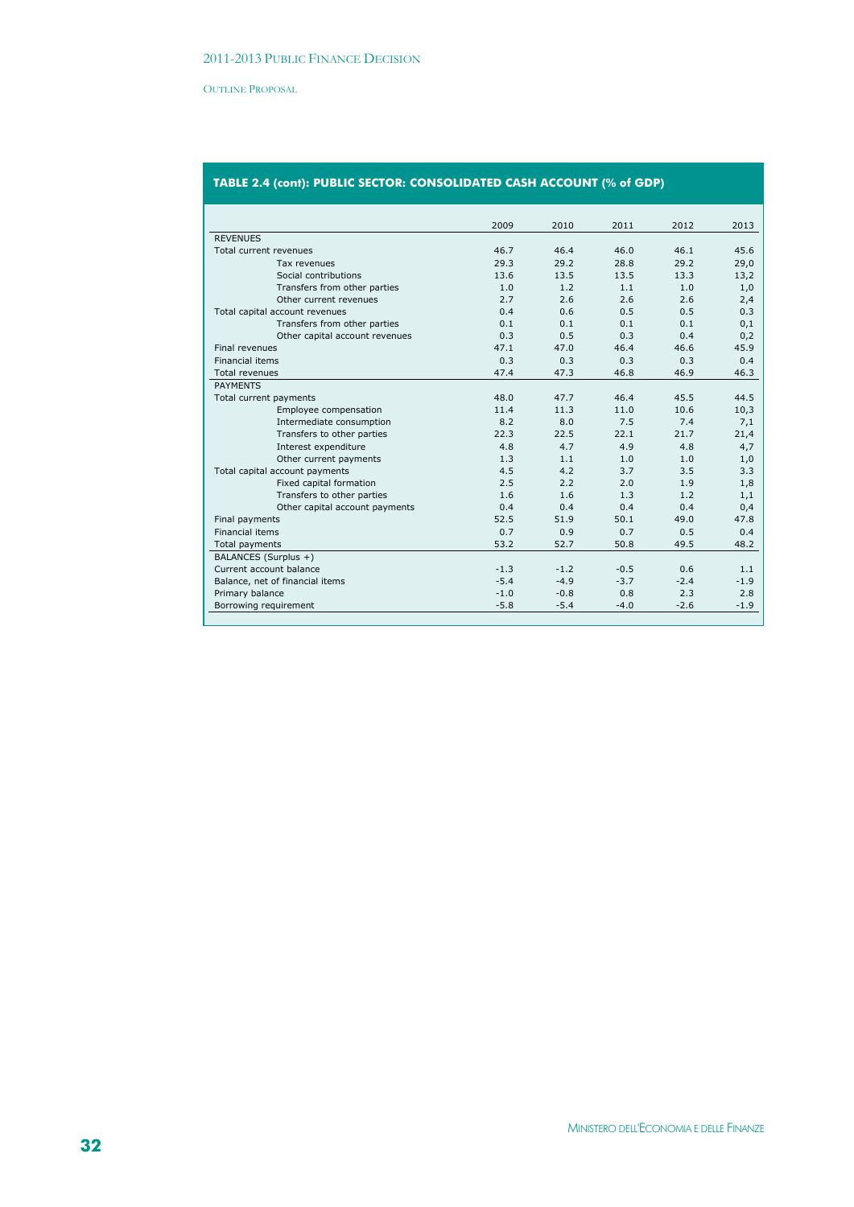## TABLE 2.4 (cont): PUBLIC SECTOR: CONSOLIDATED CASH ACCOUNT (% of GDP)

| | 2009 | 2010 | 2011 | 2012 | 2013 |
|---|---|---|---|---|---|
| REVENUES | | | | | |
| Total current revenues | 46.7 | 46.4 | 46.0 | 46.1 | 45.6 |
| Tax revenues | 29.3 | 29.2 | 28.8 | 29.2 | 29,0 |
| Social contributions | 13.6 | 13.5 | 13.5 | 13.3 | 13,2 |
| Transfers from other parties | 1.0 | 1.2 | 1.1 | 1.0 | 1,0 |
| Other current revenues | 2.7 | 2.6 | 2.6 | 2.6 | 2,4 |
| Total capital account revenues | 0.4 | 0.6 | 0.5 | 0.5 | 0.3 |
| Transfers from other parties | 0.1 | 0.1 | 0.1 | 0.1 | 0,1 |
| Other capital account revenues | 0.3 | 0.5 | 0.3 | 0.4 | 0,2 |
| Final revenues | 47.1 | 47.0 | 46.4 | 46.6 | 45.9 |
| Financial items | 0.3 | 0.3 | 0.3 | 0.3 | 0.4 |
| Total revenues | 47.4 | 47.3 | 46.8 | 46.9 | 46.3 |
| PAYMENTS | | | | | |
| Total current payments | 48.0 | 47.7 | 46.4 | 45.5 | 44.5 |
| Employee compensation | 11.4 | 11.3 | 11.0 | 10.6 | 10,3 |
| Intermediate consumption | 8.2 | 8.0 | 7.5 | 7.4 | 7,1 |
| Transfers to other parties | 22.3 | 22.5 | 22.1 | 21.7 | 21,4 |
| Interest expenditure | 4.8 | 4.7 | 4.9 | 4.8 | 4,7 |
| Other current payments | 1.3 | 1.1 | 1.0 | 1.0 | 1,0 |
| Total capital account payments | 4.5 | 4.2 | 3.7 | 3.5 | 3.3 |
| Fixed capital formation | 2.5 | 2.2 | 2.0 | 1.9 | 1,8 |
| Transfers to other parties | 1.6 | 1.6 | 1.3 | 1.2 | 1,1 |
| Other capital account payments | 0.4 | 0.4 | 0.4 | 0.4 | 0,4 |
| Final payments | 52.5 | 51.9 | 50.1 | 49.0 | 47.8 |
| Financial items | 0.7 | 0.9 | 0.7 | 0.5 | 0.4 |
| Total payments | 53.2 | 52.7 | 50.8 | 49.5 | 48.2 |
| BALANCES (Surplus +) | | | | | |
| Current account balance | -1.3 | -1.2 | -0.5 | 0.6 | 1.1 |
| Balance, net of financial items | -5.4 | -4.9 | -3.7 | -2.4 | -1.9 |
| Primary balance | -1.0 | -0.8 | 0.8 | 2.3 | 2.8 |
| Borrowing requirement | -5.8 | -5.4 | -4.0 | -2.6 | -1.9 |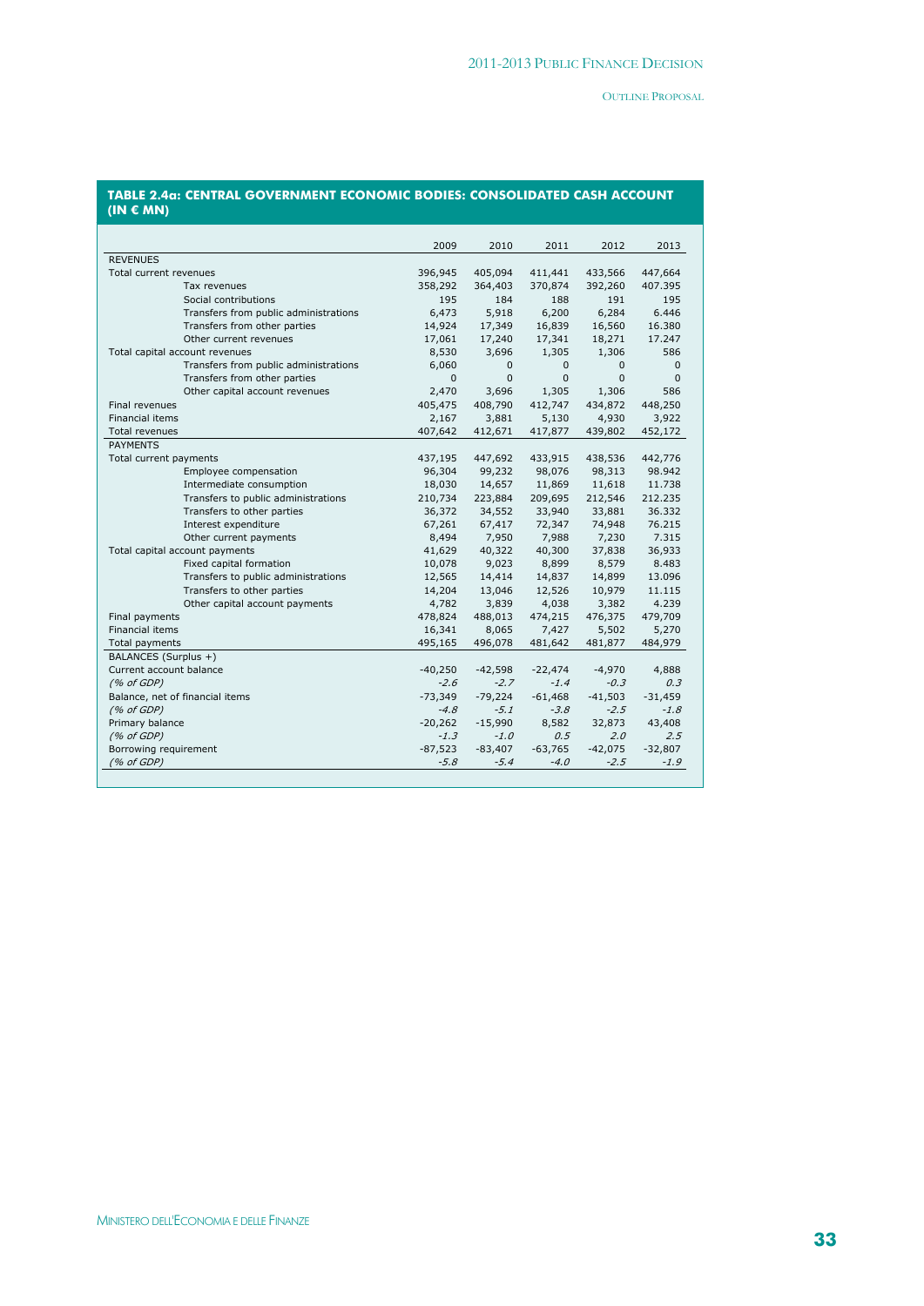**TABLE 2.4a: CENTRAL GOVERNMENT ECONOMIC BODIES: CONSOLIDATED CASH ACCOUNT (IN € MN)**

| | 2009 | 2010 | 2011 | 2012 | 2013 |
|---|---|---|---|---|---|
| REVENUES | | | | | |
| Total current revenues | 396,945 | 405,094 | 411,441 | 433,566 | 447,664 |
| Tax revenues | 358,292 | 364,403 | 370,874 | 392,260 | 407.395 |
| Social contributions | 195 | 184 | 188 | 191 | 195 |
| Transfers from public administrations | 6,473 | 5,918 | 6,200 | 6,284 | 6.446 |
| Transfers from other parties | 14,924 | 17,349 | 16,839 | 16,560 | 16.380 |
| Other current revenues | 17,061 | 17,240 | 17,341 | 18,271 | 17.247 |
| Total capital account revenues | 8,530 | 3,696 | 1,305 | 1,306 | 586 |
| Transfers from public administrations | 6,060 | 0 | 0 | 0 | 0 |
| Transfers from other parties | 0 | 0 | 0 | 0 | 0 |
| Other capital account revenues | 2,470 | 3,696 | 1,305 | 1,306 | 586 |
| Final revenues | 405,475 | 408,790 | 412,747 | 434,872 | 448,250 |
| Financial items | 2,167 | 3,881 | 5,130 | 4,930 | 3,922 |
| Total revenues | 407,642 | 412,671 | 417,877 | 439,802 | 452,172 |
| PAYMENTS | | | | | |
| Total current payments | 437,195 | 447,692 | 433,915 | 438,536 | 442,776 |
| Employee compensation | 96,304 | 99,232 | 98,076 | 98,313 | 98.942 |
| Intermediate consumption | 18,030 | 14,657 | 11,869 | 11,618 | 11.738 |
| Transfers to public administrations | 210,734 | 223,884 | 209,695 | 212,546 | 212.235 |
| Transfers to other parties | 36,372 | 34,552 | 33,940 | 33,881 | 36.332 |
| Interest expenditure | 67,261 | 67,417 | 72,347 | 74,948 | 76.215 |
| Other current payments | 8,494 | 7,950 | 7,988 | 7,230 | 7.315 |
| Total capital account payments | 41,629 | 40,322 | 40,300 | 37,838 | 36,933 |
| Fixed capital formation | 10,078 | 9,023 | 8,899 | 8,579 | 8.483 |
| Transfers to public administrations | 12,565 | 14,414 | 14,837 | 14,899 | 13.096 |
| Transfers to other parties | 14,204 | 13,046 | 12,526 | 10,979 | 11.115 |
| Other capital account payments | 4,782 | 3,839 | 4,038 | 3,382 | 4.239 |
| Final payments | 478,824 | 488,013 | 474,215 | 476,375 | 479,709 |
| Financial items | 16,341 | 8,065 | 7,427 | 5,502 | 5,270 |
| Total payments | 495,165 | 496,078 | 481,642 | 481,877 | 484,979 |
| BALANCES (Surplus +) | | | | | |
| Current account balance | -40,250 | -42,598 | -22,474 | -4,970 | 4,888 |
| *(% of GDP)* | *-2.6* | *-2.7* | *-1.4* | *-0.3* | *0.3* |
| Balance, net of financial items | -73,349 | -79,224 | -61,468 | -41,503 | -31,459 |
| *(% of GDP)* | *-4.8* | *-5.1* | *-3.8* | *-2.5* | *-1.8* |
| Primary balance | -20,262 | -15,990 | 8,582 | 32,873 | 43,408 |
| *(% of GDP)* | *-1.3* | *-1.0* | *0.5* | *2.0* | *2.5* |
| Borrowing requirement | -87,523 | -83,407 | -63,765 | -42,075 | -32,807 |
| *(% of GDP)* | *-5.8* | *-5.4* | *-4.0* | *-2.5* | *-1.9* |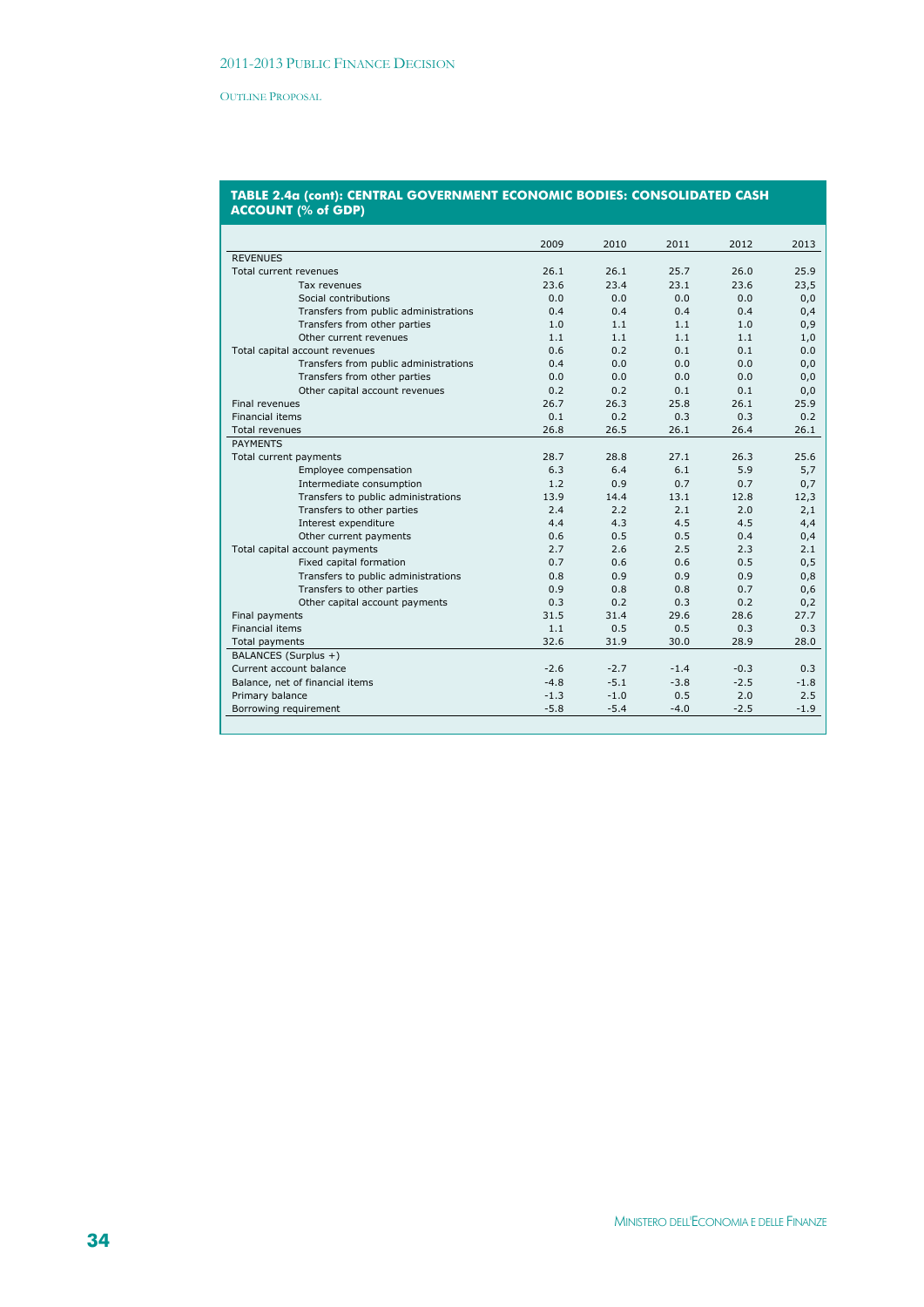**TABLE 2.4a (cont): CENTRAL GOVERNMENT ECONOMIC BODIES: CONSOLIDATED CASH ACCOUNT (% of GDP)**

| | 2009 | 2010 | 2011 | 2012 | 2013 |
|---|---|---|---|---|---|
| REVENUES | | | | | |
| Total current revenues | 26.1 | 26.1 | 25.7 | 26.0 | 25.9 |
| Tax revenues | 23.6 | 23.4 | 23.1 | 23.6 | 23,5 |
| Social contributions | 0.0 | 0.0 | 0.0 | 0.0 | 0,0 |
| Transfers from public administrations | 0.4 | 0.4 | 0.4 | 0.4 | 0,4 |
| Transfers from other parties | 1.0 | 1.1 | 1.1 | 1.0 | 0,9 |
| Other current revenues | 1.1 | 1.1 | 1.1 | 1.1 | 1,0 |
| Total capital account revenues | 0.6 | 0.2 | 0.1 | 0.1 | 0.0 |
| Transfers from public administrations | 0.4 | 0.0 | 0.0 | 0.0 | 0,0 |
| Transfers from other parties | 0.0 | 0.0 | 0.0 | 0.0 | 0,0 |
| Other capital account revenues | 0.2 | 0.2 | 0.1 | 0.1 | 0,0 |
| Final revenues | 26.7 | 26.3 | 25.8 | 26.1 | 25.9 |
| Financial items | 0.1 | 0.2 | 0.3 | 0.3 | 0.2 |
| Total revenues | 26.8 | 26.5 | 26.1 | 26.4 | 26.1 |
| PAYMENTS | | | | | |
| Total current payments | 28.7 | 28.8 | 27.1 | 26.3 | 25.6 |
| Employee compensation | 6.3 | 6.4 | 6.1 | 5.9 | 5,7 |
| Intermediate consumption | 1.2 | 0.9 | 0.7 | 0.7 | 0,7 |
| Transfers to public administrations | 13.9 | 14.4 | 13.1 | 12.8 | 12,3 |
| Transfers to other parties | 2.4 | 2.2 | 2.1 | 2.0 | 2,1 |
| Interest expenditure | 4.4 | 4.3 | 4.5 | 4.5 | 4,4 |
| Other current payments | 0.6 | 0.5 | 0.5 | 0.4 | 0,4 |
| Total capital account payments | 2.7 | 2.6 | 2.5 | 2.3 | 2.1 |
| Fixed capital formation | 0.7 | 0.6 | 0.6 | 0.5 | 0,5 |
| Transfers to public administrations | 0.8 | 0.9 | 0.9 | 0.9 | 0,8 |
| Transfers to other parties | 0.9 | 0.8 | 0.8 | 0.7 | 0,6 |
| Other capital account payments | 0.3 | 0.2 | 0.3 | 0.2 | 0,2 |
| Final payments | 31.5 | 31.4 | 29.6 | 28.6 | 27.7 |
| Financial items | 1.1 | 0.5 | 0.5 | 0.3 | 0.3 |
| Total payments | 32.6 | 31.9 | 30.0 | 28.9 | 28.0 |
| BALANCES (Surplus +) | | | | | |
| Current account balance | -2.6 | -2.7 | -1.4 | -0.3 | 0.3 |
| Balance, net of financial items | -4.8 | -5.1 | -3.8 | -2.5 | -1.8 |
| Primary balance | -1.3 | -1.0 | 0.5 | 2.0 | 2.5 |
| Borrowing requirement | -5.8 | -5.4 | -4.0 | -2.5 | -1.9 |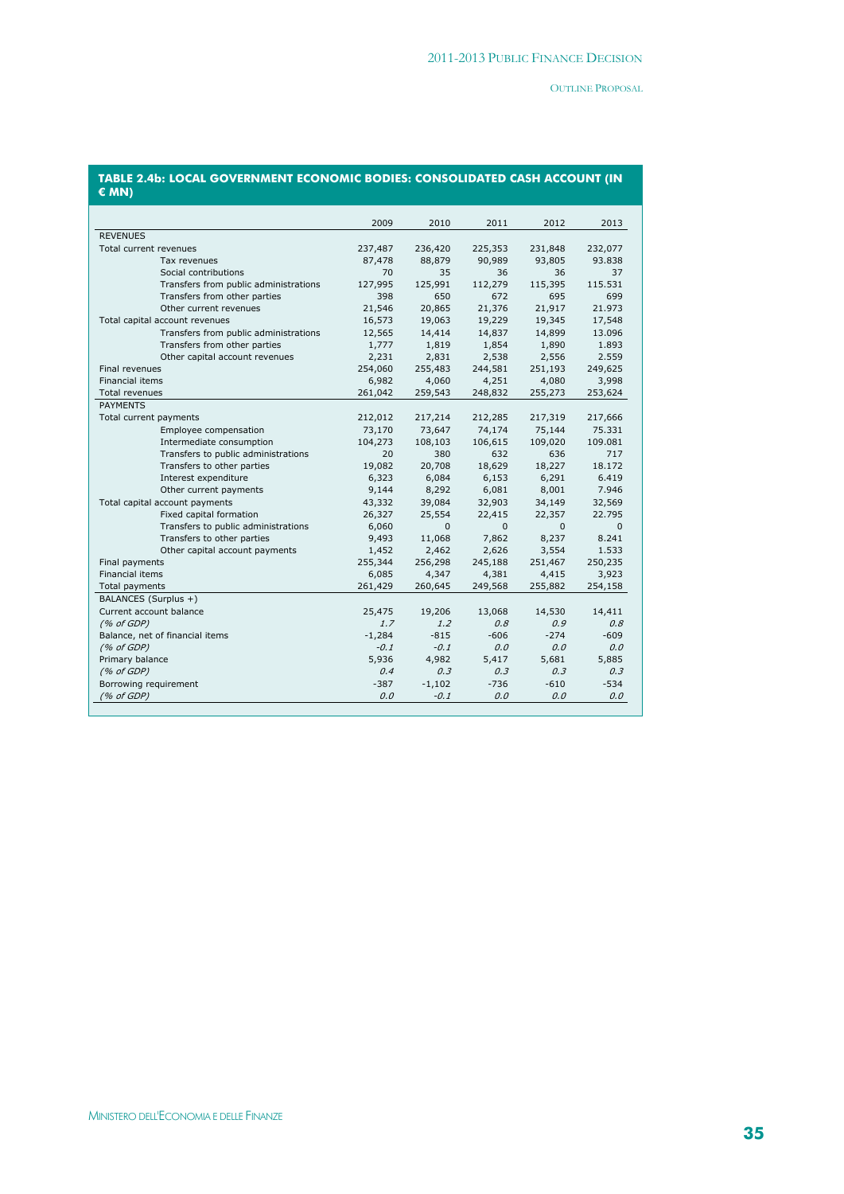## TABLE 2.4b: LOCAL GOVERNMENT ECONOMIC BODIES: CONSOLIDATED CASH ACCOUNT (IN € MN)

| | 2009 | 2010 | 2011 | 2012 | 2013 |
|---|---|---|---|---|---|
| REVENUES | | | | | |
| Total current revenues | 237,487 | 236,420 | 225,353 | 231,848 | 232,077 |
| Tax revenues | 87,478 | 88,879 | 90,989 | 93,805 | 93.838 |
| Social contributions | 70 | 35 | 36 | 36 | 37 |
| Transfers from public administrations | 127,995 | 125,991 | 112,279 | 115,395 | 115.531 |
| Transfers from other parties | 398 | 650 | 672 | 695 | 699 |
| Other current revenues | 21,546 | 20,865 | 21,376 | 21,917 | 21.973 |
| Total capital account revenues | 16,573 | 19,063 | 19,229 | 19,345 | 17,548 |
| Transfers from public administrations | 12,565 | 14,414 | 14,837 | 14,899 | 13.096 |
| Transfers from other parties | 1,777 | 1,819 | 1,854 | 1,890 | 1.893 |
| Other capital account revenues | 2,231 | 2,831 | 2,538 | 2,556 | 2.559 |
| Final revenues | 254,060 | 255,483 | 244,581 | 251,193 | 249,625 |
| Financial items | 6,982 | 4,060 | 4,251 | 4,080 | 3,998 |
| Total revenues | 261,042 | 259,543 | 248,832 | 255,273 | 253,624 |
| PAYMENTS | | | | | |
| Total current payments | 212,012 | 217,214 | 212,285 | 217,319 | 217,666 |
| Employee compensation | 73,170 | 73,647 | 74,174 | 75,144 | 75.331 |
| Intermediate consumption | 104,273 | 108,103 | 106,615 | 109,020 | 109.081 |
| Transfers to public administrations | 20 | 380 | 632 | 636 | 717 |
| Transfers to other parties | 19,082 | 20,708 | 18,629 | 18,227 | 18.172 |
| Interest expenditure | 6,323 | 6,084 | 6,153 | 6,291 | 6.419 |
| Other current payments | 9,144 | 8,292 | 6,081 | 8,001 | 7.946 |
| Total capital account payments | 43,332 | 39,084 | 32,903 | 34,149 | 32,569 |
| Fixed capital formation | 26,327 | 25,554 | 22,415 | 22,357 | 22.795 |
| Transfers to public administrations | 6,060 | 0 | 0 | 0 | 0 |
| Transfers to other parties | 9,493 | 11,068 | 7,862 | 8,237 | 8.241 |
| Other capital account payments | 1,452 | 2,462 | 2,626 | 3,554 | 1.533 |
| Final payments | 255,344 | 256,298 | 245,188 | 251,467 | 250,235 |
| Financial items | 6,085 | 4,347 | 4,381 | 4,415 | 3,923 |
| Total payments | 261,429 | 260,645 | 249,568 | 255,882 | 254,158 |
| BALANCES (Surplus +) | | | | | |
| Current account balance | 25,475 | 19,206 | 13,068 | 14,530 | 14,411 |
| *(% of GDP)* | *1.7* | *1.2* | *0.8* | *0.9* | *0.8* |
| Balance, net of financial items | -1,284 | -815 | -606 | -274 | -609 |
| *(% of GDP)* | *-0.1* | *-0.1* | *0.0* | *0.0* | *0.0* |
| Primary balance | 5,936 | 4,982 | 5,417 | 5,681 | 5,885 |
| *(% of GDP)* | *0.4* | *0.3* | *0.3* | *0.3* | *0.3* |
| Borrowing requirement | -387 | -1,102 | -736 | -610 | -534 |
| *(% of GDP)* | *0.0* | *-0.1* | *0.0* | *0.0* | *0.0* |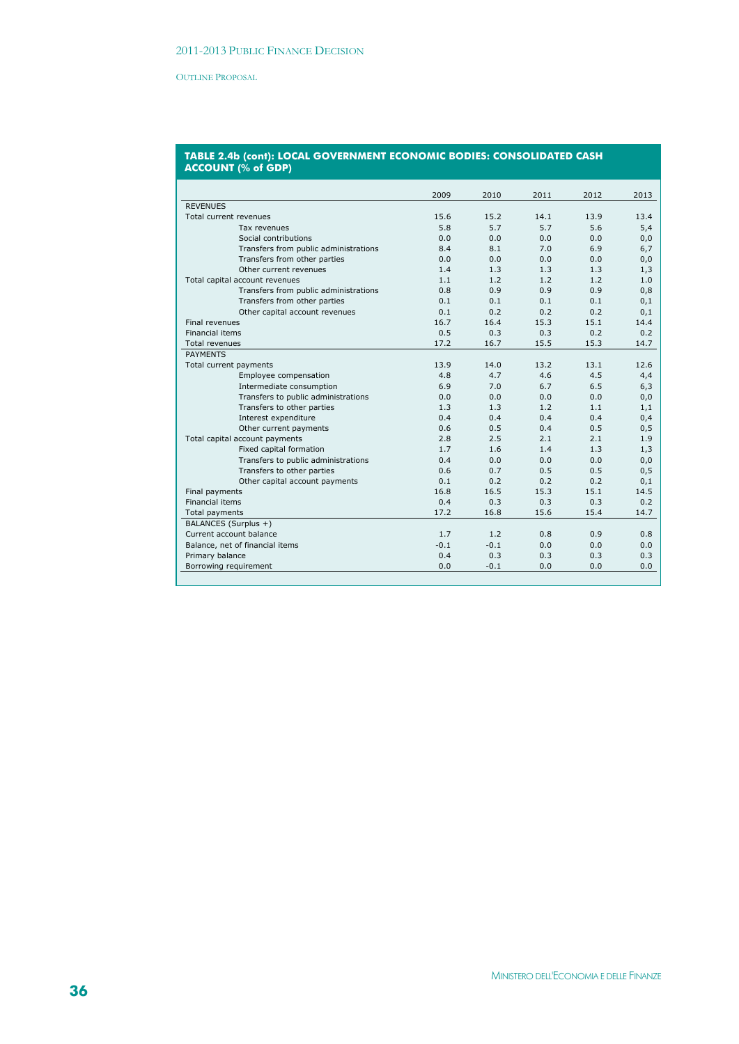**TABLE 2.4b (cont): LOCAL GOVERNMENT ECONOMIC BODIES: CONSOLIDATED CASH ACCOUNT (% of GDP)**

| | 2009 | 2010 | 2011 | 2012 | 2013 |
|---|---|---|---|---|---|
| REVENUES | | | | | |
| Total current revenues | 15.6 | 15.2 | 14.1 | 13.9 | 13.4 |
| Tax revenues | 5.8 | 5.7 | 5.7 | 5.6 | 5,4 |
| Social contributions | 0.0 | 0.0 | 0.0 | 0.0 | 0,0 |
| Transfers from public administrations | 8.4 | 8.1 | 7.0 | 6.9 | 6,7 |
| Transfers from other parties | 0.0 | 0.0 | 0.0 | 0.0 | 0,0 |
| Other current revenues | 1.4 | 1.3 | 1.3 | 1.3 | 1,3 |
| Total capital account revenues | 1.1 | 1.2 | 1.2 | 1.2 | 1.0 |
| Transfers from public administrations | 0.8 | 0.9 | 0.9 | 0.9 | 0,8 |
| Transfers from other parties | 0.1 | 0.1 | 0.1 | 0.1 | 0,1 |
| Other capital account revenues | 0.1 | 0.2 | 0.2 | 0.2 | 0,1 |
| Final revenues | 16.7 | 16.4 | 15.3 | 15.1 | 14.4 |
| Financial items | 0.5 | 0.3 | 0.3 | 0.2 | 0.2 |
| Total revenues | 17.2 | 16.7 | 15.5 | 15.3 | 14.7 |
| PAYMENTS | | | | | |
| Total current payments | 13.9 | 14.0 | 13.2 | 13.1 | 12.6 |
| Employee compensation | 4.8 | 4.7 | 4.6 | 4.5 | 4,4 |
| Intermediate consumption | 6.9 | 7.0 | 6.7 | 6.5 | 6,3 |
| Transfers to public administrations | 0.0 | 0.0 | 0.0 | 0.0 | 0,0 |
| Transfers to other parties | 1.3 | 1.3 | 1.2 | 1.1 | 1,1 |
| Interest expenditure | 0.4 | 0.4 | 0.4 | 0.4 | 0,4 |
| Other current payments | 0.6 | 0.5 | 0.4 | 0.5 | 0,5 |
| Total capital account payments | 2.8 | 2.5 | 2.1 | 2.1 | 1.9 |
| Fixed capital formation | 1.7 | 1.6 | 1.4 | 1.3 | 1,3 |
| Transfers to public administrations | 0.4 | 0.0 | 0.0 | 0.0 | 0,0 |
| Transfers to other parties | 0.6 | 0.7 | 0.5 | 0.5 | 0,5 |
| Other capital account payments | 0.1 | 0.2 | 0.2 | 0.2 | 0,1 |
| Final payments | 16.8 | 16.5 | 15.3 | 15.1 | 14.5 |
| Financial items | 0.4 | 0.3 | 0.3 | 0.3 | 0.2 |
| Total payments | 17.2 | 16.8 | 15.6 | 15.4 | 14.7 |
| BALANCES (Surplus +) | | | | | |
| Current account balance | 1.7 | 1.2 | 0.8 | 0.9 | 0.8 |
| Balance, net of financial items | -0.1 | -0.1 | 0.0 | 0.0 | 0.0 |
| Primary balance | 0.4 | 0.3 | 0.3 | 0.3 | 0.3 |
| Borrowing requirement | 0.0 | -0.1 | 0.0 | 0.0 | 0.0 |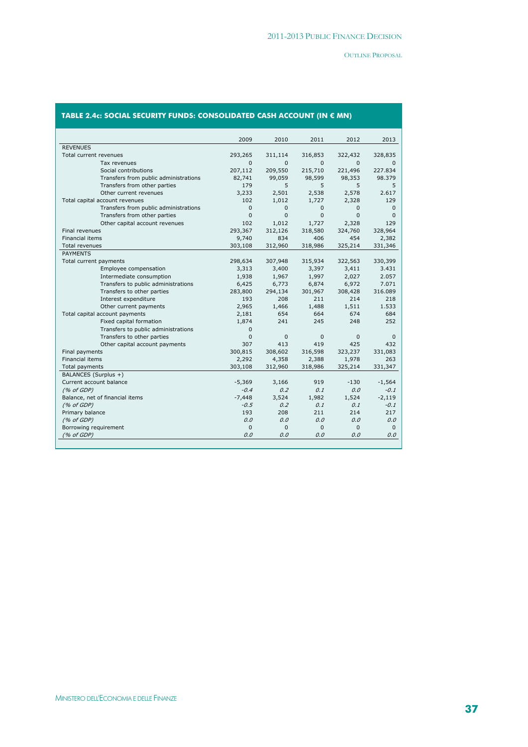**TABLE 2.4c: SOCIAL SECURITY FUNDS: CONSOLIDATED CASH ACCOUNT (IN € MN)**

| | 2009 | 2010 | 2011 | 2012 | 2013 |
|---|---|---|---|---|---|
| REVENUES | | | | | |
| Total current revenues | 293,265 | 311,114 | 316,853 | 322,432 | 328,835 |
| Tax revenues | 0 | 0 | 0 | 0 | 0 |
| Social contributions | 207,112 | 209,550 | 215,710 | 221,496 | 227.834 |
| Transfers from public administrations | 82,741 | 99,059 | 98,599 | 98,353 | 98.379 |
| Transfers from other parties | 179 | 5 | 5 | 5 | 5 |
| Other current revenues | 3,233 | 2,501 | 2,538 | 2,578 | 2.617 |
| Total capital account revenues | 102 | 1,012 | 1,727 | 2,328 | 129 |
| Transfers from public administrations | 0 | 0 | 0 | 0 | 0 |
| Transfers from other parties | 0 | 0 | 0 | 0 | 0 |
| Other capital account revenues | 102 | 1,012 | 1,727 | 2,328 | 129 |
| Final revenues | 293,367 | 312,126 | 318,580 | 324,760 | 328,964 |
| Financial items | 9,740 | 834 | 406 | 454 | 2,382 |
| Total revenues | 303,108 | 312,960 | 318,986 | 325,214 | 331,346 |
| PAYMENTS | | | | | |
| Total current payments | 298,634 | 307,948 | 315,934 | 322,563 | 330,399 |
| Employee compensation | 3,313 | 3,400 | 3,397 | 3,411 | 3.431 |
| Intermediate consumption | 1,938 | 1,967 | 1,997 | 2,027 | 2.057 |
| Transfers to public administrations | 6,425 | 6,773 | 6,874 | 6,972 | 7.071 |
| Transfers to other parties | 283,800 | 294,134 | 301,967 | 308,428 | 316.089 |
| Interest expenditure | 193 | 208 | 211 | 214 | 218 |
| Other current payments | 2,965 | 1,466 | 1,488 | 1,511 | 1.533 |
| Total capital account payments | 2,181 | 654 | 664 | 674 | 684 |
| Fixed capital formation | 1,874 | 241 | 245 | 248 | 252 |
| Transfers to public administrations | 0 | | | | |
| Transfers to other parties | 0 | 0 | 0 | 0 | 0 |
| Other capital account payments | 307 | 413 | 419 | 425 | 432 |
| Final payments | 300,815 | 308,602 | 316,598 | 323,237 | 331,083 |
| Financial items | 2,292 | 4,358 | 2,388 | 1,978 | 263 |
| Total payments | 303,108 | 312,960 | 318,986 | 325,214 | 331,347 |
| BALANCES (Surplus +) | | | | | |
| Current account balance | -5,369 | 3,166 | 919 | -130 | -1,564 |
| *(% of GDP)* | *-0.4* | *0.2* | *0.1* | *0.0* | *-0.1* |
| Balance, net of financial items | -7,448 | 3,524 | 1,982 | 1,524 | -2,119 |
| *(% of GDP)* | *-0.5* | *0.2* | *0.1* | *0.1* | *-0.1* |
| Primary balance | 193 | 208 | 211 | 214 | 217 |
| *(% of GDP)* | *0.0* | *0.0* | *0.0* | *0.0* | *0.0* |
| Borrowing requirement | 0 | 0 | 0 | 0 | 0 |
| *(% of GDP)* | *0.0* | *0.0* | *0.0* | *0.0* | *0.0* |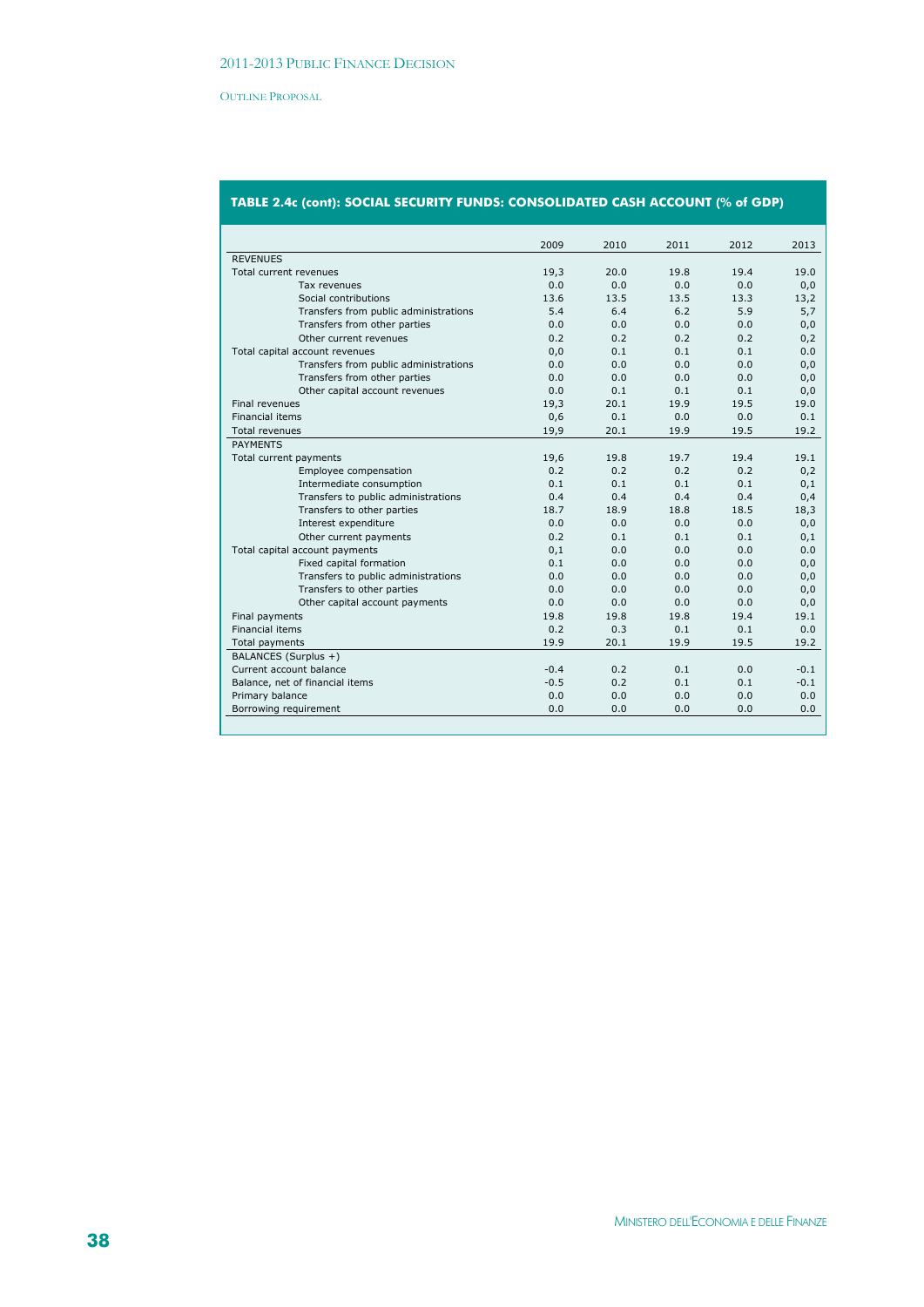**TABLE 2.4c (cont): SOCIAL SECURITY FUNDS: CONSOLIDATED CASH ACCOUNT (% of GDP)**

| | 2009 | 2010 | 2011 | 2012 | 2013 |
|---|---|---|---|---|---|
| REVENUES | | | | | |
| Total current revenues | 19,3 | 20.0 | 19.8 | 19.4 | 19.0 |
| Tax revenues | 0.0 | 0.0 | 0.0 | 0.0 | 0,0 |
| Social contributions | 13.6 | 13.5 | 13.5 | 13.3 | 13,2 |
| Transfers from public administrations | 5.4 | 6.4 | 6.2 | 5.9 | 5,7 |
| Transfers from other parties | 0.0 | 0.0 | 0.0 | 0.0 | 0,0 |
| Other current revenues | 0.2 | 0.2 | 0.2 | 0.2 | 0,2 |
| Total capital account revenues | 0,0 | 0.1 | 0.1 | 0.1 | 0.0 |
| Transfers from public administrations | 0.0 | 0.0 | 0.0 | 0.0 | 0,0 |
| Transfers from other parties | 0.0 | 0.0 | 0.0 | 0.0 | 0,0 |
| Other capital account revenues | 0.0 | 0.1 | 0.1 | 0.1 | 0,0 |
| Final revenues | 19,3 | 20.1 | 19.9 | 19.5 | 19.0 |
| Financial items | 0,6 | 0.1 | 0.0 | 0.0 | 0.1 |
| Total revenues | 19,9 | 20.1 | 19.9 | 19.5 | 19.2 |
| PAYMENTS | | | | | |
| Total current payments | 19,6 | 19.8 | 19.7 | 19.4 | 19.1 |
| Employee compensation | 0.2 | 0.2 | 0.2 | 0.2 | 0,2 |
| Intermediate consumption | 0.1 | 0.1 | 0.1 | 0.1 | 0,1 |
| Transfers to public administrations | 0.4 | 0.4 | 0.4 | 0.4 | 0,4 |
| Transfers to other parties | 18.7 | 18.9 | 18.8 | 18.5 | 18,3 |
| Interest expenditure | 0.0 | 0.0 | 0.0 | 0.0 | 0,0 |
| Other current payments | 0.2 | 0.1 | 0.1 | 0.1 | 0,1 |
| Total capital account payments | 0,1 | 0.0 | 0.0 | 0.0 | 0.0 |
| Fixed capital formation | 0.1 | 0.0 | 0.0 | 0.0 | 0,0 |
| Transfers to public administrations | 0.0 | 0.0 | 0.0 | 0.0 | 0,0 |
| Transfers to other parties | 0.0 | 0.0 | 0.0 | 0.0 | 0,0 |
| Other capital account payments | 0.0 | 0.0 | 0.0 | 0.0 | 0,0 |
| Final payments | 19.8 | 19.8 | 19.8 | 19.4 | 19.1 |
| Financial items | 0.2 | 0.3 | 0.1 | 0.1 | 0.0 |
| Total payments | 19.9 | 20.1 | 19.9 | 19.5 | 19.2 |
| BALANCES (Surplus +) | | | | | |
| Current account balance | -0.4 | 0.2 | 0.1 | 0.0 | -0.1 |
| Balance, net of financial items | -0.5 | 0.2 | 0.1 | 0.1 | -0.1 |
| Primary balance | 0.0 | 0.0 | 0.0 | 0.0 | 0.0 |
| Borrowing requirement | 0.0 | 0.0 | 0.0 | 0.0 | 0.0 |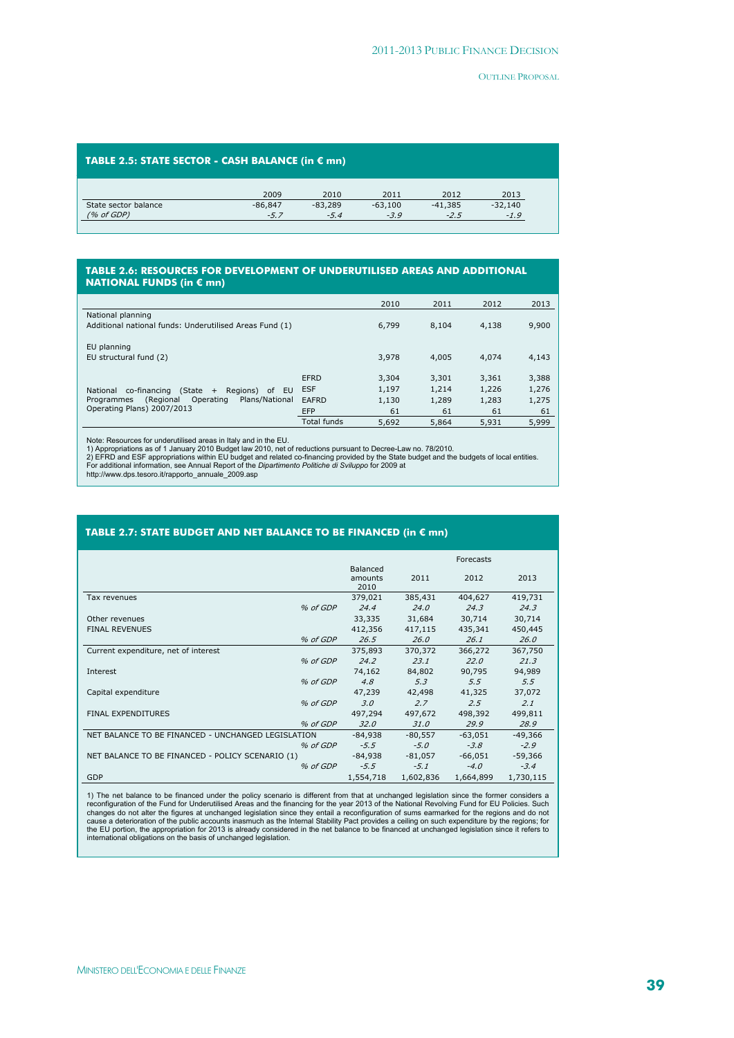**TABLE 2.5: STATE SECTOR - CASH BALANCE (in € mn)**

| | 2009 | 2010 | 2011 | 2012 | 2013 |
|---|---|---|---|---|---|
| State sector balance | -86,847 | -83,289 | -63,100 | -41,385 | -32,140 |
| *(% of GDP)* | *-5.7* | *-5.4* | *-3.9* | *-2.5* | *-1.9* |

**TABLE 2.6: RESOURCES FOR DEVELOPMENT OF UNDERUTILISED AREAS AND ADDITIONAL NATIONAL FUNDS (in € mn)**

| | | 2010 | 2011 | 2012 | 2013 |
|---|---|---|---|---|---|
| National planning | | | | | |
| Additional national funds: Underutilised Areas Fund (1) | | 6,799 | 8,104 | 4,138 | 9,900 |
| EU planning | | | | | |
| EU structural fund (2) | | 3,978 | 4,005 | 4,074 | 4,143 |
| National co-financing (State + Regions) of EU Programmes (Regional Operating Plans/National Operating Plans) 2007/2013 | EFRD | 3,304 | 3,301 | 3,361 | 3,388 |
| | ESF | 1,197 | 1,214 | 1,226 | 1,276 |
| | EAFRD | 1,130 | 1,289 | 1,283 | 1,275 |
| | EFP | 61 | 61 | 61 | 61 |
| | Total funds | 5,692 | 5,864 | 5,931 | 5,999 |

Note: Resources for underutilised areas in Italy and in the EU.
1) Appropriations as of 1 January 2010 Budget law 2010, net of reductions pursuant to Decree-Law no. 78/2010.
2) EFRD and ESF appropriations within EU budget and related co-financing provided by the State budget and the budgets of local entities.
For additional information, see Annual Report of the *Dipartimento Politiche di Sviluppo* for 2009 at
http://www.dps.tesoro.it/rapporto_annuale_2009.asp

**TABLE 2.7: STATE BUDGET AND NET BALANCE TO BE FINANCED (in € mn)**

| | | Balanced amounts 2010 | Forecasts 2011 | Forecasts 2012 | Forecasts 2013 |
|---|---|---|---|---|---|
| Tax revenues | | 379,021 | 385,431 | 404,627 | 419,731 |
| | *% of GDP* | *24.4* | *24.0* | *24.3* | *24.3* |
| Other revenues | | 33,335 | 31,684 | 30,714 | 30,714 |
| FINAL REVENUES | | 412,356 | 417,115 | 435,341 | 450,445 |
| | *% of GDP* | *26.5* | *26.0* | *26.1* | *26.0* |
| Current expenditure, net of interest | | 375,893 | 370,372 | 366,272 | 367,750 |
| | *% of GDP* | *24.2* | *23.1* | *22.0* | *21.3* |
| Interest | | 74,162 | 84,802 | 90,795 | 94,989 |
| | *% of GDP* | *4.8* | *5.3* | *5.5* | *5.5* |
| Capital expenditure | | 47,239 | 42,498 | 41,325 | 37,072 |
| | *% of GDP* | *3.0* | *2.7* | *2.5* | *2.1* |
| FINAL EXPENDITURES | | 497,294 | 497,672 | 498,392 | 499,811 |
| | *% of GDP* | *32.0* | *31.0* | *29.9* | *28.9* |
| NET BALANCE TO BE FINANCED - UNCHANGED LEGISLATION | | -84,938 | -80,557 | -63,051 | -49,366 |
| | *% of GDP* | *-5.5* | *-5.0* | *-3.8* | *-2.9* |
| NET BALANCE TO BE FINANCED - POLICY SCENARIO (1) | | -84,938 | -81,057 | -66,051 | -59,366 |
| | *% of GDP* | *-5.5* | *-5.1* | *-4.0* | *-3.4* |
| GDP | | 1,554,718 | 1,602,836 | 1,664,899 | 1,730,115 |

1) The net balance to be financed under the policy scenario is different from that at unchanged legislation since the former considers a reconfiguration of the Fund for Underutilised Areas and the financing for the year 2013 of the National Revolving Fund for EU Policies. Such changes do not alter the figures at unchanged legislation since they entail a reconfiguration of sums earmarked for the regions and do not cause a deterioration of the public accounts inasmuch as the Internal Stability Pact provides a ceiling on such expenditure by the regions; for the EU portion, the appropriation for 2013 is already considered in the net balance to be financed at unchanged legislation since it refers to international obligations on the basis of unchanged legislation.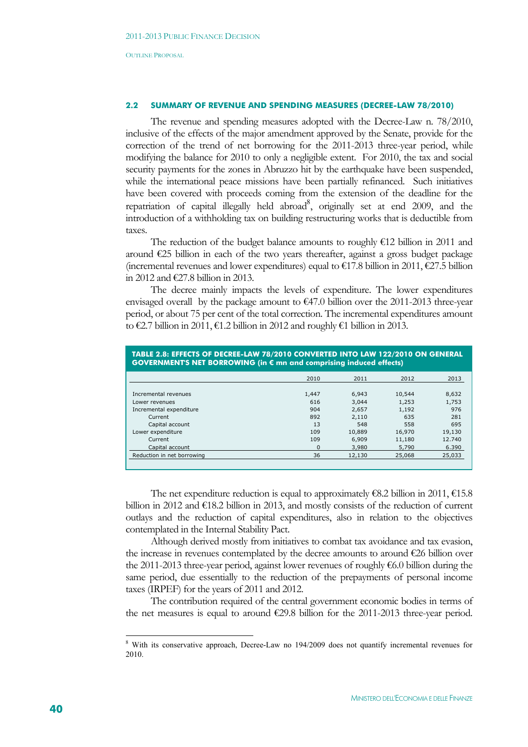### 2.2 SUMMARY OF REVENUE AND SPENDING MEASURES (DECREE-LAW 78/2010)

The revenue and spending measures adopted with the Decree-Law n. 78/2010, inclusive of the effects of the major amendment approved by the Senate, provide for the correction of the trend of net borrowing for the 2011-2013 three-year period, while modifying the balance for 2010 to only a negligible extent. For 2010, the tax and social security payments for the zones in Abruzzo hit by the earthquake have been suspended, while the international peace missions have been partially refinanced. Such initiatives have been covered with proceeds coming from the extension of the deadline for the repatriation of capital illegally held abroad[8], originally set at end 2009, and the introduction of a withholding tax on building restructuring works that is deductible from taxes.

The reduction of the budget balance amounts to roughly €12 billion in 2011 and around €25 billion in each of the two years thereafter, against a gross budget package (incremental revenues and lower expenditures) equal to €17.8 billion in 2011, €27.5 billion in 2012 and €27.8 billion in 2013.

The decree mainly impacts the levels of expenditure. The lower expenditures envisaged overall by the package amount to €47.0 billion over the 2011-2013 three-year period, or about 75 per cent of the total correction. The incremental expenditures amount to €2.7 billion in 2011, €1.2 billion in 2012 and roughly €1 billion in 2013.

**TABLE 2.8: EFFECTS OF DECREE-LAW 78/2010 CONVERTED INTO LAW 122/2010 ON GENERAL GOVERNMENT'S NET BORROWING (in € mn and comprising induced effects)**

| | 2010 | 2011 | 2012 | 2013 |
|---|---|---|---|---|
| Incremental revenues | 1,447 | 6,943 | 10,544 | 8,632 |
| Lower revenues | 616 | 3,044 | 1,253 | 1,753 |
| Incremental expenditure | 904 | 2,657 | 1,192 | 976 |
| Current | 892 | 2,110 | 635 | 281 |
| Capital account | 13 | 548 | 558 | 695 |
| Lower expenditure | 109 | 10,889 | 16,970 | 19,130 |
| Current | 109 | 6,909 | 11,180 | 12.740 |
| Capital account | 0 | 3,980 | 5,790 | 6.390 |
| Reduction in net borrowing | 36 | 12,130 | 25,068 | 25,033 |

The net expenditure reduction is equal to approximately €8.2 billion in 2011, €15.8 billion in 2012 and €18.2 billion in 2013, and mostly consists of the reduction of current outlays and the reduction of capital expenditures, also in relation to the objectives contemplated in the Internal Stability Pact.

Although derived mostly from initiatives to combat tax avoidance and tax evasion, the increase in revenues contemplated by the decree amounts to around €26 billion over the 2011-2013 three-year period, against lower revenues of roughly €6.0 billion during the same period, due essentially to the reduction of the prepayments of personal income taxes (IRPEF) for the years of 2011 and 2012.

The contribution required of the central government economic bodies in terms of the net measures is equal to around €29.8 billion for the 2011-2013 three-year period.

[8] With its conservative approach, Decree-Law no 194/2009 does not quantify incremental revenues for 2010.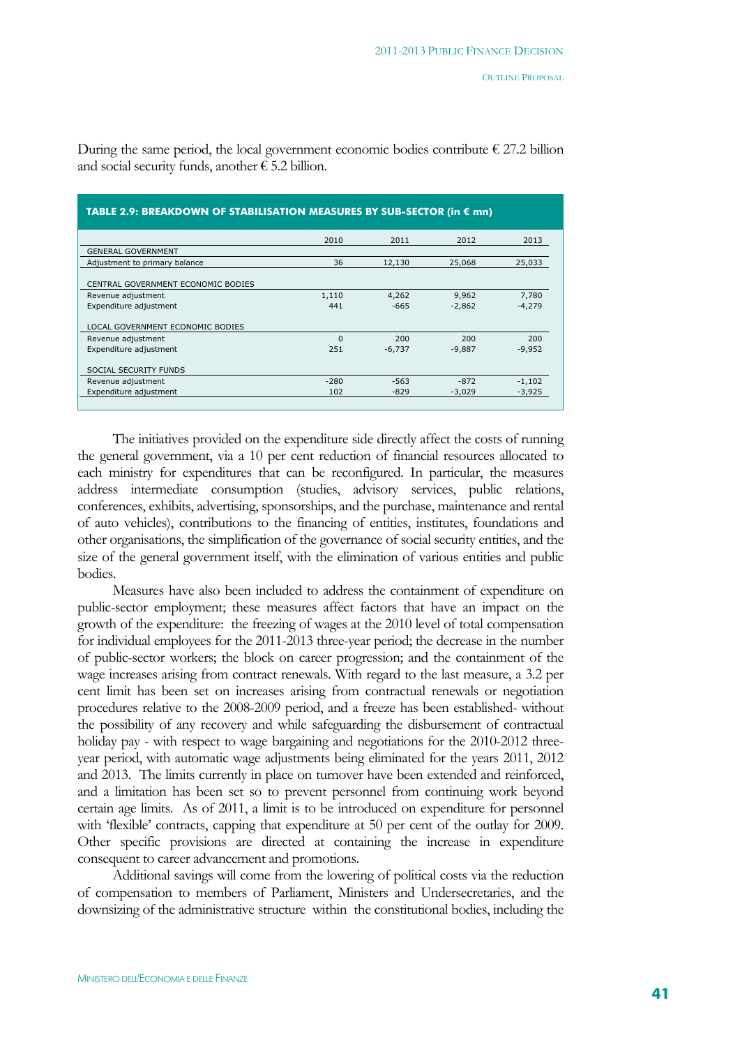During the same period, the local government economic bodies contribute € 27.2 billion and social security funds, another € 5.2 billion.

**TABLE 2.9: BREAKDOWN OF STABILISATION MEASURES BY SUB-SECTOR (in € mn)**

| | 2010 | 2011 | 2012 | 2013 |
|---|---|---|---|---|
| GENERAL GOVERNMENT | | | | |
| Adjustment to primary balance | 36 | 12,130 | 25,068 | 25,033 |
| CENTRAL GOVERNMENT ECONOMIC BODIES | | | | |
| Revenue adjustment | 1,110 | 4,262 | 9,962 | 7,780 |
| Expenditure adjustment | 441 | -665 | -2,862 | -4,279 |
| LOCAL GOVERNMENT ECONOMIC BODIES | | | | |
| Revenue adjustment | 0 | 200 | 200 | 200 |
| Expenditure adjustment | 251 | -6,737 | -9,887 | -9,952 |
| SOCIAL SECURITY FUNDS | | | | |
| Revenue adjustment | -280 | -563 | -872 | -1,102 |
| Expenditure adjustment | 102 | -829 | -3,029 | -3,925 |

The initiatives provided on the expenditure side directly affect the costs of running the general government, via a 10 per cent reduction of financial resources allocated to each ministry for expenditures that can be reconfigured. In particular, the measures address intermediate consumption (studies, advisory services, public relations, conferences, exhibits, advertising, sponsorships, and the purchase, maintenance and rental of auto vehicles), contributions to the financing of entities, institutes, foundations and other organisations, the simplification of the governance of social security entities, and the size of the general government itself, with the elimination of various entities and public bodies.

Measures have also been included to address the containment of expenditure on public-sector employment; these measures affect factors that have an impact on the growth of the expenditure: the freezing of wages at the 2010 level of total compensation for individual employees for the 2011-2013 three-year period; the decrease in the number of public-sector workers; the block on career progression; and the containment of the wage increases arising from contract renewals. With regard to the last measure, a 3.2 per cent limit has been set on increases arising from contractual renewals or negotiation procedures relative to the 2008-2009 period, and a freeze has been established- without the possibility of any recovery and while safeguarding the disbursement of contractual holiday pay - with respect to wage bargaining and negotiations for the 2010-2012 three-year period, with automatic wage adjustments being eliminated for the years 2011, 2012 and 2013. The limits currently in place on turnover have been extended and reinforced, and a limitation has been set so to prevent personnel from continuing work beyond certain age limits. As of 2011, a limit is to be introduced on expenditure for personnel with 'flexible' contracts, capping that expenditure at 50 per cent of the outlay for 2009. Other specific provisions are directed at containing the increase in expenditure consequent to career advancement and promotions.

Additional savings will come from the lowering of political costs via the reduction of compensation to members of Parliament, Ministers and Undersecretaries, and the downsizing of the administrative structure within the constitutional bodies, including the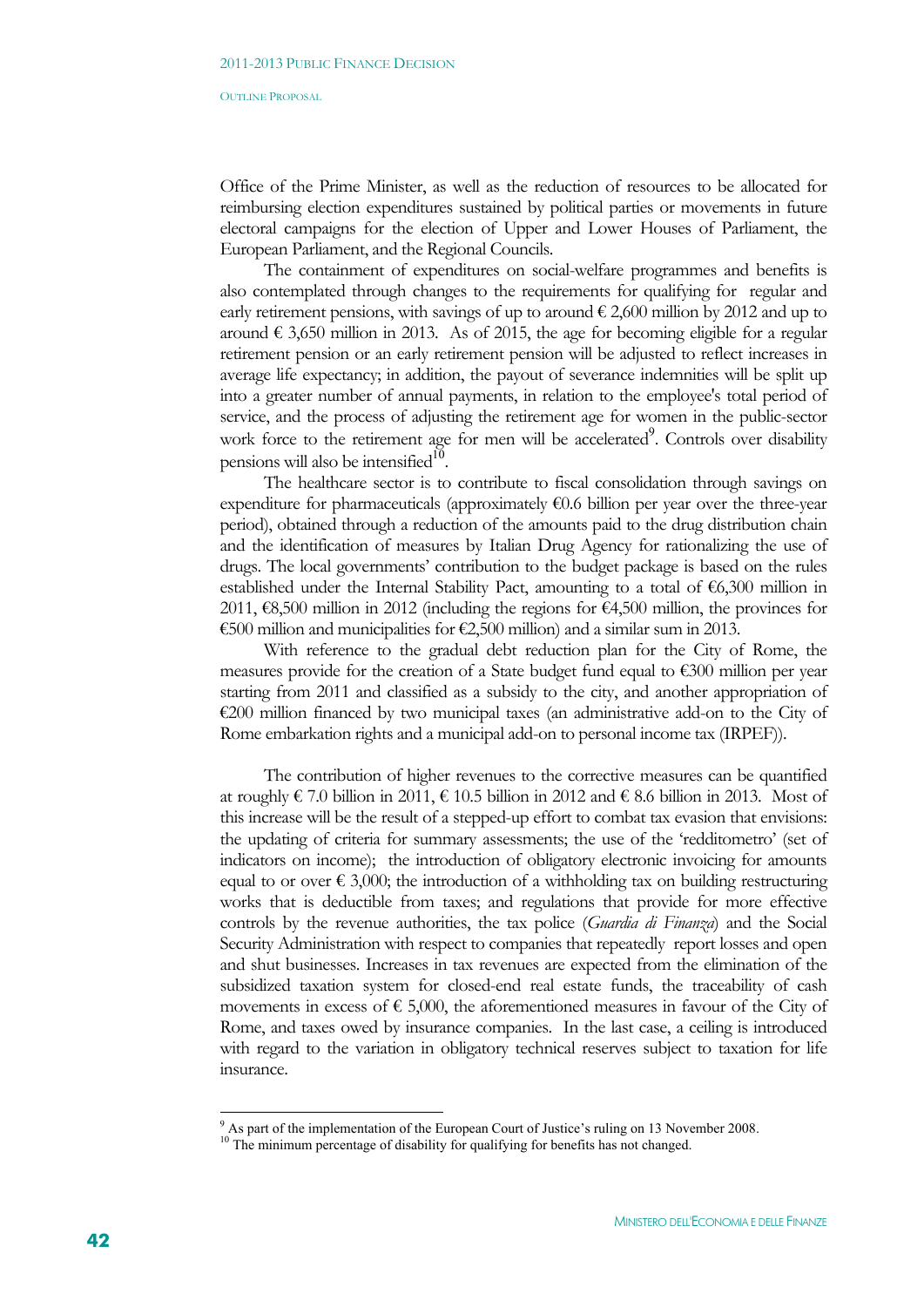Office of the Prime Minister, as well as the reduction of resources to be allocated for reimbursing election expenditures sustained by political parties or movements in future electoral campaigns for the election of Upper and Lower Houses of Parliament, the European Parliament, and the Regional Councils.

The containment of expenditures on social-welfare programmes and benefits is also contemplated through changes to the requirements for qualifying for regular and early retirement pensions, with savings of up to around € 2,600 million by 2012 and up to around € 3,650 million in 2013. As of 2015, the age for becoming eligible for a regular retirement pension or an early retirement pension will be adjusted to reflect increases in average life expectancy; in addition, the payout of severance indemnities will be split up into a greater number of annual payments, in relation to the employee's total period of service, and the process of adjusting the retirement age for women in the public-sector work force to the retirement age for men will be accelerated[9]. Controls over disability pensions will also be intensified[10].

The healthcare sector is to contribute to fiscal consolidation through savings on expenditure for pharmaceuticals (approximately €0.6 billion per year over the three-year period), obtained through a reduction of the amounts paid to the drug distribution chain and the identification of measures by Italian Drug Agency for rationalizing the use of drugs. The local governments' contribution to the budget package is based on the rules established under the Internal Stability Pact, amounting to a total of €6,300 million in 2011, €8,500 million in 2012 (including the regions for €4,500 million, the provinces for €500 million and municipalities for €2,500 million) and a similar sum in 2013.

With reference to the gradual debt reduction plan for the City of Rome, the measures provide for the creation of a State budget fund equal to €300 million per year starting from 2011 and classified as a subsidy to the city, and another appropriation of €200 million financed by two municipal taxes (an administrative add-on to the City of Rome embarkation rights and a municipal add-on to personal income tax (IRPEF)).

The contribution of higher revenues to the corrective measures can be quantified at roughly € 7.0 billion in 2011, € 10.5 billion in 2012 and € 8.6 billion in 2013. Most of this increase will be the result of a stepped-up effort to combat tax evasion that envisions: the updating of criteria for summary assessments; the use of the 'redditometro' (set of indicators on income); the introduction of obligatory electronic invoicing for amounts equal to or over € 3,000; the introduction of a withholding tax on building restructuring works that is deductible from taxes; and regulations that provide for more effective controls by the revenue authorities, the tax police (*Guardia di Finanza*) and the Social Security Administration with respect to companies that repeatedly report losses and open and shut businesses. Increases in tax revenues are expected from the elimination of the subsidized taxation system for closed-end real estate funds, the traceability of cash movements in excess of € 5,000, the aforementioned measures in favour of the City of Rome, and taxes owed by insurance companies. In the last case, a ceiling is introduced with regard to the variation in obligatory technical reserves subject to taxation for life insurance.

---

[9] As part of the implementation of the European Court of Justice's ruling on 13 November 2008.

[10] The minimum percentage of disability for qualifying for benefits has not changed.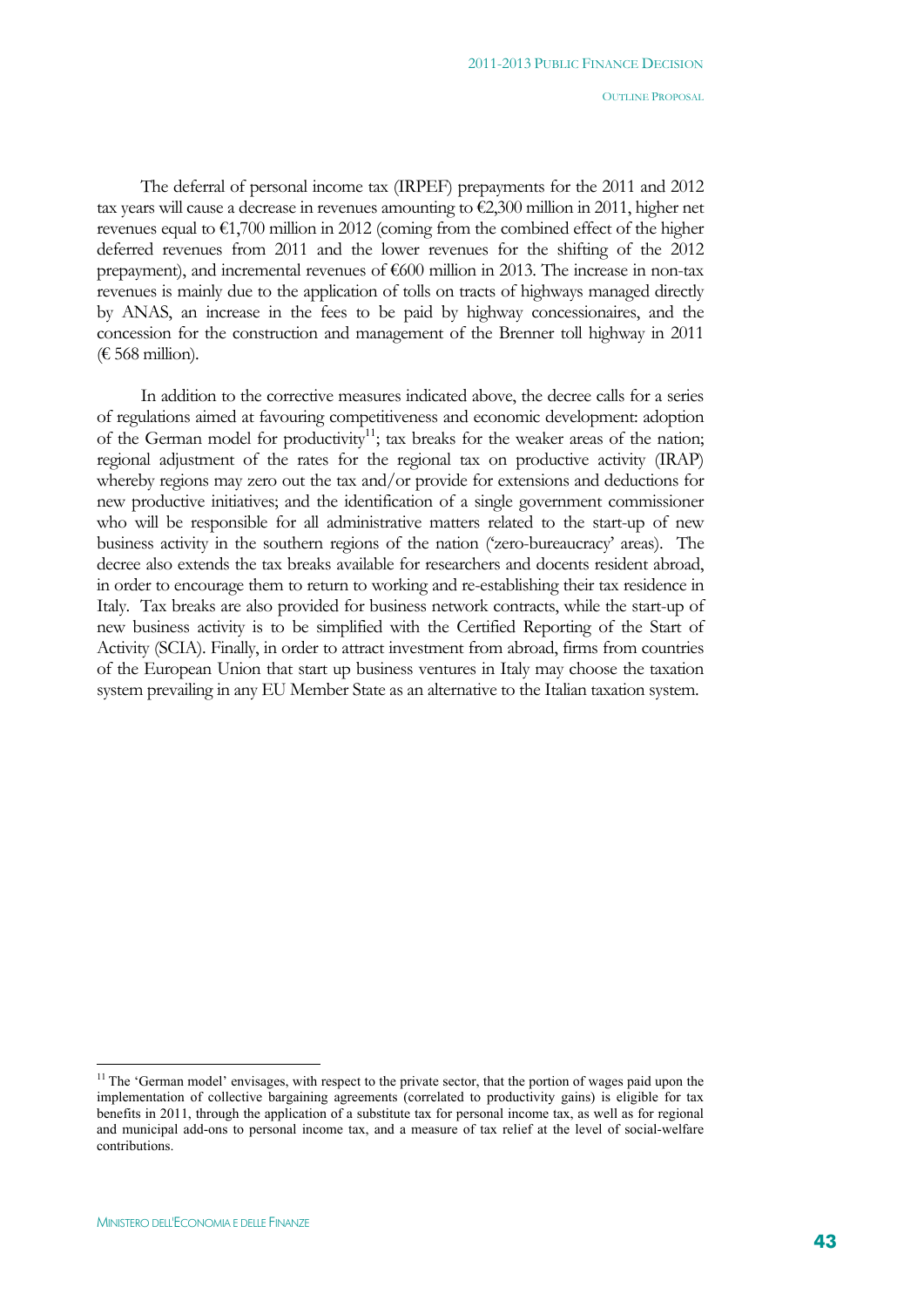The deferral of personal income tax (IRPEF) prepayments for the 2011 and 2012 tax years will cause a decrease in revenues amounting to €2,300 million in 2011, higher net revenues equal to €1,700 million in 2012 (coming from the combined effect of the higher deferred revenues from 2011 and the lower revenues for the shifting of the 2012 prepayment), and incremental revenues of €600 million in 2013. The increase in non-tax revenues is mainly due to the application of tolls on tracts of highways managed directly by ANAS, an increase in the fees to be paid by highway concessionaires, and the concession for the construction and management of the Brenner toll highway in 2011 (€ 568 million).

In addition to the corrective measures indicated above, the decree calls for a series of regulations aimed at favouring competitiveness and economic development: adoption of the German model for productivity[11]; tax breaks for the weaker areas of the nation; regional adjustment of the rates for the regional tax on productive activity (IRAP) whereby regions may zero out the tax and/or provide for extensions and deductions for new productive initiatives; and the identification of a single government commissioner who will be responsible for all administrative matters related to the start-up of new business activity in the southern regions of the nation ('zero-bureaucracy' areas). The decree also extends the tax breaks available for researchers and docents resident abroad, in order to encourage them to return to working and re-establishing their tax residence in Italy. Tax breaks are also provided for business network contracts, while the start-up of new business activity is to be simplified with the Certified Reporting of the Start of Activity (SCIA). Finally, in order to attract investment from abroad, firms from countries of the European Union that start up business ventures in Italy may choose the taxation system prevailing in any EU Member State as an alternative to the Italian taxation system.

---

[11] The 'German model' envisages, with respect to the private sector, that the portion of wages paid upon the implementation of collective bargaining agreements (correlated to productivity gains) is eligible for tax benefits in 2011, through the application of a substitute tax for personal income tax, as well as for regional and municipal add-ons to personal income tax, and a measure of tax relief at the level of social-welfare contributions.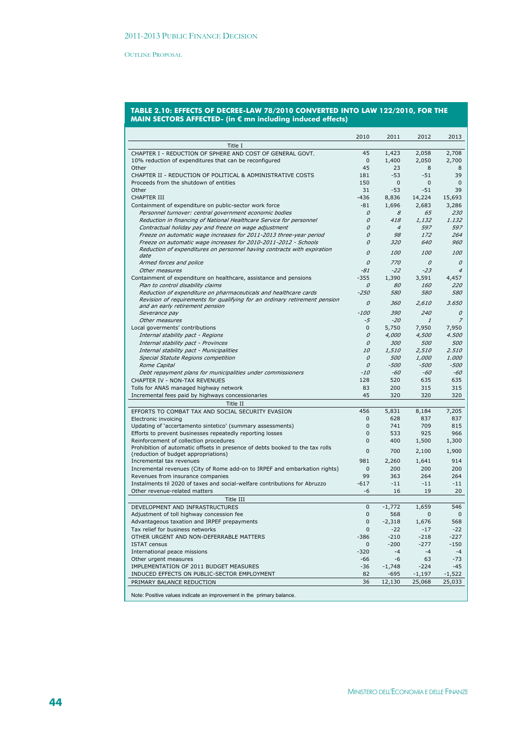**TABLE 2.10: EFFECTS OF DECREE-LAW 78/2010 CONVERTED INTO LAW 122/2010, FOR THE MAIN SECTORS AFFECTED- (in € mn including induced effects)**

| | 2010 | 2011 | 2012 | 2013 |
|---|---|---|---|---|
| Title I | | | | |
| CHAPTER I - REDUCTION OF SPHERE AND COST OF GENERAL GOVT. | 45 | 1,423 | 2,058 | 2,708 |
| 10% reduction of expenditures that can be reconfigured | 0 | 1,400 | 2,050 | 2,700 |
| Other | 45 | 23 | 8 | 8 |
| CHAPTER II - REDUCTION OF POLITICAL & ADMINISTRATIVE COSTS | 181 | -53 | -51 | 39 |
| Proceeds from the shutdown of entities | 150 | 0 | 0 | 0 |
| Other | 31 | -53 | -51 | 39 |
| CHAPTER III | -436 | 8,836 | 14,224 | 15,693 |
| Containment of expenditure on public-sector work force | -81 | 1,696 | 2,683 | 3,286 |
| *Personnel turnover: central government economic bodies* | *0* | *8* | *65* | *230* |
| *Reduction in financing of National Healthcare Service for personnel* | *0* | *418* | *1,132* | *1.132* |
| *Contractual holiday pay and freeze on wage adjustment* | *0* | *4* | *597* | *597* |
| *Freeze on automatic wage increases for 2011-2013 three-year period* | *0* | *98* | *172* | *264* |
| *Freeze on automatic wage increases for 2010-2011-2012 - Schools* | *0* | *320* | *640* | *960* |
| *Reduction of expenditures on personnel having contracts with expiration date* | *0* | *100* | *100* | *100* |
| *Armed forces and police* | *0* | *770* | *0* | *0* |
| *Other measures* | *-81* | *-22* | *-23* | *4* |
| Containment of expenditure on healthcare, assistance and pensions | -355 | 1,390 | 3,591 | 4,457 |
| *Plan to control disability claims* | *0* | *80* | *160* | *220* |
| *Reduction of expenditure on pharmaceuticals and healthcare cards* | *-250* | *580* | *580* | *580* |
| *Revision of requirements for qualifying for an ordinary retirement pension and an early retirement pension* | *0* | *360* | *2,610* | *3.650* |
| *Severance pay* | *-100* | *390* | *240* | *0* |
| *Other measures* | *-5* | *-20* | *1* | *7* |
| Local goverments' contributions | 0 | 5,750 | 7,950 | 7,950 |
| *Internal stability pact - Regions* | *0* | *4,000* | *4,500* | *4.500* |
| *Internal stability pact - Provinces* | *0* | *300* | *500* | *500* |
| *Internal stability pact - Municipalities* | *10* | *1,510* | *2,510* | *2.510* |
| *Special Statute Regions competition* | *0* | *500* | *1,000* | *1.000* |
| *Rome Capital* | *0* | *-500* | *-500* | *-500* |
| *Debt repayment plans for municipalities under commissioners* | *-10* | *-60* | *-60* | *-60* |
| CHAPTER IV - NON-TAX REVENUES | 128 | 520 | 635 | 635 |
| Tolls for ANAS managed highway network | 83 | 200 | 315 | 315 |
| Incremental fees paid by highways concessionaries | 45 | 320 | 320 | 320 |
| Title II | | | | |
| EFFORTS TO COMBAT TAX AND SOCIAL SECURITY EVASION | 456 | 5,831 | 8,184 | 7,205 |
| Electronic invoicing | 0 | 628 | 837 | 837 |
| Updating of 'accertamento sintetico' (summary assessments) | 0 | 741 | 709 | 815 |
| Efforts to prevent businesses repeatedly reporting losses | 0 | 533 | 925 | 966 |
| Reinforcement of collection procedures | 0 | 400 | 1,500 | 1,300 |
| Prohibition of automatic offsets in presence of debts booked to the tax rolls (reduction of budget appropriations) | 0 | 700 | 2,100 | 1,900 |
| Incremental tax revenues | 981 | 2,260 | 1,641 | 914 |
| Incremental revenues (City of Rome add-on to IRPEF and embarkation rights) | 0 | 200 | 200 | 200 |
| Revenues from insurance companies | 99 | 363 | 264 | 264 |
| Instalments til 2020 of taxes and social-welfare contributions for Abruzzo | -617 | -11 | -11 | -11 |
| Other revenue-related matters | -6 | 16 | 19 | 20 |
| Title III | | | | |
| DEVELOPMENT AND INFRASTRUCTURES | 0 | -1,772 | 1,659 | 546 |
| Adjustment of toll highway concession fee | 0 | 568 | 0 | 0 |
| Advantageous taxation and IRPEF prepayments | 0 | -2,318 | 1,676 | 568 |
| Tax relief for business networks | 0 | -22 | -17 | -22 |
| OTHER URGENT AND NON-DEFERRABLE MATTERS | -386 | -210 | -218 | -227 |
| ISTAT census | 0 | -200 | -277 | -150 |
| International peace missions | -320 | -4 | -4 | -4 |
| Other urgent measures | -66 | -6 | 63 | -73 |
| IMPLEMENTATION OF 2011 BUDGET MEASURES | -36 | -1,748 | -224 | -45 |
| INDUCED EFFECTS ON PUBLIC-SECTOR EMPLOYMENT | 82 | -695 | -1,197 | -1,522 |
| PRIMARY BALANCE REDUCTION | 36 | 12,130 | 25,068 | 25,033 |

Note: Positive values indicate an improvement in the primary balance.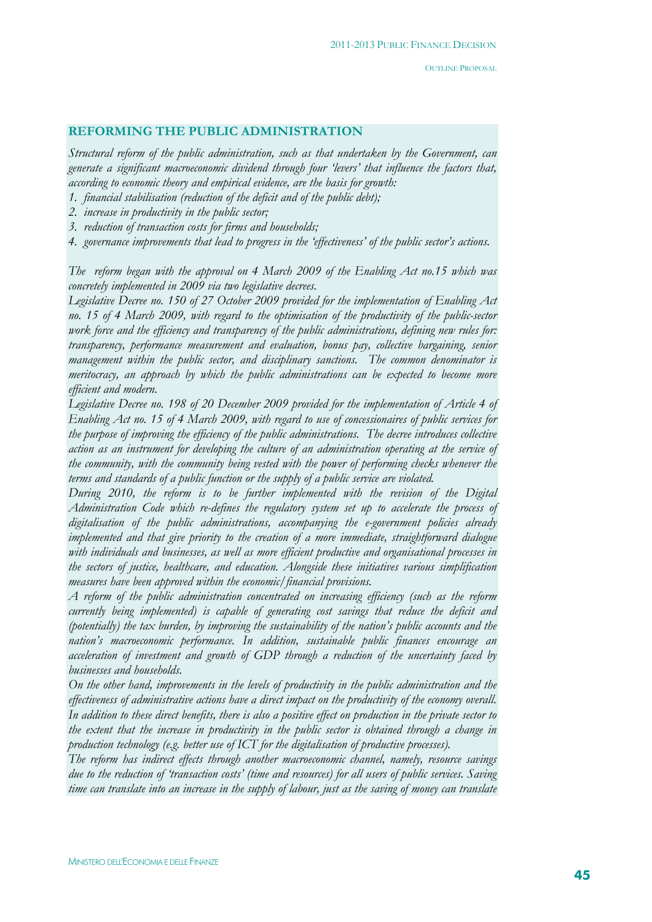## REFORMING THE PUBLIC ADMINISTRATION

*Structural reform of the public administration, such as that undertaken by the Government, can generate a significant macroeconomic dividend through four 'levers' that influence the factors that, according to economic theory and empirical evidence, are the basis for growth:*

1. *financial stabilisation (reduction of the deficit and of the public debt);*
2. *increase in productivity in the public sector;*
3. *reduction of transaction costs for firms and households;*
4. *governance improvements that lead to progress in the 'effectiveness' of the public sector's actions.*

*The reform began with the approval on 4 March 2009 of the Enabling Act no.15 which was concretely implemented in 2009 via two legislative decrees.*

*Legislative Decree no. 150 of 27 October 2009 provided for the implementation of Enabling Act no. 15 of 4 March 2009, with regard to the optimisation of the productivity of the public-sector work force and the efficiency and transparency of the public administrations, defining new rules for: transparency, performance measurement and evaluation, bonus pay, collective bargaining, senior management within the public sector, and disciplinary sanctions. The common denominator is meritocracy, an approach by which the public administrations can be expected to become more efficient and modern.*

*Legislative Decree no. 198 of 20 December 2009 provided for the implementation of Article 4 of Enabling Act no. 15 of 4 March 2009, with regard to use of concessionaires of public services for the purpose of improving the efficiency of the public administrations. The decree introduces collective action as an instrument for developing the culture of an administration operating at the service of the community, with the community being vested with the power of performing checks whenever the terms and standards of a public function or the supply of a public service are violated.*

*During 2010, the reform is to be further implemented with the revision of the Digital Administration Code which re-defines the regulatory system set up to accelerate the process of digitalisation of the public administrations, accompanying the e-government policies already implemented and that give priority to the creation of a more immediate, straightforward dialogue with individuals and businesses, as well as more efficient productive and organisational processes in the sectors of justice, healthcare, and education. Alongside these initiatives various simplification measures have been approved within the economic/financial provisions.*

*A reform of the public administration concentrated on increasing efficiency (such as the reform currently being implemented) is capable of generating cost savings that reduce the deficit and (potentially) the tax burden, by improving the sustainability of the nation's public accounts and the nation's macroeconomic performance. In addition, sustainable public finances encourage an acceleration of investment and growth of GDP through a reduction of the uncertainty faced by businesses and households.*

*On the other hand, improvements in the levels of productivity in the public administration and the effectiveness of administrative actions have a direct impact on the productivity of the economy overall. In addition to these direct benefits, there is also a positive effect on production in the private sector to the extent that the increase in productivity in the public sector is obtained through a change in production technology (e.g. better use of ICT for the digitalisation of productive processes).*

*The reform has indirect effects through another macroeconomic channel, namely, resource savings due to the reduction of 'transaction costs' (time and resources) for all users of public services. Saving time can translate into an increase in the supply of labour, just as the saving of money can translate*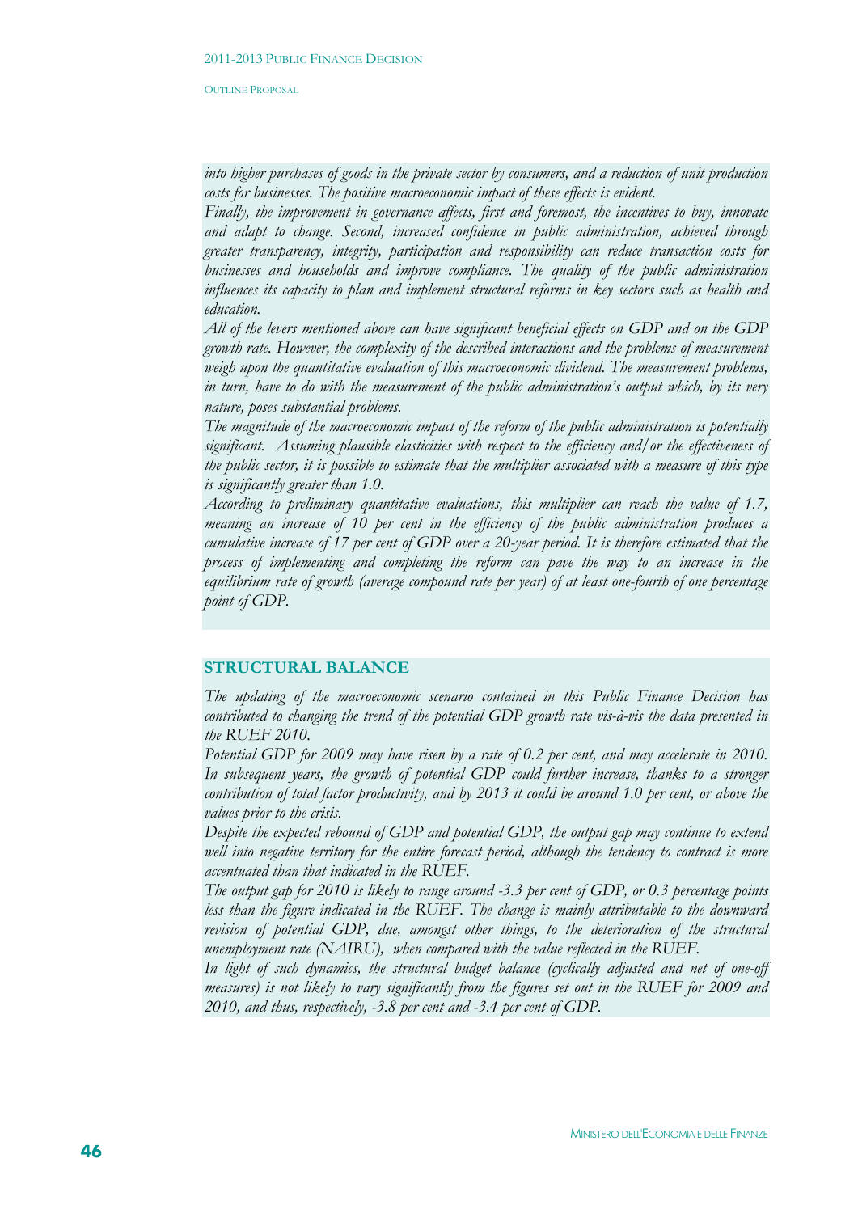*into higher purchases of goods in the private sector by consumers, and a reduction of unit production costs for businesses. The positive macroeconomic impact of these effects is evident.*

*Finally, the improvement in governance affects, first and foremost, the incentives to buy, innovate and adapt to change. Second, increased confidence in public administration, achieved through greater transparency, integrity, participation and responsibility can reduce transaction costs for businesses and households and improve compliance. The quality of the public administration influences its capacity to plan and implement structural reforms in key sectors such as health and education.*

*All of the levers mentioned above can have significant beneficial effects on GDP and on the GDP growth rate. However, the complexity of the described interactions and the problems of measurement weigh upon the quantitative evaluation of this macroeconomic dividend. The measurement problems, in turn, have to do with the measurement of the public administration's output which, by its very nature, poses substantial problems.*

*The magnitude of the macroeconomic impact of the reform of the public administration is potentially significant. Assuming plausible elasticities with respect to the efficiency and/or the effectiveness of the public sector, it is possible to estimate that the multiplier associated with a measure of this type is significantly greater than 1.0.*

*According to preliminary quantitative evaluations, this multiplier can reach the value of 1.7, meaning an increase of 10 per cent in the efficiency of the public administration produces a cumulative increase of 17 per cent of GDP over a 20-year period. It is therefore estimated that the process of implementing and completing the reform can pave the way to an increase in the equilibrium rate of growth (average compound rate per year) of at least one-fourth of one percentage point of GDP.*

## STRUCTURAL BALANCE

*The updating of the macroeconomic scenario contained in this Public Finance Decision has contributed to changing the trend of the potential GDP growth rate vis-à-vis the data presented in the RUEF 2010.*

*Potential GDP for 2009 may have risen by a rate of 0.2 per cent, and may accelerate in 2010. In subsequent years, the growth of potential GDP could further increase, thanks to a stronger contribution of total factor productivity, and by 2013 it could be around 1.0 per cent, or above the values prior to the crisis.*

*Despite the expected rebound of GDP and potential GDP, the output gap may continue to extend well into negative territory for the entire forecast period, although the tendency to contract is more accentuated than that indicated in the RUEF.*

*The output gap for 2010 is likely to range around -3.3 per cent of GDP, or 0.3 percentage points less than the figure indicated in the RUEF. The change is mainly attributable to the downward revision of potential GDP, due, amongst other things, to the deterioration of the structural unemployment rate (NAIRU), when compared with the value reflected in the RUEF.*

*In light of such dynamics, the structural budget balance (cyclically adjusted and net of one-off measures) is not likely to vary significantly from the figures set out in the RUEF for 2009 and 2010, and thus, respectively, -3.8 per cent and -3.4 per cent of GDP.*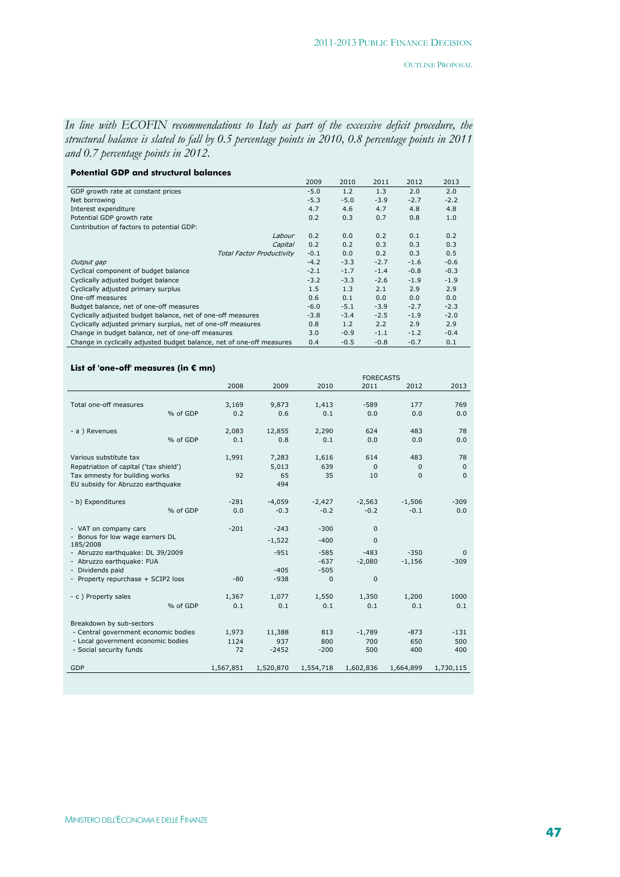*In line with ECOFIN recommendations to Italy as part of the excessive deficit procedure, the structural balance is slated to fall by 0.5 percentage points in 2010, 0.8 percentage points in 2011 and 0.7 percentage points in 2012.*

**Potential GDP and structural balances**

| | 2009 | 2010 | 2011 | 2012 | 2013 |
|---|---|---|---|---|---|
| GDP growth rate at constant prices | -5.0 | 1.2 | 1.3 | 2.0 | 2.0 |
| Net borrowing | -5.3 | -5.0 | -3.9 | -2.7 | -2.2 |
| Interest expenditure | 4.7 | 4.6 | 4.7 | 4.8 | 4.8 |
| Potential GDP growth rate | 0.2 | 0.3 | 0.7 | 0.8 | 1.0 |
| Contribution of factors to potential GDP: | | | | | |
| *Labour* | 0.2 | 0.0 | 0.2 | 0.1 | 0.2 |
| *Capital* | 0.2 | 0.2 | 0.3 | 0.3 | 0.3 |
| *Total Factor Productivity* | -0.1 | 0.0 | 0.2 | 0.3 | 0.5 |
| *Output gap* | -4.2 | -3.3 | -2.7 | -1.6 | -0.6 |
| Cyclical component of budget balance | -2.1 | -1.7 | -1.4 | -0.8 | -0.3 |
| Cyclically adjusted budget balance | -3.2 | -3.3 | -2.6 | -1.9 | -1.9 |
| Cyclically adjusted primary surplus | 1.5 | 1.3 | 2.1 | 2.9 | 2.9 |
| One-off measures | 0.6 | 0.1 | 0.0 | 0.0 | 0.0 |
| Budget balance, net of one-off measures | -6.0 | -5.1 | -3.9 | -2.7 | -2.3 |
| Cyclically adjusted budget balance, net of one-off measures | -3.8 | -3.4 | -2.5 | -1.9 | -2.0 |
| Cyclically adjusted primary surplus, net of one-off measures | 0.8 | 1.2 | 2.2 | 2.9 | 2.9 |
| Change in budget balance, net of one-off measures | 3.0 | -0.9 | -1.1 | -1.2 | -0.4 |
| Change in cyclically adjusted budget balance, net of one-off measures | 0.4 | -0.5 | -0.8 | -0.7 | 0.1 |

**List of 'one-off' measures (in € mn)**

| | | | | | FORECASTS | | |
|---|---|---|---|---|---|---|---|
| | | 2008 | 2009 | 2010 | 2011 | 2012 | 2013 |
| Total one-off measures | | 3,169 | 9,873 | 1,413 | -589 | 177 | 769 |
| | % of GDP | 0.2 | 0.6 | 0.1 | 0.0 | 0.0 | 0.0 |
| - a ) Revenues | | 2,083 | 12,855 | 2,290 | 624 | 483 | 78 |
| | % of GDP | 0.1 | 0.8 | 0.1 | 0.0 | 0.0 | 0.0 |
| Various substitute tax | | 1,991 | 7,283 | 1,616 | 614 | 483 | 78 |
| Repatriation of capital ('tax shield') | | | 5,013 | 639 | 0 | 0 | 0 |
| Tax amnesty for building works | | 92 | 65 | 35 | 10 | 0 | 0 |
| EU subsidy for Abruzzo earthquake | | | 494 | | | | |
| - b) Expenditures | | -281 | -4,059 | -2,427 | -2,563 | -1,506 | -309 |
| | % of GDP | 0.0 | -0.3 | -0.2 | -0.2 | -0.1 | 0.0 |
| - VAT on company cars | | -201 | -243 | -300 | 0 | | |
| - Bonus for low wage earners DL 185/2008 | | | -1,522 | -400 | 0 | | |
| - Abruzzo earthquake: DL 39/2009 | | | -951 | -585 | -483 | -350 | 0 |
| - Abruzzo earthquake: FUA | | | | -637 | -2,080 | -1,156 | -309 |
| - Dividends paid | | | -405 | -505 | | | |
| - Property repurchase + SCIP2 loss | | -80 | -938 | 0 | 0 | | |
| - c ) Property sales | | 1,367 | 1,077 | 1,550 | 1,350 | 1,200 | 1000 |
| | % of GDP | 0.1 | 0.1 | 0.1 | 0.1 | 0.1 | 0.1 |
| Breakdown by sub-sectors | | | | | | | |
| - Central government economic bodies | | 1,973 | 11,388 | 813 | -1,789 | -873 | -131 |
| - Local government economic bodies | | 1124 | 937 | 800 | 700 | 650 | 500 |
| - Social security funds | | 72 | -2452 | -200 | 500 | 400 | 400 |
| GDP | | 1,567,851 | 1,520,870 | 1,554,718 | 1,602,836 | 1,664,899 | 1,730,115 |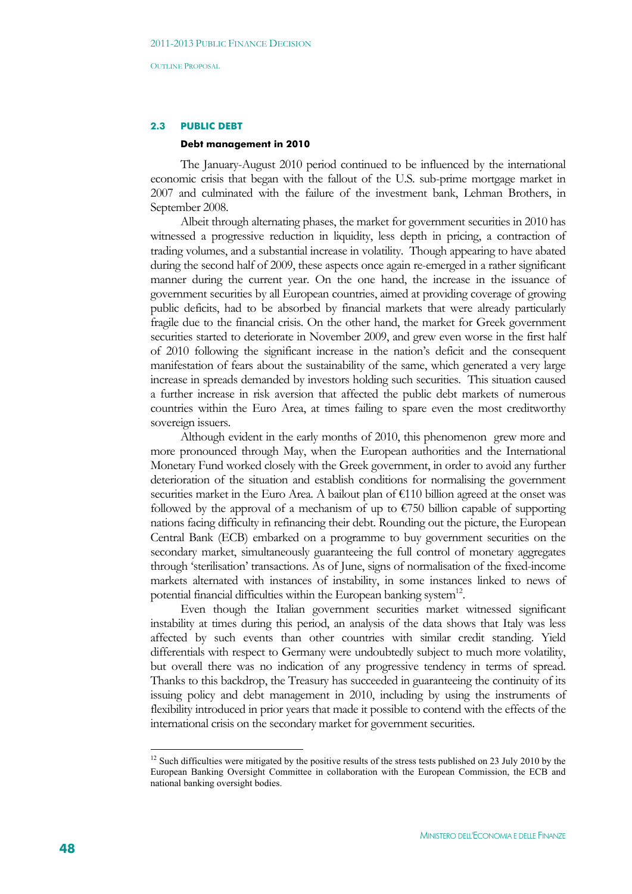## 2.3 PUBLIC DEBT

### Debt management in 2010

The January-August 2010 period continued to be influenced by the international economic crisis that began with the fallout of the U.S. sub-prime mortgage market in 2007 and culminated with the failure of the investment bank, Lehman Brothers, in September 2008.

Albeit through alternating phases, the market for government securities in 2010 has witnessed a progressive reduction in liquidity, less depth in pricing, a contraction of trading volumes, and a substantial increase in volatility. Though appearing to have abated during the second half of 2009, these aspects once again re-emerged in a rather significant manner during the current year. On the one hand, the increase in the issuance of government securities by all European countries, aimed at providing coverage of growing public deficits, had to be absorbed by financial markets that were already particularly fragile due to the financial crisis. On the other hand, the market for Greek government securities started to deteriorate in November 2009, and grew even worse in the first half of 2010 following the significant increase in the nation's deficit and the consequent manifestation of fears about the sustainability of the same, which generated a very large increase in spreads demanded by investors holding such securities. This situation caused a further increase in risk aversion that affected the public debt markets of numerous countries within the Euro Area, at times failing to spare even the most creditworthy sovereign issuers.

Although evident in the early months of 2010, this phenomenon grew more and more pronounced through May, when the European authorities and the International Monetary Fund worked closely with the Greek government, in order to avoid any further deterioration of the situation and establish conditions for normalising the government securities market in the Euro Area. A bailout plan of €110 billion agreed at the onset was followed by the approval of a mechanism of up to €750 billion capable of supporting nations facing difficulty in refinancing their debt. Rounding out the picture, the European Central Bank (ECB) embarked on a programme to buy government securities on the secondary market, simultaneously guaranteeing the full control of monetary aggregates through 'sterilisation' transactions. As of June, signs of normalisation of the fixed-income markets alternated with instances of instability, in some instances linked to news of potential financial difficulties within the European banking system[12].

Even though the Italian government securities market witnessed significant instability at times during this period, an analysis of the data shows that Italy was less affected by such events than other countries with similar credit standing. Yield differentials with respect to Germany were undoubtedly subject to much more volatility, but overall there was no indication of any progressive tendency in terms of spread. Thanks to this backdrop, the Treasury has succeeded in guaranteeing the continuity of its issuing policy and debt management in 2010, including by using the instruments of flexibility introduced in prior years that made it possible to contend with the effects of the international crisis on the secondary market for government securities.

[12] Such difficulties were mitigated by the positive results of the stress tests published on 23 July 2010 by the European Banking Oversight Committee in collaboration with the European Commission, the ECB and national banking oversight bodies.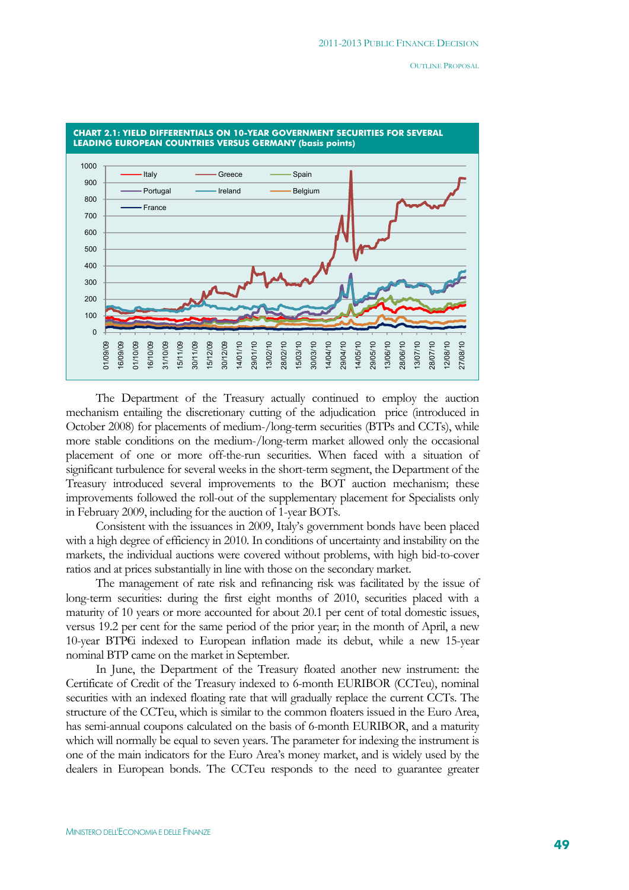**CHART 2.1: YIELD DIFFERENTIALS ON 10-YEAR GOVERNMENT SECURITIES FOR SEVERAL LEADING EUROPEAN COUNTRIES VERSUS GERMANY (basis points)**

The Department of the Treasury actually continued to employ the auction mechanism entailing the discretionary cutting of the adjudication price (introduced in October 2008) for placements of medium-/long-term securities (BTPs and CCTs), while more stable conditions on the medium-/long-term market allowed only the occasional placement of one or more off-the-run securities. When faced with a situation of significant turbulence for several weeks in the short-term segment, the Department of the Treasury introduced several improvements to the BOT auction mechanism; these improvements followed the roll-out of the supplementary placement for Specialists only in February 2009, including for the auction of 1-year BOTs.

Consistent with the issuances in 2009, Italy's government bonds have been placed with a high degree of efficiency in 2010. In conditions of uncertainty and instability on the markets, the individual auctions were covered without problems, with high bid-to-cover ratios and at prices substantially in line with those on the secondary market.

The management of rate risk and refinancing risk was facilitated by the issue of long-term securities: during the first eight months of 2010, securities placed with a maturity of 10 years or more accounted for about 20.1 per cent of total domestic issues, versus 19.2 per cent for the same period of the prior year; in the month of April, a new 10-year BTP€i indexed to European inflation made its debut, while a new 15-year nominal BTP came on the market in September.

In June, the Department of the Treasury floated another new instrument: the Certificate of Credit of the Treasury indexed to 6-month EURIBOR (CCTeu), nominal securities with an indexed floating rate that will gradually replace the current CCTs. The structure of the CCTeu, which is similar to the common floaters issued in the Euro Area, has semi-annual coupons calculated on the basis of 6-month EURIBOR, and a maturity which will normally be equal to seven years. The parameter for indexing the instrument is one of the main indicators for the Euro Area's money market, and is widely used by the dealers in European bonds. The CCTeu responds to the need to guarantee greater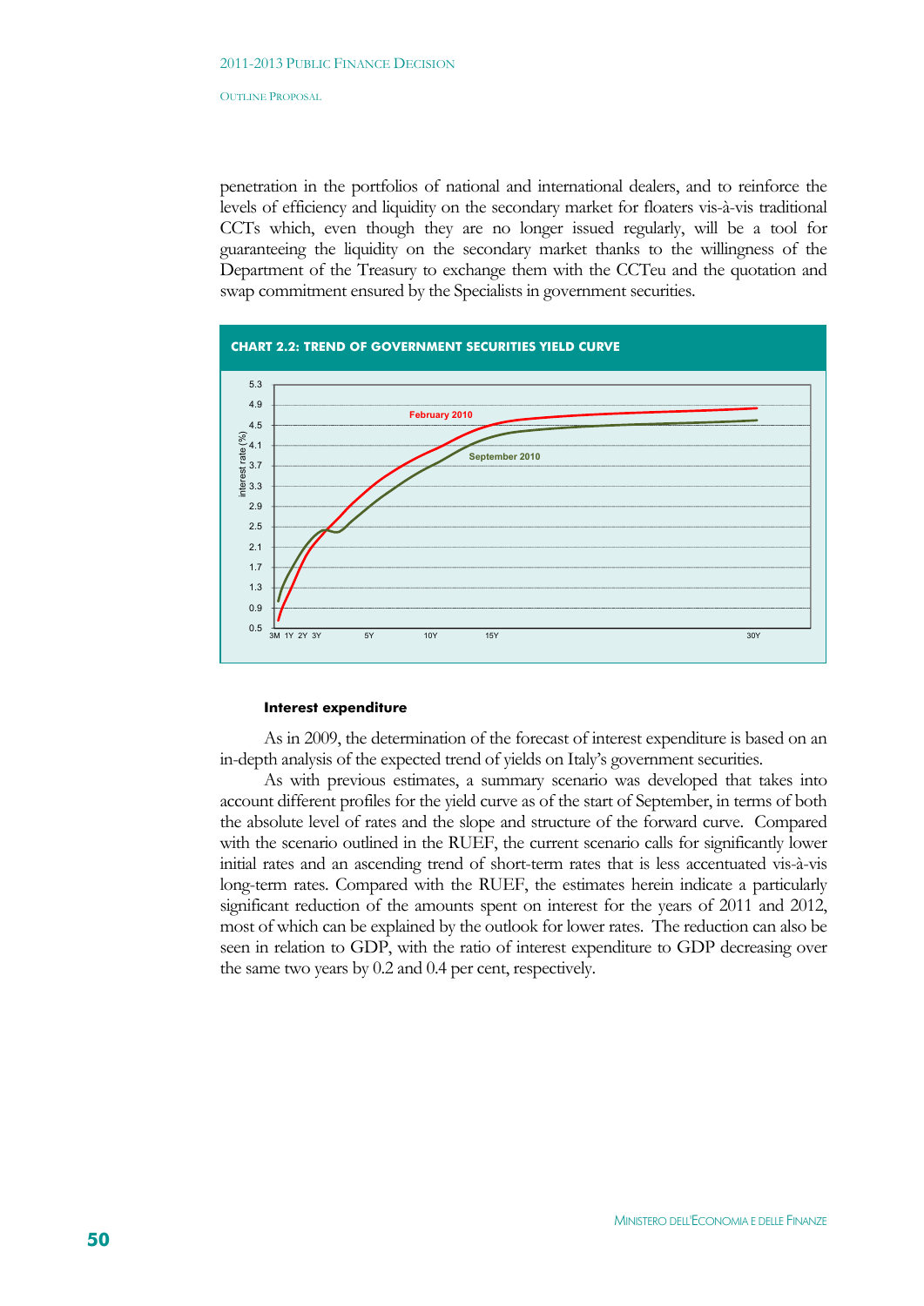penetration in the portfolios of national and international dealers, and to reinforce the levels of efficiency and liquidity on the secondary market for floaters vis-à-vis traditional CCTs which, even though they are no longer issued regularly, will be a tool for guaranteeing the liquidity on the secondary market thanks to the willingness of the Department of the Treasury to exchange them with the CCTeu and the quotation and swap commitment ensured by the Specialists in government securities.

**CHART 2.2: TREND OF GOVERNMENT SECURITIES YIELD CURVE**

### Interest expenditure

As in 2009, the determination of the forecast of interest expenditure is based on an in-depth analysis of the expected trend of yields on Italy's government securities.

As with previous estimates, a summary scenario was developed that takes into account different profiles for the yield curve as of the start of September, in terms of both the absolute level of rates and the slope and structure of the forward curve. Compared with the scenario outlined in the RUEF, the current scenario calls for significantly lower initial rates and an ascending trend of short-term rates that is less accentuated vis-à-vis long-term rates. Compared with the RUEF, the estimates herein indicate a particularly significant reduction of the amounts spent on interest for the years of 2011 and 2012, most of which can be explained by the outlook for lower rates. The reduction can also be seen in relation to GDP, with the ratio of interest expenditure to GDP decreasing over the same two years by 0.2 and 0.4 per cent, respectively.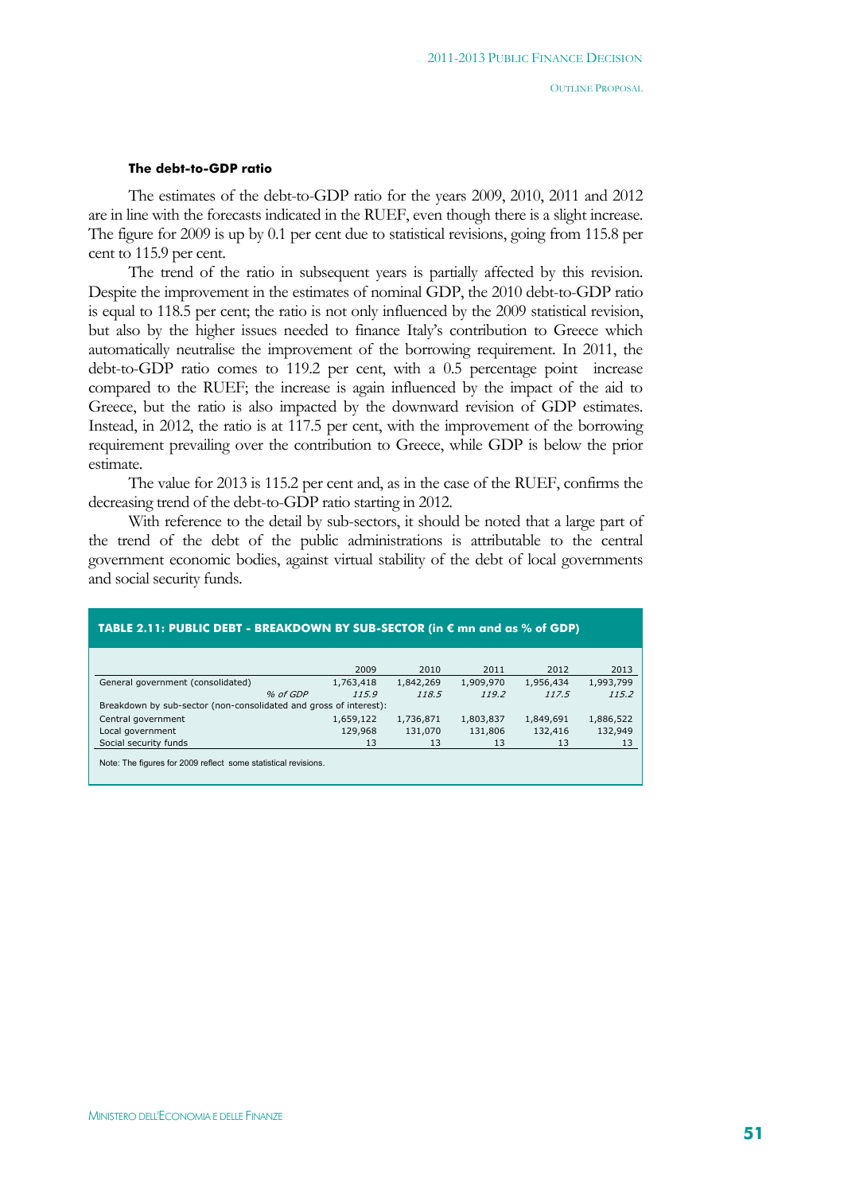### The debt-to-GDP ratio

The estimates of the debt-to-GDP ratio for the years 2009, 2010, 2011 and 2012 are in line with the forecasts indicated in the RUEF, even though there is a slight increase. The figure for 2009 is up by 0.1 per cent due to statistical revisions, going from 115.8 per cent to 115.9 per cent.

The trend of the ratio in subsequent years is partially affected by this revision. Despite the improvement in the estimates of nominal GDP, the 2010 debt-to-GDP ratio is equal to 118.5 per cent; the ratio is not only influenced by the 2009 statistical revision, but also by the higher issues needed to finance Italy's contribution to Greece which automatically neutralise the improvement of the borrowing requirement. In 2011, the debt-to-GDP ratio comes to 119.2 per cent, with a 0.5 percentage point increase compared to the RUEF; the increase is again influenced by the impact of the aid to Greece, but the ratio is also impacted by the downward revision of GDP estimates. Instead, in 2012, the ratio is at 117.5 per cent, with the improvement of the borrowing requirement prevailing over the contribution to Greece, while GDP is below the prior estimate.

The value for 2013 is 115.2 per cent and, as in the case of the RUEF, confirms the decreasing trend of the debt-to-GDP ratio starting in 2012.

With reference to the detail by sub-sectors, it should be noted that a large part of the trend of the debt of the public administrations is attributable to the central government economic bodies, against virtual stability of the debt of local governments and social security funds.

**TABLE 2.11: PUBLIC DEBT - BREAKDOWN BY SUB-SECTOR (in € mn and as % of GDP)**

| | 2009 | 2010 | 2011 | 2012 | 2013 |
|---|---|---|---|---|---|
| General government (consolidated) | 1,763,418 | 1,842,269 | 1,909,970 | 1,956,434 | 1,993,799 |
| *% of GDP* | *115.9* | *118.5* | *119.2* | *117.5* | *115.2* |
| Breakdown by sub-sector (non-consolidated and gross of interest): | | | | | |
| Central government | 1,659,122 | 1,736,871 | 1,803,837 | 1,849,691 | 1,886,522 |
| Local government | 129,968 | 131,070 | 131,806 | 132,416 | 132,949 |
| Social security funds | 13 | 13 | 13 | 13 | 13 |

Note: The figures for 2009 reflect some statistical revisions.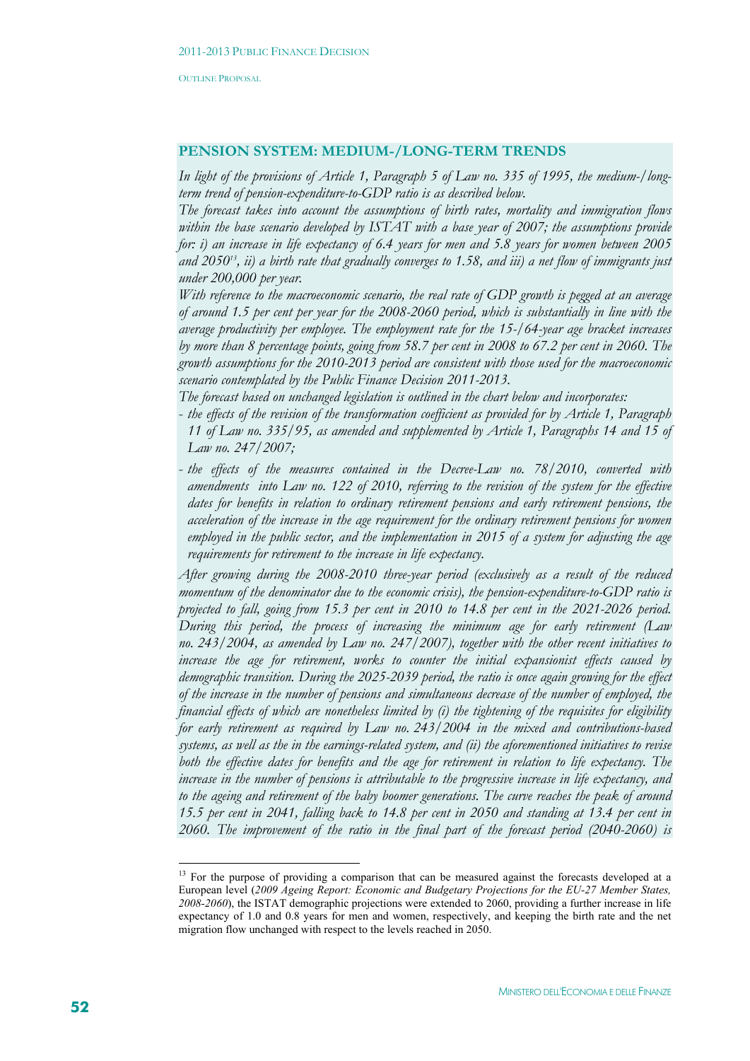## PENSION SYSTEM: MEDIUM-/LONG-TERM TRENDS

*In light of the provisions of Article 1, Paragraph 5 of Law no. 335 of 1995, the medium-/long-term trend of pension-expenditure-to-GDP ratio is as described below.*

*The forecast takes into account the assumptions of birth rates, mortality and immigration flows within the base scenario developed by ISTAT with a base year of 2007; the assumptions provide for: i) an increase in life expectancy of 6.4 years for men and 5.8 years for women between 2005 and 2050*[13]*, ii) a birth rate that gradually converges to 1.58, and iii) a net flow of immigrants just under 200,000 per year.*

*With reference to the macroeconomic scenario, the real rate of GDP growth is pegged at an average of around 1.5 per cent per year for the 2008-2060 period, which is substantially in line with the average productivity per employee. The employment rate for the 15-/64-year age bracket increases by more than 8 percentage points, going from 58.7 per cent in 2008 to 67.2 per cent in 2060. The growth assumptions for the 2010-2013 period are consistent with those used for the macroeconomic scenario contemplated by the Public Finance Decision 2011-2013.*

*The forecast based on unchanged legislation is outlined in the chart below and incorporates:*

- *the effects of the revision of the transformation coefficient as provided for by Article 1, Paragraph 11 of Law no. 335/95, as amended and supplemented by Article 1, Paragraphs 14 and 15 of Law no. 247/2007;*
- *the effects of the measures contained in the Decree-Law no. 78/2010, converted with amendments into Law no. 122 of 2010, referring to the revision of the system for the effective dates for benefits in relation to ordinary retirement pensions and early retirement pensions, the acceleration of the increase in the age requirement for the ordinary retirement pensions for women employed in the public sector, and the implementation in 2015 of a system for adjusting the age requirements for retirement to the increase in life expectancy.*

*After growing during the 2008-2010 three-year period (exclusively as a result of the reduced momentum of the denominator due to the economic crisis), the pension-expenditure-to-GDP ratio is projected to fall, going from 15.3 per cent in 2010 to 14.8 per cent in the 2021-2026 period. During this period, the process of increasing the minimum age for early retirement (Law no. 243/2004, as amended by Law no. 247/2007), together with the other recent initiatives to increase the age for retirement, works to counter the initial expansionist effects caused by demographic transition. During the 2025-2039 period, the ratio is once again growing for the effect of the increase in the number of pensions and simultaneous decrease of the number of employed, the financial effects of which are nonetheless limited by (i) the tightening of the requisites for eligibility for early retirement as required by Law no. 243/2004 in the mixed and contributions-based systems, as well as the in the earnings-related system, and (ii) the aforementioned initiatives to revise both the effective dates for benefits and the age for retirement in relation to life expectancy. The increase in the number of pensions is attributable to the progressive increase in life expectancy, and to the ageing and retirement of the baby boomer generations. The curve reaches the peak of around 15.5 per cent in 2041, falling back to 14.8 per cent in 2050 and standing at 13.4 per cent in 2060. The improvement of the ratio in the final part of the forecast period (2040-2060) is*

---

[13] For the purpose of providing a comparison that can be measured against the forecasts developed at a European level (*2009 Ageing Report: Economic and Budgetary Projections for the EU-27 Member States, 2008-2060*), the ISTAT demographic projections were extended to 2060, providing a further increase in life expectancy of 1.0 and 0.8 years for men and women, respectively, and keeping the birth rate and the net migration flow unchanged with respect to the levels reached in 2050.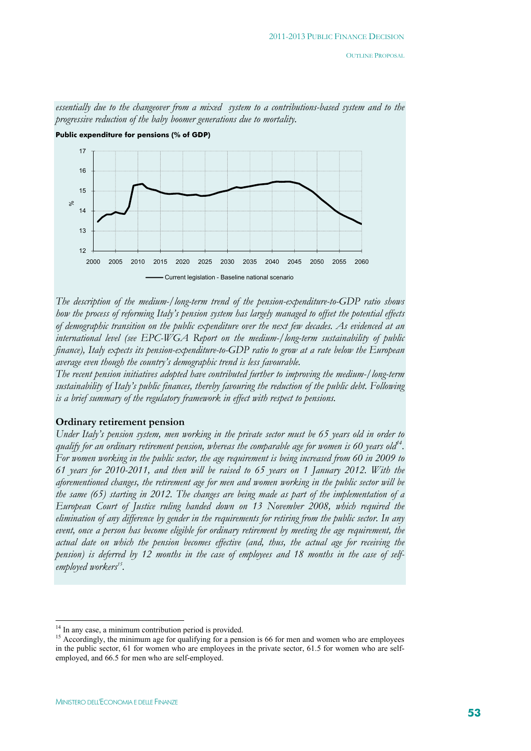*essentially due to the changeover from a mixed system to a contributions-based system and to the progressive reduction of the baby boomer generations due to mortality.*

**Public expenditure for pensions (% of GDP)**

*The description of the medium-/long-term trend of the pension-expenditure-to-GDP ratio shows how the process of reforming Italy's pension system has largely managed to offset the potential effects of demographic transition on the public expenditure over the next few decades. As evidenced at an international level (see EPC-WGA Report on the medium-/long-term sustainability of public finance), Italy expects its pension-expenditure-to-GDP ratio to grow at a rate below the European average even though the country's demographic trend is less favourable.*

*The recent pension initiatives adopted have contributed further to improving the medium-/long-term sustainability of Italy's public finances, thereby favouring the reduction of the public debt. Following is a brief summary of the regulatory framework in effect with respect to pensions.*

### Ordinary retirement pension

*Under Italy's pension system, men working in the private sector must be 65 years old in order to qualify for an ordinary retirement pension, whereas the comparable age for women is 60 years old*[14]*. For women working in the public sector, the age requirement is being increased from 60 in 2009 to 61 years for 2010-2011, and then will be raised to 65 years on 1 January 2012. With the aforementioned changes, the retirement age for men and women working in the public sector will be the same (65) starting in 2012. The changes are being made as part of the implementation of a European Court of Justice ruling handed down on 13 November 2008, which required the elimination of any difference by gender in the requirements for retiring from the public sector. In any event, once a person has become eligible for ordinary retirement by meeting the age requirement, the actual date on which the pension becomes effective (and, thus, the actual age for receiving the pension) is deferred by 12 months in the case of employees and 18 months in the case of self-employed workers*[15]*.*

---

[14] In any case, a minimum contribution period is provided.

[15] Accordingly, the minimum age for qualifying for a pension is 66 for men and women who are employees in the public sector, 61 for women who are employees in the private sector, 61.5 for women who are self-employed, and 66.5 for men who are self-employed.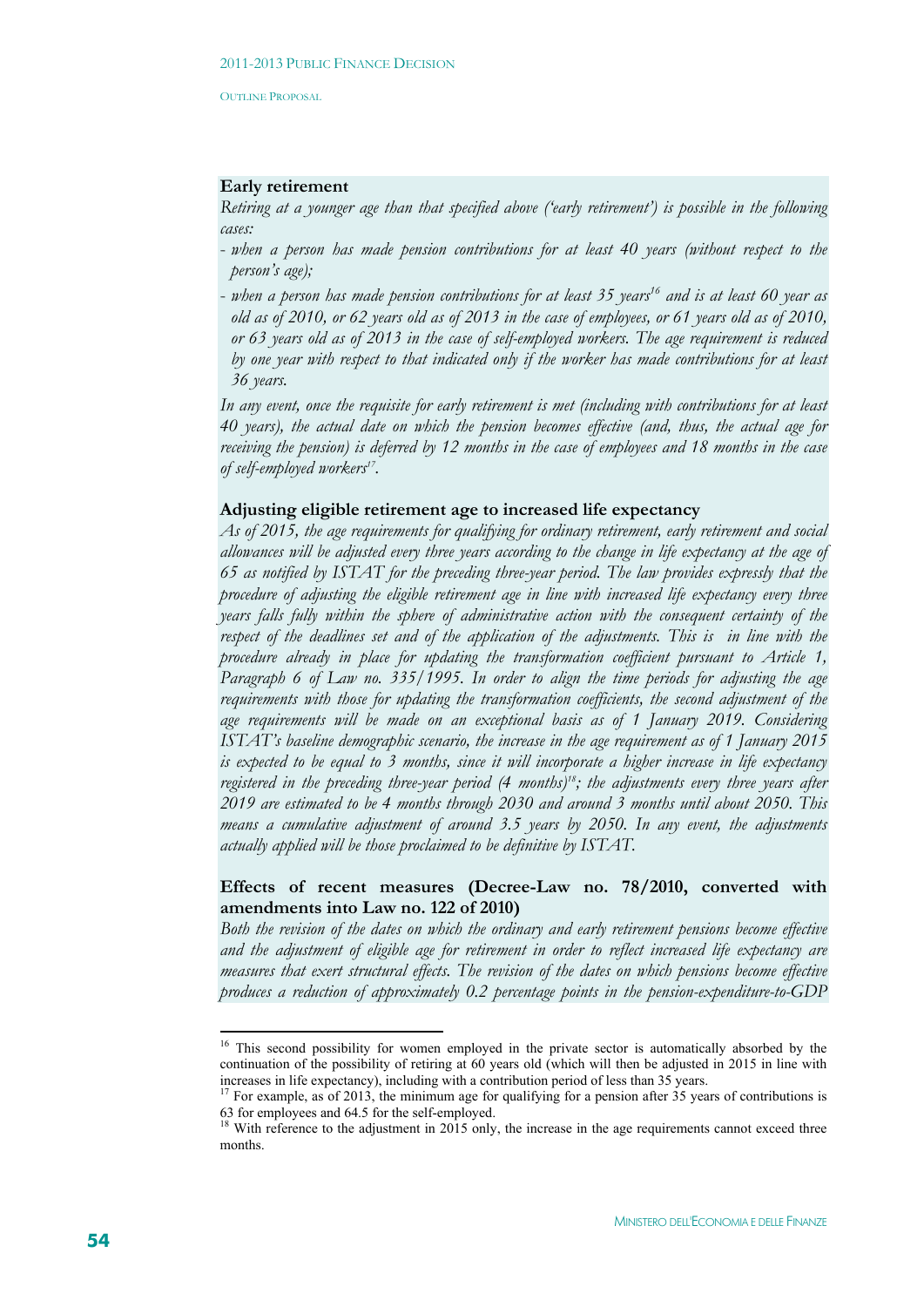**Early retirement**

*Retiring at a younger age than that specified above ('early retirement') is possible in the following cases:*

- *when a person has made pension contributions for at least 40 years (without respect to the person's age);*
- *when a person has made pension contributions for at least 35 years*[16] *and is at least 60 year as old as of 2010, or 62 years old as of 2013 in the case of employees, or 61 years old as of 2010, or 63 years old as of 2013 in the case of self-employed workers. The age requirement is reduced by one year with respect to that indicated only if the worker has made contributions for at least 36 years.*

*In any event, once the requisite for early retirement is met (including with contributions for at least 40 years), the actual date on which the pension becomes effective (and, thus, the actual age for receiving the pension) is deferred by 12 months in the case of employees and 18 months in the case of self-employed workers*[17]*.*

**Adjusting eligible retirement age to increased life expectancy**

*As of 2015, the age requirements for qualifying for ordinary retirement, early retirement and social allowances will be adjusted every three years according to the change in life expectancy at the age of 65 as notified by ISTAT for the preceding three-year period. The law provides expressly that the procedure of adjusting the eligible retirement age in line with increased life expectancy every three years falls fully within the sphere of administrative action with the consequent certainty of the respect of the deadlines set and of the application of the adjustments. This is in line with the procedure already in place for updating the transformation coefficient pursuant to Article 1, Paragraph 6 of Law no. 335/1995. In order to align the time periods for adjusting the age requirements with those for updating the transformation coefficients, the second adjustment of the age requirements will be made on an exceptional basis as of 1 January 2019. Considering ISTAT's baseline demographic scenario, the increase in the age requirement as of 1 January 2015 is expected to be equal to 3 months, since it will incorporate a higher increase in life expectancy registered in the preceding three-year period (4 months)*[18]*; the adjustments every three years after 2019 are estimated to be 4 months through 2030 and around 3 months until about 2050. This means a cumulative adjustment of around 3.5 years by 2050. In any event, the adjustments actually applied will be those proclaimed to be definitive by ISTAT.*

**Effects of recent measures (Decree-Law no. 78/2010, converted with amendments into Law no. 122 of 2010)**

*Both the revision of the dates on which the ordinary and early retirement pensions become effective and the adjustment of eligible age for retirement in order to reflect increased life expectancy are measures that exert structural effects. The revision of the dates on which pensions become effective produces a reduction of approximately 0.2 percentage points in the pension-expenditure-to-GDP*

---

[16] This second possibility for women employed in the private sector is automatically absorbed by the continuation of the possibility of retiring at 60 years old (which will then be adjusted in 2015 in line with increases in life expectancy), including with a contribution period of less than 35 years.

[17] For example, as of 2013, the minimum age for qualifying for a pension after 35 years of contributions is 63 for employees and 64.5 for the self-employed.

[18] With reference to the adjustment in 2015 only, the increase in the age requirements cannot exceed three months.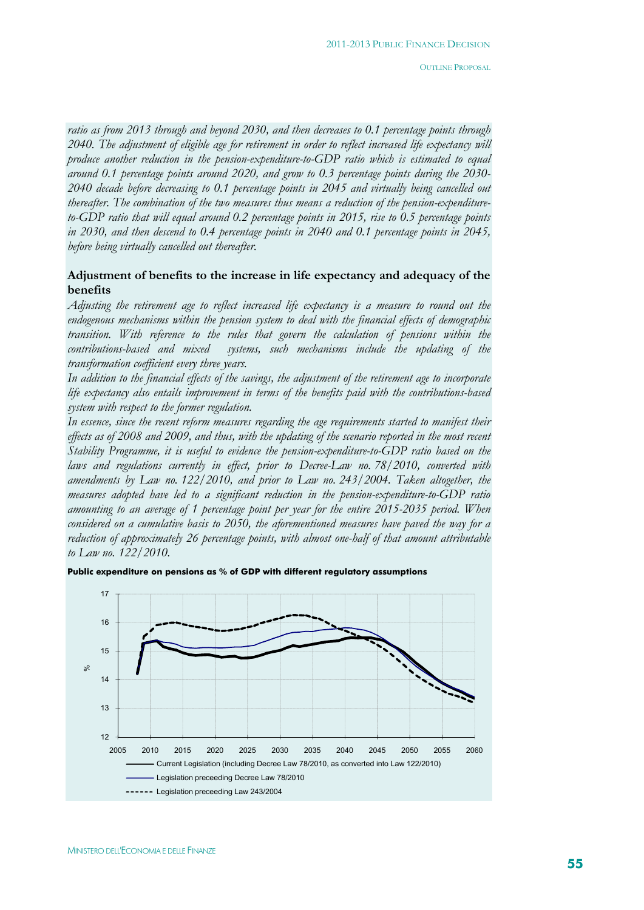*ratio as from 2013 through and beyond 2030, and then decreases to 0.1 percentage points through 2040. The adjustment of eligible age for retirement in order to reflect increased life expectancy will produce another reduction in the pension-expenditure-to-GDP ratio which is estimated to equal around 0.1 percentage points around 2020, and grow to 0.3 percentage points during the 2030-2040 decade before decreasing to 0.1 percentage points in 2045 and virtually being cancelled out thereafter. The combination of the two measures thus means a reduction of the pension-expenditure-to-GDP ratio that will equal around 0.2 percentage points in 2015, rise to 0.5 percentage points in 2030, and then descend to 0.4 percentage points in 2040 and 0.1 percentage points in 2045, before being virtually cancelled out thereafter.*

### Adjustment of benefits to the increase in life expectancy and adequacy of the benefits

*Adjusting the retirement age to reflect increased life expectancy is a measure to round out the endogenous mechanisms within the pension system to deal with the financial effects of demographic transition. With reference to the rules that govern the calculation of pensions within the contributions-based and mixed systems, such mechanisms include the updating of the transformation coefficient every three years.*

*In addition to the financial effects of the savings, the adjustment of the retirement age to incorporate life expectancy also entails improvement in terms of the benefits paid with the contributions-based system with respect to the former regulation.*

*In essence, since the recent reform measures regarding the age requirements started to manifest their effects as of 2008 and 2009, and thus, with the updating of the scenario reported in the most recent Stability Programme, it is useful to evidence the pension-expenditure-to-GDP ratio based on the laws and regulations currently in effect, prior to Decree-Law no. 78/2010, converted with amendments by Law no. 122/2010, and prior to Law no. 243/2004. Taken altogether, the measures adopted have led to a significant reduction in the pension-expenditure-to-GDP ratio amounting to an average of 1 percentage point per year for the entire 2015-2035 period. When considered on a cumulative basis to 2050, the aforementioned measures have paved the way for a reduction of approximately 26 percentage points, with almost one-half of that amount attributable to Law no. 122/2010.*

**Public expenditure on pensions as % of GDP with different regulatory assumptions**

- Current Legislation (including Decree Law 78/2010, as converted into Law 122/2010)
- Legislation preceeding Decree Law 78/2010
- Legislation preceeding Law 243/2004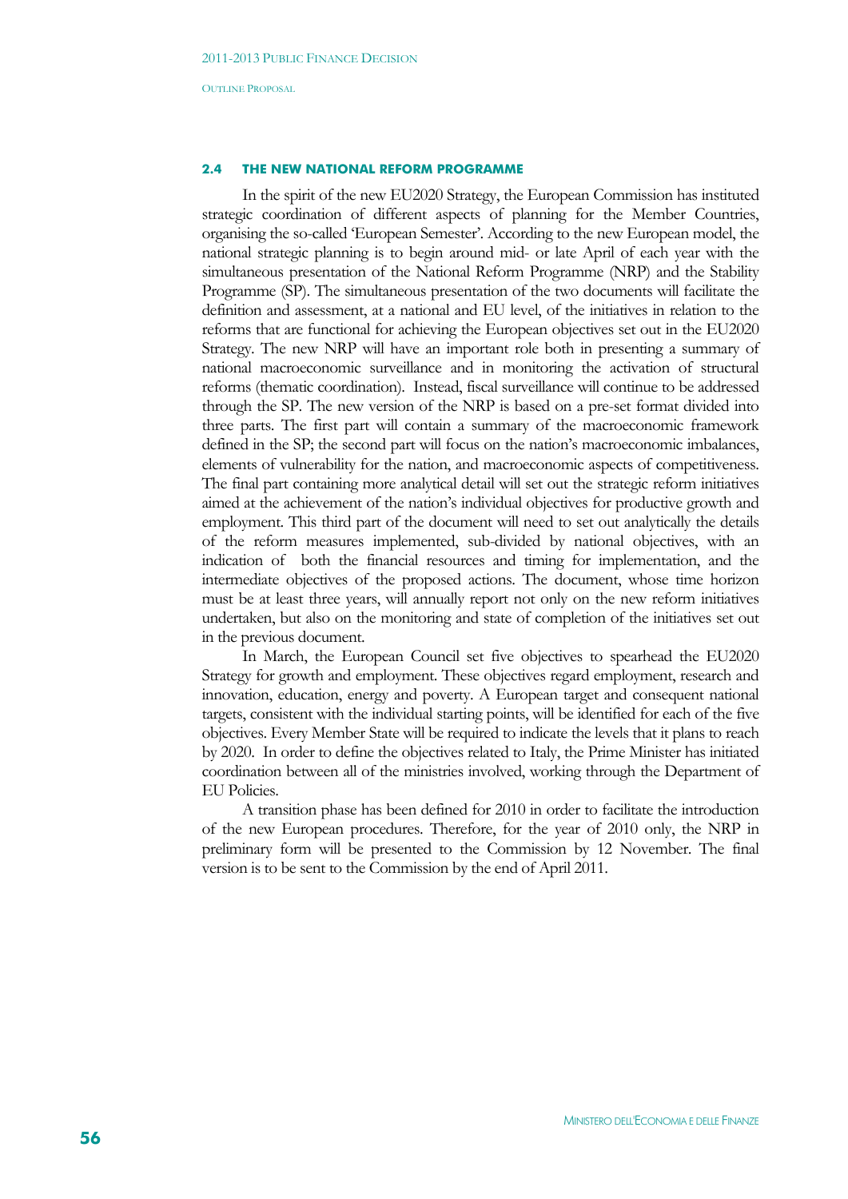### 2.4 THE NEW NATIONAL REFORM PROGRAMME

In the spirit of the new EU2020 Strategy, the European Commission has instituted strategic coordination of different aspects of planning for the Member Countries, organising the so-called 'European Semester'. According to the new European model, the national strategic planning is to begin around mid- or late April of each year with the simultaneous presentation of the National Reform Programme (NRP) and the Stability Programme (SP). The simultaneous presentation of the two documents will facilitate the definition and assessment, at a national and EU level, of the initiatives in relation to the reforms that are functional for achieving the European objectives set out in the EU2020 Strategy. The new NRP will have an important role both in presenting a summary of national macroeconomic surveillance and in monitoring the activation of structural reforms (thematic coordination). Instead, fiscal surveillance will continue to be addressed through the SP. The new version of the NRP is based on a pre-set format divided into three parts. The first part will contain a summary of the macroeconomic framework defined in the SP; the second part will focus on the nation's macroeconomic imbalances, elements of vulnerability for the nation, and macroeconomic aspects of competitiveness. The final part containing more analytical detail will set out the strategic reform initiatives aimed at the achievement of the nation's individual objectives for productive growth and employment. This third part of the document will need to set out analytically the details of the reform measures implemented, sub-divided by national objectives, with an indication of both the financial resources and timing for implementation, and the intermediate objectives of the proposed actions. The document, whose time horizon must be at least three years, will annually report not only on the new reform initiatives undertaken, but also on the monitoring and state of completion of the initiatives set out in the previous document.

In March, the European Council set five objectives to spearhead the EU2020 Strategy for growth and employment. These objectives regard employment, research and innovation, education, energy and poverty. A European target and consequent national targets, consistent with the individual starting points, will be identified for each of the five objectives. Every Member State will be required to indicate the levels that it plans to reach by 2020. In order to define the objectives related to Italy, the Prime Minister has initiated coordination between all of the ministries involved, working through the Department of EU Policies.

A transition phase has been defined for 2010 in order to facilitate the introduction of the new European procedures. Therefore, for the year of 2010 only, the NRP in preliminary form will be presented to the Commission by 12 November. The final version is to be sent to the Commission by the end of April 2011.